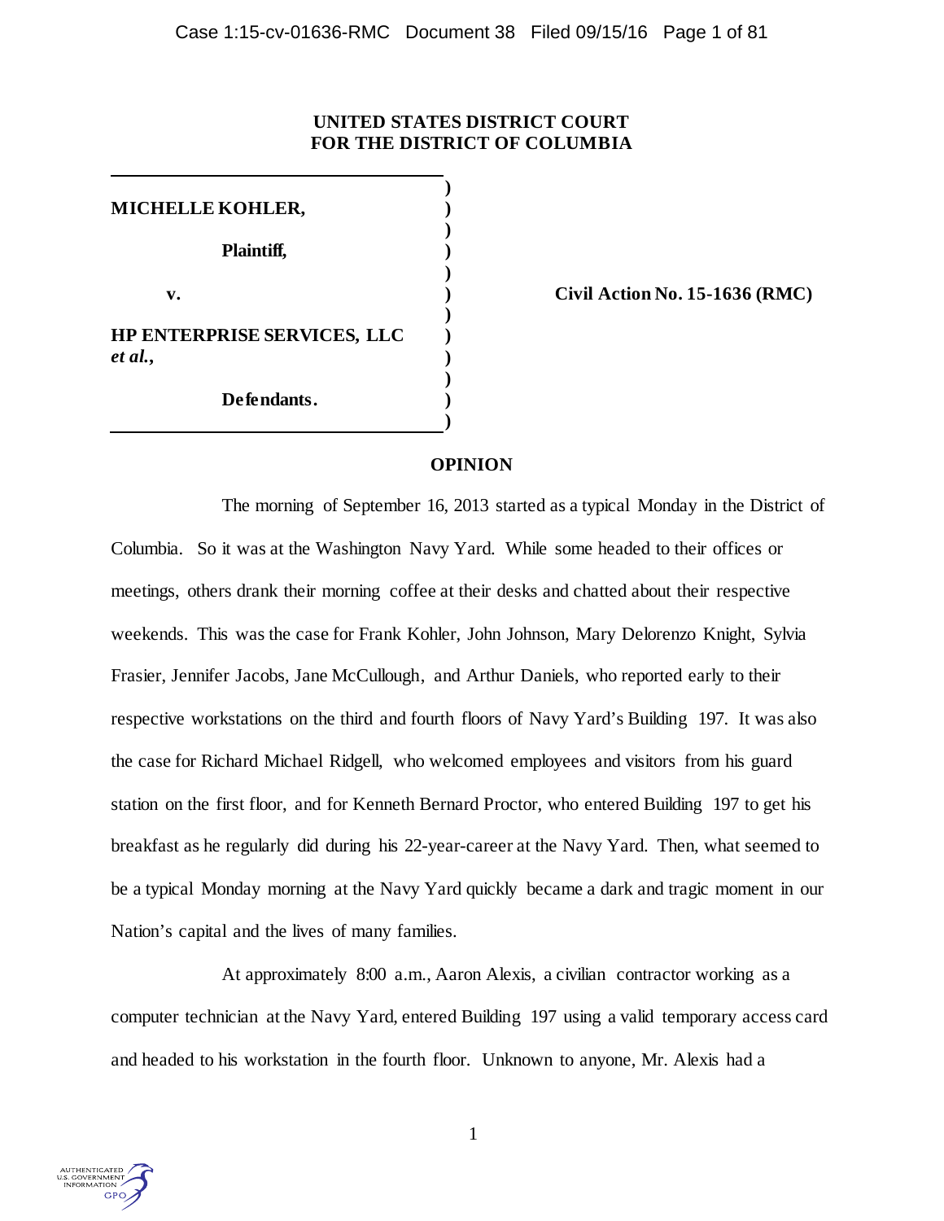**UNITED STATES DISTRICT COURT**
**FOR THE DISTRICT OF COLUMBIA**

| | |
|---|---|
| **MICHELLE KOHLER,** | |
| **Plaintiff,** | |
| **v.** | **Civil Action No. 15-1636 (RMC)** |
| **HP ENTERPRISE SERVICES, LLC** ***et al.*,** | |
| **Defendants.** | |

## OPINION

The morning of September 16, 2013 started as a typical Monday in the District of Columbia. So it was at the Washington Navy Yard. While some headed to their offices or meetings, others drank their morning coffee at their desks and chatted about their respective weekends. This was the case for Frank Kohler, John Johnson, Mary Delorenzo Knight, Sylvia Frasier, Jennifer Jacobs, Jane McCullough, and Arthur Daniels, who reported early to their respective workstations on the third and fourth floors of Navy Yard's Building 197. It was also the case for Richard Michael Ridgell, who welcomed employees and visitors from his guard station on the first floor, and for Kenneth Bernard Proctor, who entered Building 197 to get his breakfast as he regularly did during his 22-year-career at the Navy Yard. Then, what seemed to be a typical Monday morning at the Navy Yard quickly became a dark and tragic moment in our Nation's capital and the lives of many families.

At approximately 8:00 a.m., Aaron Alexis, a civilian contractor working as a computer technician at the Navy Yard, entered Building 197 using a valid temporary access card and headed to his workstation in the fourth floor. Unknown to anyone, Mr. Alexis had a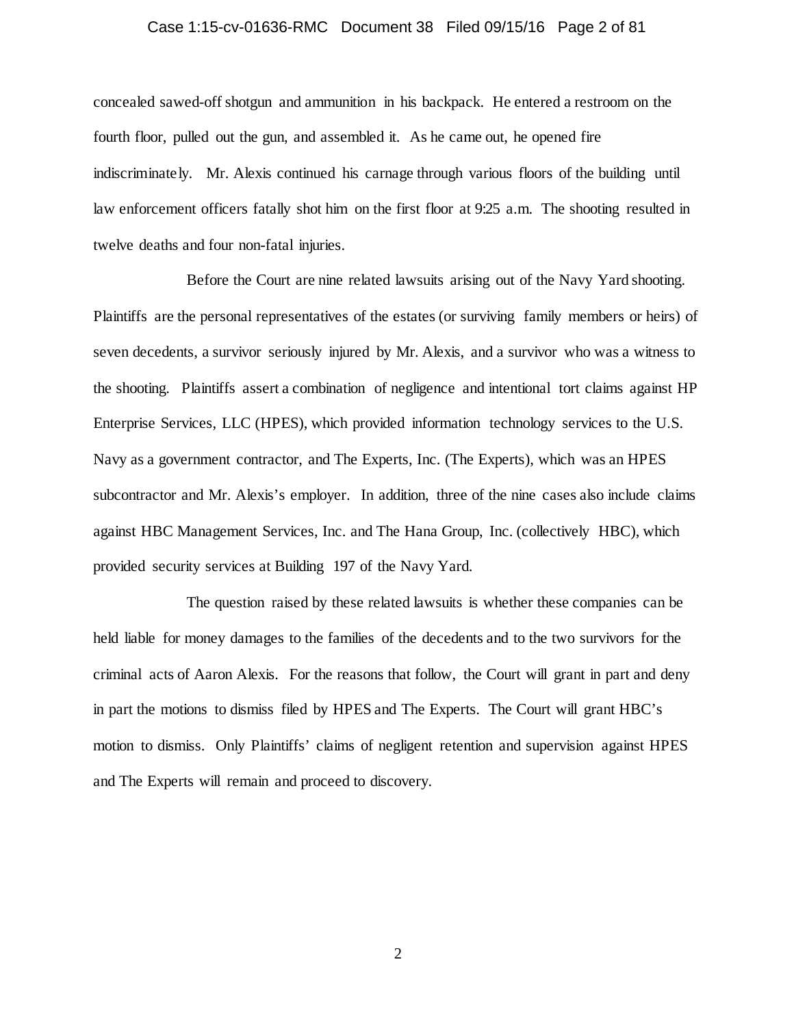concealed sawed-off shotgun and ammunition in his backpack. He entered a restroom on the fourth floor, pulled out the gun, and assembled it. As he came out, he opened fire indiscriminately. Mr. Alexis continued his carnage through various floors of the building until law enforcement officers fatally shot him on the first floor at 9:25 a.m. The shooting resulted in twelve deaths and four non-fatal injuries.

Before the Court are nine related lawsuits arising out of the Navy Yard shooting. Plaintiffs are the personal representatives of the estates (or surviving family members or heirs) of seven decedents, a survivor seriously injured by Mr. Alexis, and a survivor who was a witness to the shooting. Plaintiffs assert a combination of negligence and intentional tort claims against HP Enterprise Services, LLC (HPES), which provided information technology services to the U.S. Navy as a government contractor, and The Experts, Inc. (The Experts), which was an HPES subcontractor and Mr. Alexis's employer. In addition, three of the nine cases also include claims against HBC Management Services, Inc. and The Hana Group, Inc. (collectively HBC), which provided security services at Building 197 of the Navy Yard.

The question raised by these related lawsuits is whether these companies can be held liable for money damages to the families of the decedents and to the two survivors for the criminal acts of Aaron Alexis. For the reasons that follow, the Court will grant in part and deny in part the motions to dismiss filed by HPES and The Experts. The Court will grant HBC's motion to dismiss. Only Plaintiffs' claims of negligent retention and supervision against HPES and The Experts will remain and proceed to discovery.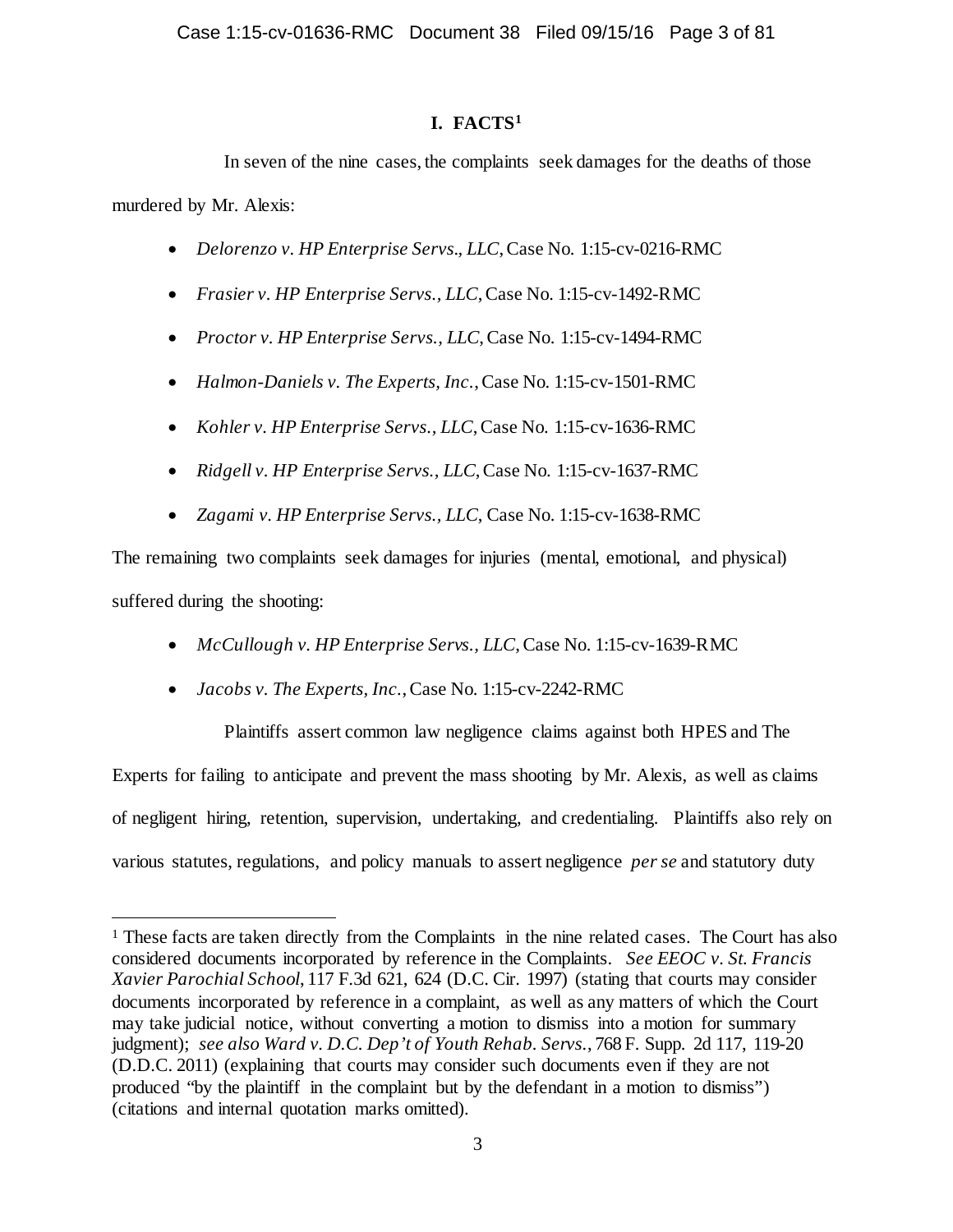## I. FACTS[1]

In seven of the nine cases, the complaints seek damages for the deaths of those murdered by Mr. Alexis:

- *Delorenzo v. HP Enterprise Servs., LLC*, Case No. 1:15-cv-0216-RMC
- *Frasier v. HP Enterprise Servs., LLC*, Case No. 1:15-cv-1492-RMC
- *Proctor v. HP Enterprise Servs., LLC*, Case No. 1:15-cv-1494-RMC
- *Halmon-Daniels v. The Experts, Inc.*, Case No. 1:15-cv-1501-RMC
- *Kohler v. HP Enterprise Servs., LLC*, Case No. 1:15-cv-1636-RMC
- *Ridgell v. HP Enterprise Servs., LLC*, Case No. 1:15-cv-1637-RMC
- *Zagami v. HP Enterprise Servs., LLC*, Case No. 1:15-cv-1638-RMC

The remaining two complaints seek damages for injuries (mental, emotional, and physical) suffered during the shooting:

- *McCullough v. HP Enterprise Servs., LLC*, Case No. 1:15-cv-1639-RMC
- *Jacobs v. The Experts, Inc.*, Case No. 1:15-cv-2242-RMC

Plaintiffs assert common law negligence claims against both HPES and The Experts for failing to anticipate and prevent the mass shooting by Mr. Alexis, as well as claims of negligent hiring, retention, supervision, undertaking, and credentialing. Plaintiffs also rely on various statutes, regulations, and policy manuals to assert negligence *per se* and statutory duty

---

[1] These facts are taken directly from the Complaints in the nine related cases. The Court has also considered documents incorporated by reference in the Complaints. *See EEOC v. St. Francis Xavier Parochial School*, 117 F.3d 621, 624 (D.C. Cir. 1997) (stating that courts may consider documents incorporated by reference in a complaint, as well as any matters of which the Court may take judicial notice, without converting a motion to dismiss into a motion for summary judgment); *see also Ward v. D.C. Dep't of Youth Rehab. Servs.*, 768 F. Supp. 2d 117, 119-20 (D.D.C. 2011) (explaining that courts may consider such documents even if they are not produced "by the plaintiff in the complaint but by the defendant in a motion to dismiss") (citations and internal quotation marks omitted).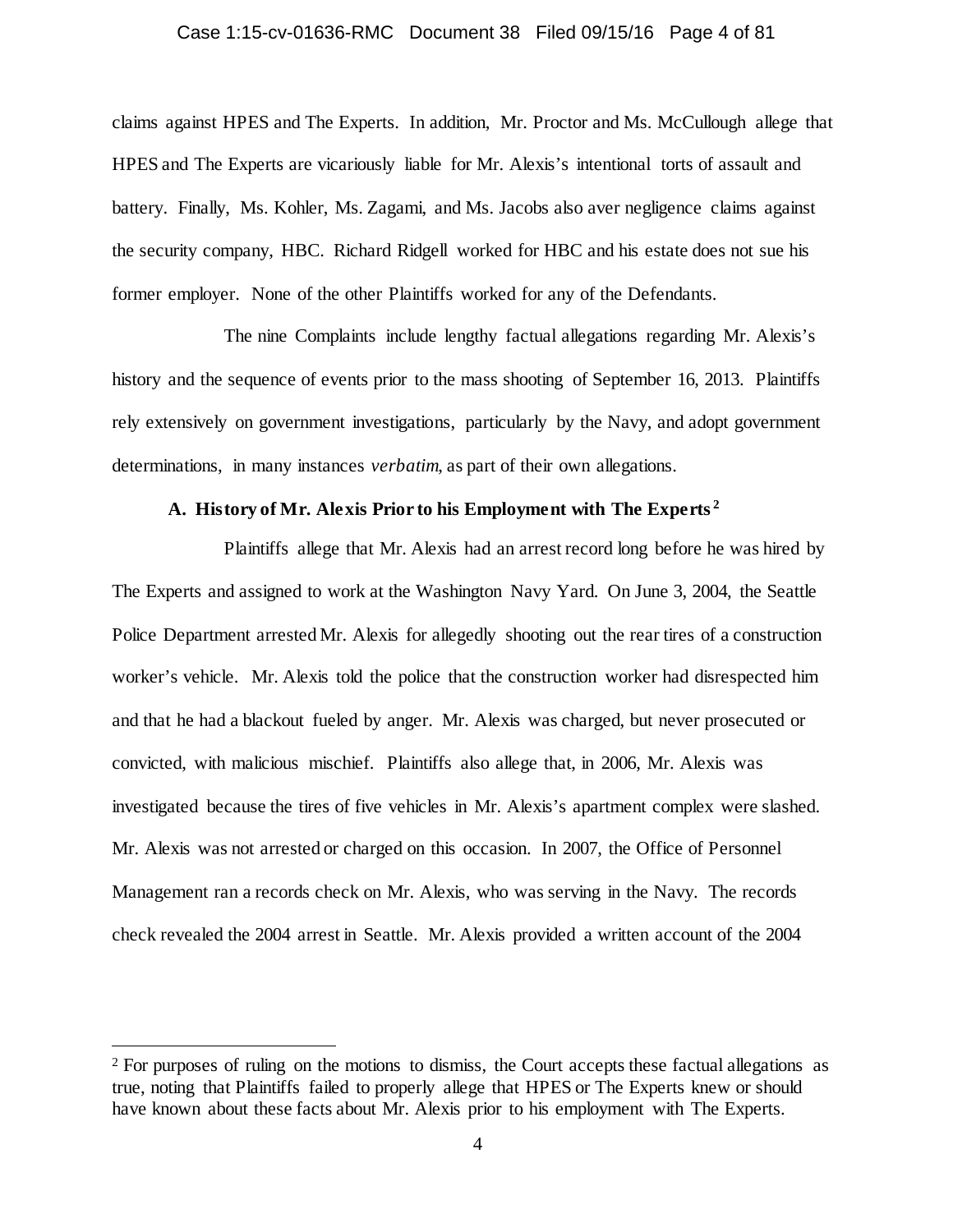claims against HPES and The Experts. In addition, Mr. Proctor and Ms. McCullough allege that HPES and The Experts are vicariously liable for Mr. Alexis's intentional torts of assault and battery. Finally, Ms. Kohler, Ms. Zagami, and Ms. Jacobs also aver negligence claims against the security company, HBC. Richard Ridgell worked for HBC and his estate does not sue his former employer. None of the other Plaintiffs worked for any of the Defendants.

The nine Complaints include lengthy factual allegations regarding Mr. Alexis's history and the sequence of events prior to the mass shooting of September 16, 2013. Plaintiffs rely extensively on government investigations, particularly by the Navy, and adopt government determinations, in many instances *verbatim*, as part of their own allegations.

### A. History of Mr. Alexis Prior to his Employment with The Experts[2]

Plaintiffs allege that Mr. Alexis had an arrest record long before he was hired by The Experts and assigned to work at the Washington Navy Yard. On June 3, 2004, the Seattle Police Department arrested Mr. Alexis for allegedly shooting out the rear tires of a construction worker's vehicle. Mr. Alexis told the police that the construction worker had disrespected him and that he had a blackout fueled by anger. Mr. Alexis was charged, but never prosecuted or convicted, with malicious mischief. Plaintiffs also allege that, in 2006, Mr. Alexis was investigated because the tires of five vehicles in Mr. Alexis's apartment complex were slashed. Mr. Alexis was not arrested or charged on this occasion. In 2007, the Office of Personnel Management ran a records check on Mr. Alexis, who was serving in the Navy. The records check revealed the 2004 arrest in Seattle. Mr. Alexis provided a written account of the 2004

---

[2] For purposes of ruling on the motions to dismiss, the Court accepts these factual allegations as true, noting that Plaintiffs failed to properly allege that HPES or The Experts knew or should have known about these facts about Mr. Alexis prior to his employment with The Experts.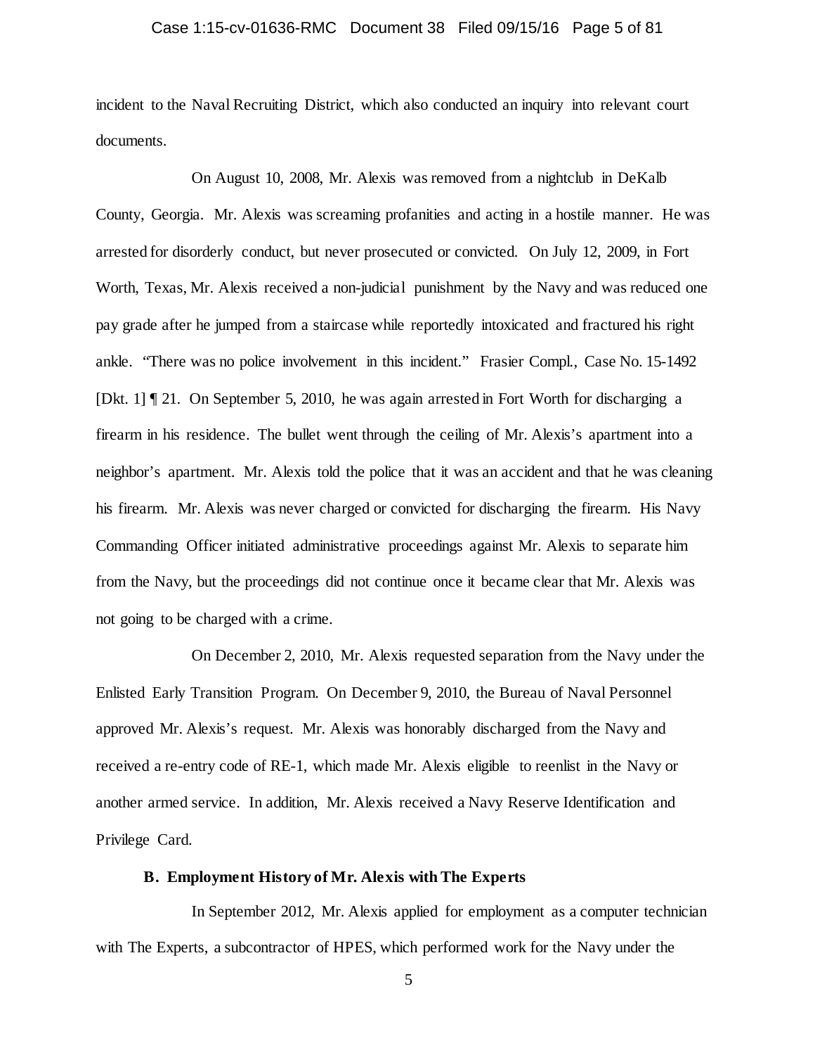incident to the Naval Recruiting District, which also conducted an inquiry into relevant court documents.

On August 10, 2008, Mr. Alexis was removed from a nightclub in DeKalb County, Georgia. Mr. Alexis was screaming profanities and acting in a hostile manner. He was arrested for disorderly conduct, but never prosecuted or convicted. On July 12, 2009, in Fort Worth, Texas, Mr. Alexis received a non-judicial punishment by the Navy and was reduced one pay grade after he jumped from a staircase while reportedly intoxicated and fractured his right ankle. "There was no police involvement in this incident." Frasier Compl., Case No. 15-1492 [Dkt. 1] ¶ 21. On September 5, 2010, he was again arrested in Fort Worth for discharging a firearm in his residence. The bullet went through the ceiling of Mr. Alexis's apartment into a neighbor's apartment. Mr. Alexis told the police that it was an accident and that he was cleaning his firearm. Mr. Alexis was never charged or convicted for discharging the firearm. His Navy Commanding Officer initiated administrative proceedings against Mr. Alexis to separate him from the Navy, but the proceedings did not continue once it became clear that Mr. Alexis was not going to be charged with a crime.

On December 2, 2010, Mr. Alexis requested separation from the Navy under the Enlisted Early Transition Program. On December 9, 2010, the Bureau of Naval Personnel approved Mr. Alexis's request. Mr. Alexis was honorably discharged from the Navy and received a re-entry code of RE-1, which made Mr. Alexis eligible to reenlist in the Navy or another armed service. In addition, Mr. Alexis received a Navy Reserve Identification and Privilege Card.

### B. Employment History of Mr. Alexis with The Experts

In September 2012, Mr. Alexis applied for employment as a computer technician with The Experts, a subcontractor of HPES, which performed work for the Navy under the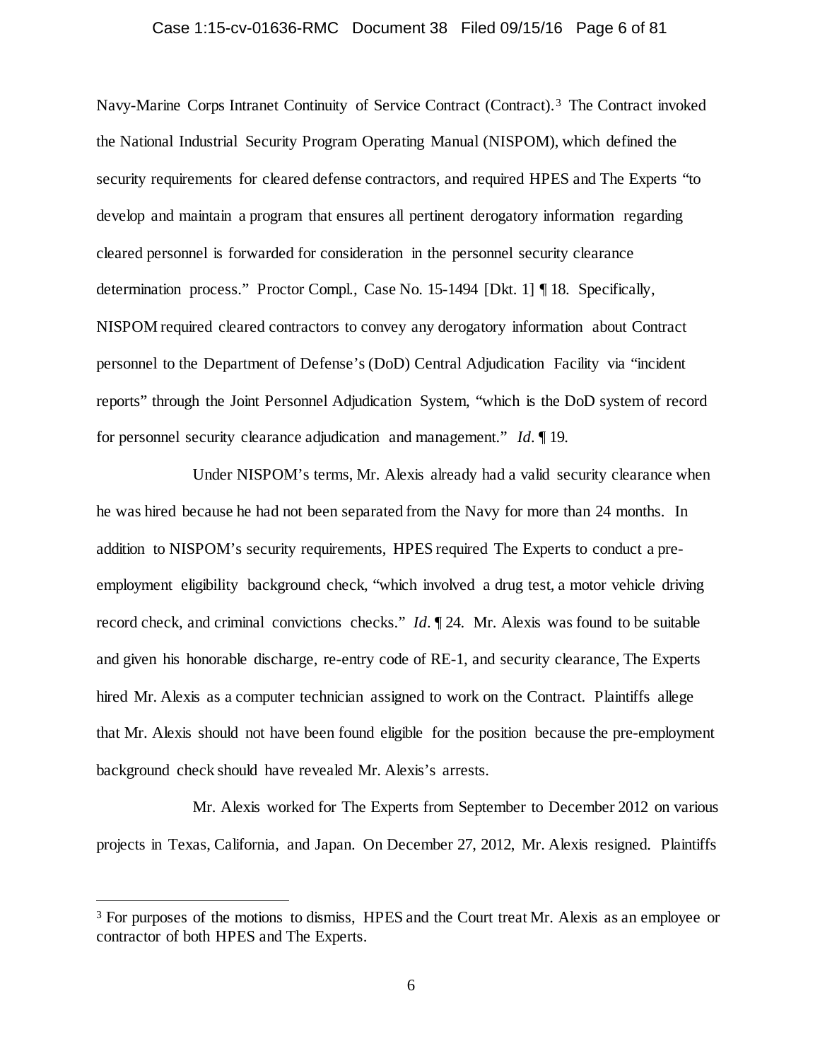Navy-Marine Corps Intranet Continuity of Service Contract (Contract).[3] The Contract invoked the National Industrial Security Program Operating Manual (NISPOM), which defined the security requirements for cleared defense contractors, and required HPES and The Experts "to develop and maintain a program that ensures all pertinent derogatory information regarding cleared personnel is forwarded for consideration in the personnel security clearance determination process." Proctor Compl., Case No. 15-1494 [Dkt. 1] ¶ 18. Specifically, NISPOM required cleared contractors to convey any derogatory information about Contract personnel to the Department of Defense's (DoD) Central Adjudication Facility via "incident reports" through the Joint Personnel Adjudication System, "which is the DoD system of record for personnel security clearance adjudication and management." *Id*. ¶ 19.

Under NISPOM's terms, Mr. Alexis already had a valid security clearance when he was hired because he had not been separated from the Navy for more than 24 months. In addition to NISPOM's security requirements, HPES required The Experts to conduct a pre-employment eligibility background check, "which involved a drug test, a motor vehicle driving record check, and criminal convictions checks." *Id*. ¶ 24. Mr. Alexis was found to be suitable and given his honorable discharge, re-entry code of RE-1, and security clearance, The Experts hired Mr. Alexis as a computer technician assigned to work on the Contract. Plaintiffs allege that Mr. Alexis should not have been found eligible for the position because the pre-employment background check should have revealed Mr. Alexis's arrests.

Mr. Alexis worked for The Experts from September to December 2012 on various projects in Texas, California, and Japan. On December 27, 2012, Mr. Alexis resigned. Plaintiffs

---

[3] For purposes of the motions to dismiss, HPES and the Court treat Mr. Alexis as an employee or contractor of both HPES and The Experts.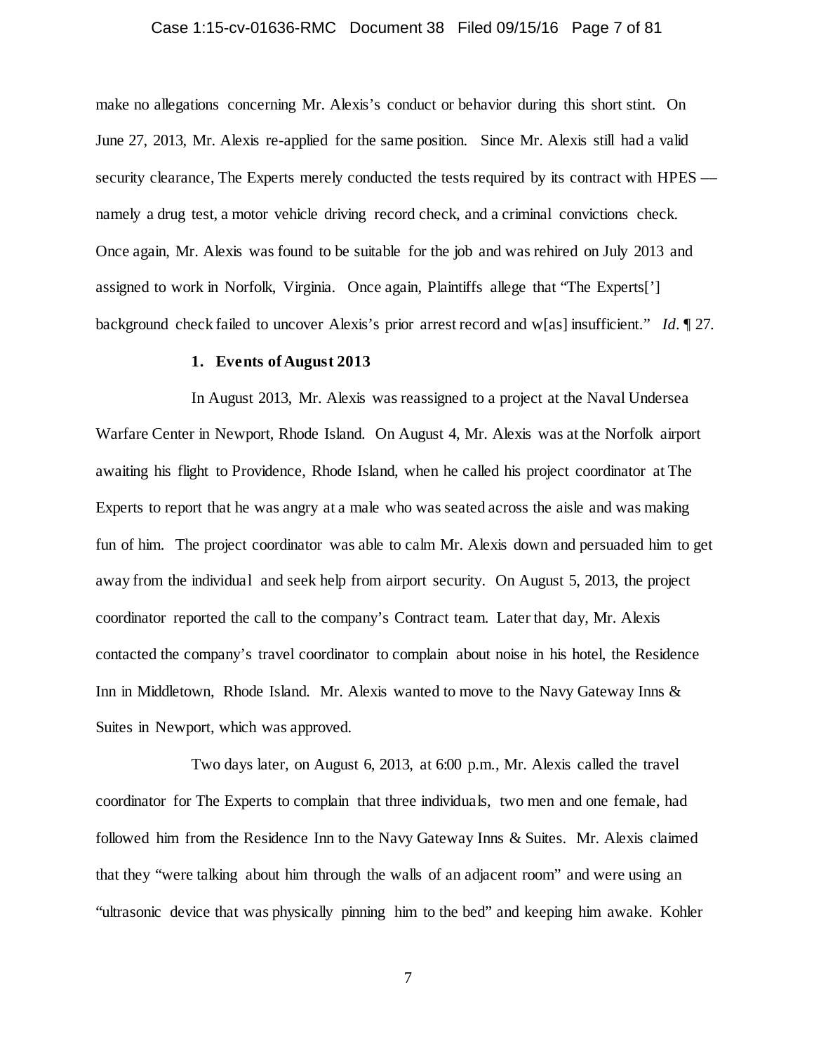make no allegations concerning Mr. Alexis's conduct or behavior during this short stint. On June 27, 2013, Mr. Alexis re-applied for the same position. Since Mr. Alexis still had a valid security clearance, The Experts merely conducted the tests required by its contract with HPES — namely a drug test, a motor vehicle driving record check, and a criminal convictions check. Once again, Mr. Alexis was found to be suitable for the job and was rehired on July 2013 and assigned to work in Norfolk, Virginia. Once again, Plaintiffs allege that "The Experts['] background check failed to uncover Alexis's prior arrest record and w[as] insufficient." *Id.* ¶ 27.

### 1. Events of August 2013

In August 2013, Mr. Alexis was reassigned to a project at the Naval Undersea Warfare Center in Newport, Rhode Island. On August 4, Mr. Alexis was at the Norfolk airport awaiting his flight to Providence, Rhode Island, when he called his project coordinator at The Experts to report that he was angry at a male who was seated across the aisle and was making fun of him. The project coordinator was able to calm Mr. Alexis down and persuaded him to get away from the individual and seek help from airport security. On August 5, 2013, the project coordinator reported the call to the company's Contract team. Later that day, Mr. Alexis contacted the company's travel coordinator to complain about noise in his hotel, the Residence Inn in Middletown, Rhode Island. Mr. Alexis wanted to move to the Navy Gateway Inns & Suites in Newport, which was approved.

Two days later, on August 6, 2013, at 6:00 p.m., Mr. Alexis called the travel coordinator for The Experts to complain that three individuals, two men and one female, had followed him from the Residence Inn to the Navy Gateway Inns & Suites. Mr. Alexis claimed that they "were talking about him through the walls of an adjacent room" and were using an "ultrasonic device that was physically pinning him to the bed" and keeping him awake. Kohler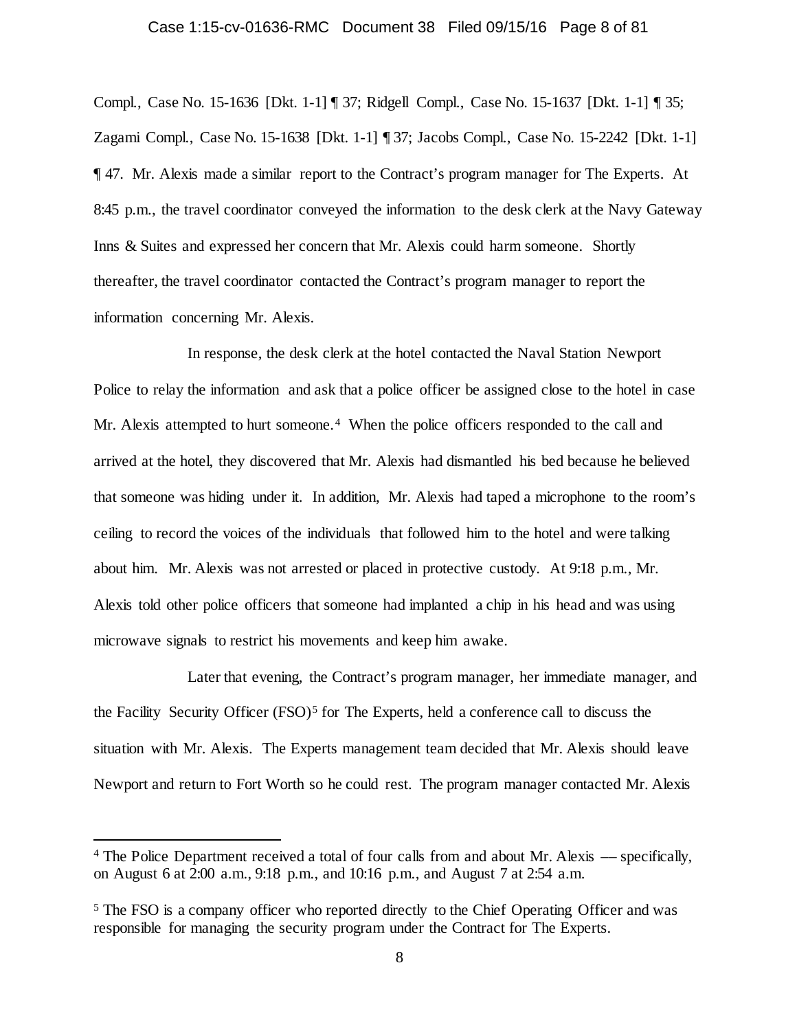Compl., Case No. 15-1636 [Dkt. 1-1] ¶ 37; Ridgell Compl., Case No. 15-1637 [Dkt. 1-1] ¶ 35; Zagami Compl., Case No. 15-1638 [Dkt. 1-1] ¶ 37; Jacobs Compl., Case No. 15-2242 [Dkt. 1-1] ¶ 47. Mr. Alexis made a similar report to the Contract's program manager for The Experts. At 8:45 p.m., the travel coordinator conveyed the information to the desk clerk at the Navy Gateway Inns & Suites and expressed her concern that Mr. Alexis could harm someone. Shortly thereafter, the travel coordinator contacted the Contract's program manager to report the information concerning Mr. Alexis.

In response, the desk clerk at the hotel contacted the Naval Station Newport Police to relay the information and ask that a police officer be assigned close to the hotel in case Mr. Alexis attempted to hurt someone.[4] When the police officers responded to the call and arrived at the hotel, they discovered that Mr. Alexis had dismantled his bed because he believed that someone was hiding under it. In addition, Mr. Alexis had taped a microphone to the room's ceiling to record the voices of the individuals that followed him to the hotel and were talking about him. Mr. Alexis was not arrested or placed in protective custody. At 9:18 p.m., Mr. Alexis told other police officers that someone had implanted a chip in his head and was using microwave signals to restrict his movements and keep him awake.

Later that evening, the Contract's program manager, her immediate manager, and the Facility Security Officer (FSO)[5] for The Experts, held a conference call to discuss the situation with Mr. Alexis. The Experts management team decided that Mr. Alexis should leave Newport and return to Fort Worth so he could rest. The program manager contacted Mr. Alexis

---

[4] The Police Department received a total of four calls from and about Mr. Alexis — specifically, on August 6 at 2:00 a.m., 9:18 p.m., and 10:16 p.m., and August 7 at 2:54 a.m.

[5] The FSO is a company officer who reported directly to the Chief Operating Officer and was responsible for managing the security program under the Contract for The Experts.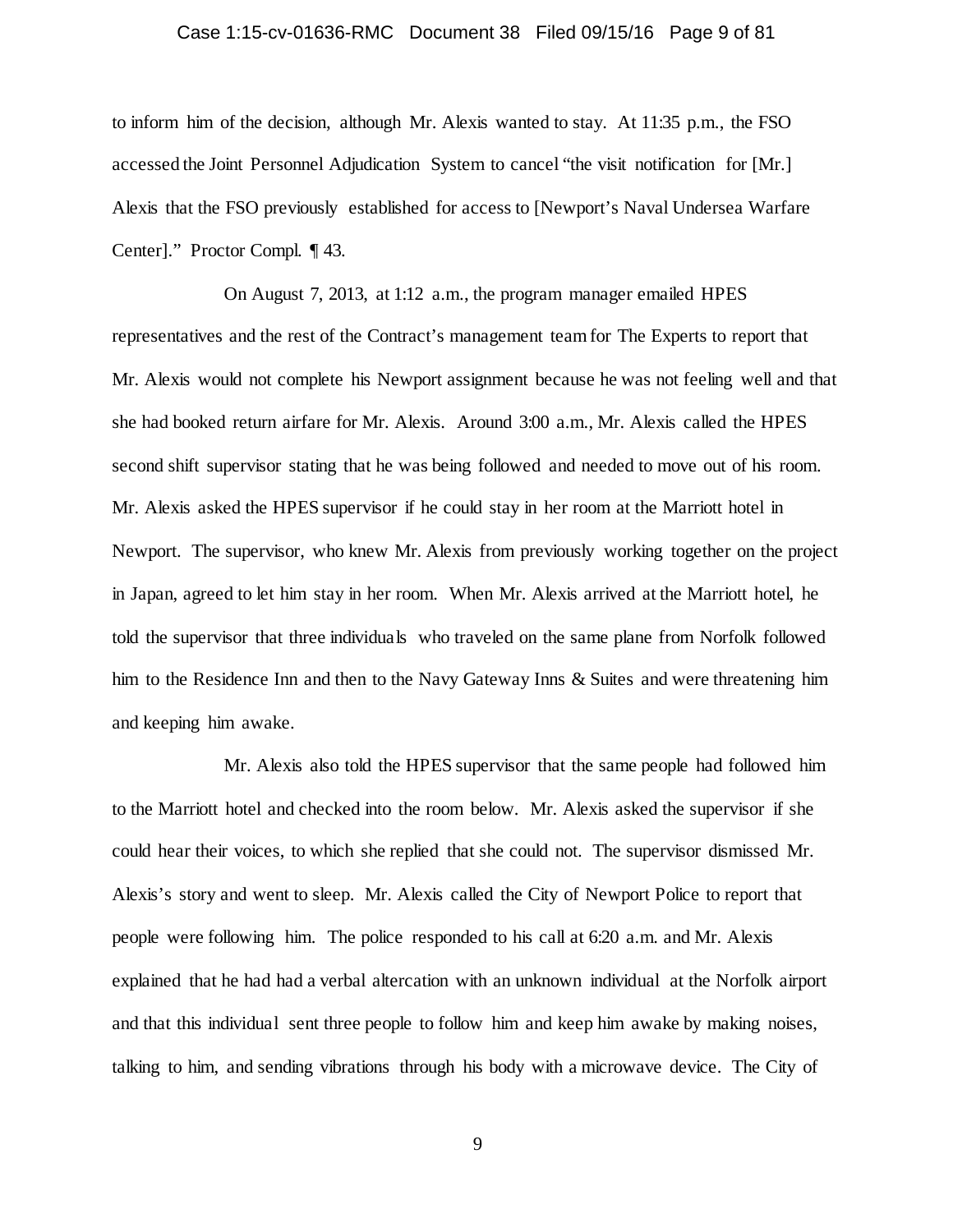to inform him of the decision, although Mr. Alexis wanted to stay. At 11:35 p.m., the FSO accessed the Joint Personnel Adjudication System to cancel "the visit notification for [Mr.] Alexis that the FSO previously established for access to [Newport's Naval Undersea Warfare Center]." Proctor Compl. ¶ 43.

On August 7, 2013, at 1:12 a.m., the program manager emailed HPES representatives and the rest of the Contract's management team for The Experts to report that Mr. Alexis would not complete his Newport assignment because he was not feeling well and that she had booked return airfare for Mr. Alexis. Around 3:00 a.m., Mr. Alexis called the HPES second shift supervisor stating that he was being followed and needed to move out of his room. Mr. Alexis asked the HPES supervisor if he could stay in her room at the Marriott hotel in Newport. The supervisor, who knew Mr. Alexis from previously working together on the project in Japan, agreed to let him stay in her room. When Mr. Alexis arrived at the Marriott hotel, he told the supervisor that three individuals who traveled on the same plane from Norfolk followed him to the Residence Inn and then to the Navy Gateway Inns & Suites and were threatening him and keeping him awake.

Mr. Alexis also told the HPES supervisor that the same people had followed him to the Marriott hotel and checked into the room below. Mr. Alexis asked the supervisor if she could hear their voices, to which she replied that she could not. The supervisor dismissed Mr. Alexis's story and went to sleep. Mr. Alexis called the City of Newport Police to report that people were following him. The police responded to his call at 6:20 a.m. and Mr. Alexis explained that he had had a verbal altercation with an unknown individual at the Norfolk airport and that this individual sent three people to follow him and keep him awake by making noises, talking to him, and sending vibrations through his body with a microwave device. The City of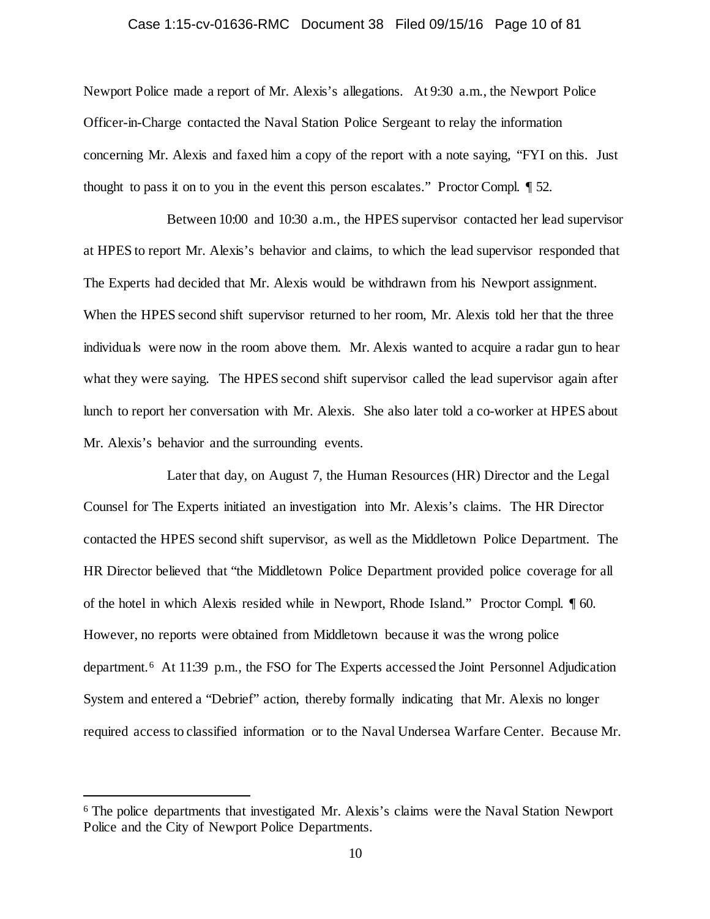Newport Police made a report of Mr. Alexis's allegations. At 9:30 a.m., the Newport Police Officer-in-Charge contacted the Naval Station Police Sergeant to relay the information concerning Mr. Alexis and faxed him a copy of the report with a note saying, "FYI on this. Just thought to pass it on to you in the event this person escalates." Proctor Compl. ¶ 52.

Between 10:00 and 10:30 a.m., the HPES supervisor contacted her lead supervisor at HPES to report Mr. Alexis's behavior and claims, to which the lead supervisor responded that The Experts had decided that Mr. Alexis would be withdrawn from his Newport assignment. When the HPES second shift supervisor returned to her room, Mr. Alexis told her that the three individuals were now in the room above them. Mr. Alexis wanted to acquire a radar gun to hear what they were saying. The HPES second shift supervisor called the lead supervisor again after lunch to report her conversation with Mr. Alexis. She also later told a co-worker at HPES about Mr. Alexis's behavior and the surrounding events.

Later that day, on August 7, the Human Resources (HR) Director and the Legal Counsel for The Experts initiated an investigation into Mr. Alexis's claims. The HR Director contacted the HPES second shift supervisor, as well as the Middletown Police Department. The HR Director believed that "the Middletown Police Department provided police coverage for all of the hotel in which Alexis resided while in Newport, Rhode Island." Proctor Compl. ¶ 60. However, no reports were obtained from Middletown because it was the wrong police department.[6] At 11:39 p.m., the FSO for The Experts accessed the Joint Personnel Adjudication System and entered a "Debrief" action, thereby formally indicating that Mr. Alexis no longer required access to classified information or to the Naval Undersea Warfare Center. Because Mr.

[6] The police departments that investigated Mr. Alexis's claims were the Naval Station Newport Police and the City of Newport Police Departments.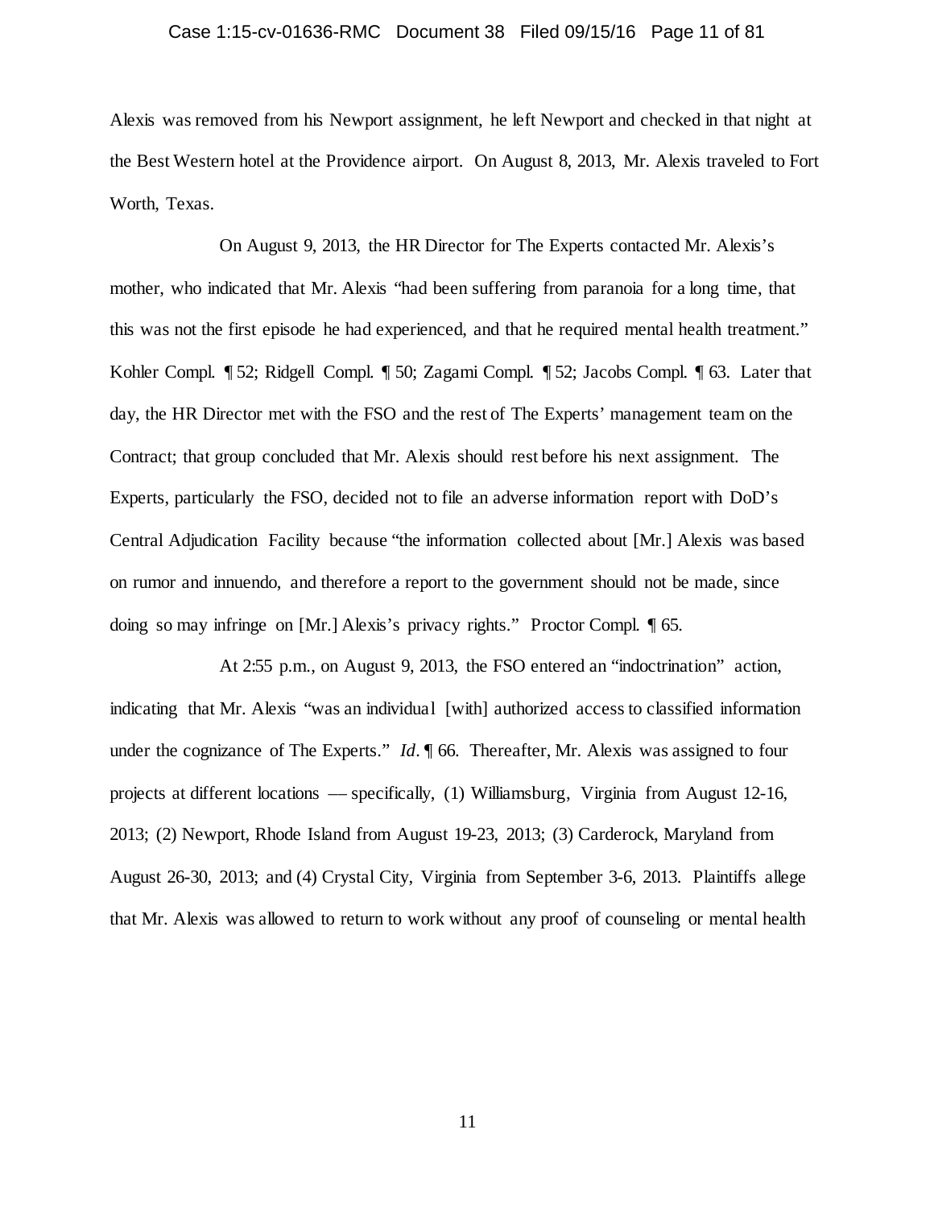Alexis was removed from his Newport assignment, he left Newport and checked in that night at the Best Western hotel at the Providence airport. On August 8, 2013, Mr. Alexis traveled to Fort Worth, Texas.

On August 9, 2013, the HR Director for The Experts contacted Mr. Alexis's mother, who indicated that Mr. Alexis "had been suffering from paranoia for a long time, that this was not the first episode he had experienced, and that he required mental health treatment." Kohler Compl. ¶ 52; Ridgell Compl. ¶ 50; Zagami Compl. ¶ 52; Jacobs Compl. ¶ 63. Later that day, the HR Director met with the FSO and the rest of The Experts' management team on the Contract; that group concluded that Mr. Alexis should rest before his next assignment. The Experts, particularly the FSO, decided not to file an adverse information report with DoD's Central Adjudication Facility because "the information collected about [Mr.] Alexis was based on rumor and innuendo, and therefore a report to the government should not be made, since doing so may infringe on [Mr.] Alexis's privacy rights." Proctor Compl. ¶ 65.

At 2:55 p.m., on August 9, 2013, the FSO entered an "indoctrination" action, indicating that Mr. Alexis "was an individual [with] authorized access to classified information under the cognizance of The Experts." *Id*. ¶ 66. Thereafter, Mr. Alexis was assigned to four projects at different locations — specifically, (1) Williamsburg, Virginia from August 12-16, 2013; (2) Newport, Rhode Island from August 19-23, 2013; (3) Carderock, Maryland from August 26-30, 2013; and (4) Crystal City, Virginia from September 3-6, 2013. Plaintiffs allege that Mr. Alexis was allowed to return to work without any proof of counseling or mental health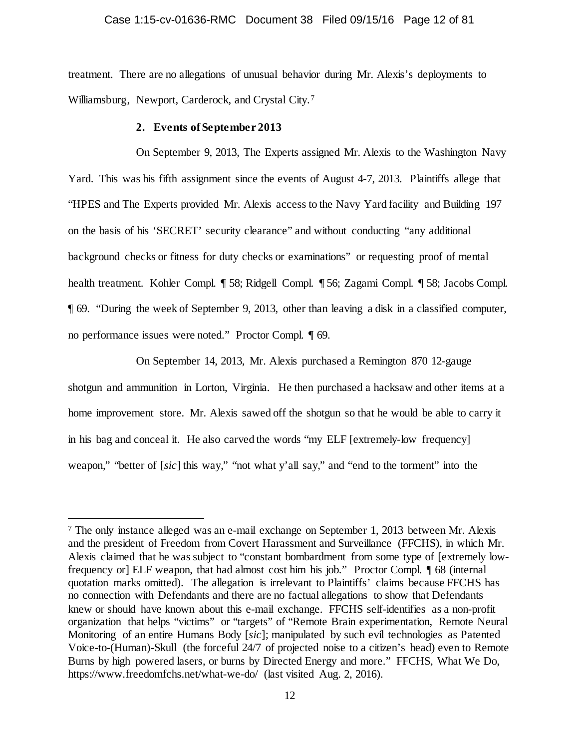treatment. There are no allegations of unusual behavior during Mr. Alexis's deployments to Williamsburg, Newport, Carderock, and Crystal City.[7]

**2. Events of September 2013**

On September 9, 2013, The Experts assigned Mr. Alexis to the Washington Navy Yard. This was his fifth assignment since the events of August 4-7, 2013. Plaintiffs allege that "HPES and The Experts provided Mr. Alexis access to the Navy Yard facility and Building 197 on the basis of his 'SECRET' security clearance" and without conducting "any additional background checks or fitness for duty checks or examinations" or requesting proof of mental health treatment. Kohler Compl. ¶ 58; Ridgell Compl. ¶ 56; Zagami Compl. ¶ 58; Jacobs Compl. ¶ 69. "During the week of September 9, 2013, other than leaving a disk in a classified computer, no performance issues were noted." Proctor Compl. ¶ 69.

On September 14, 2013, Mr. Alexis purchased a Remington 870 12-gauge shotgun and ammunition in Lorton, Virginia. He then purchased a hacksaw and other items at a home improvement store. Mr. Alexis sawed off the shotgun so that he would be able to carry it in his bag and conceal it. He also carved the words "my ELF [extremely-low frequency] weapon," "better of [*sic*] this way," "not what y'all say," and "end to the torment" into the

---

[7] The only instance alleged was an e-mail exchange on September 1, 2013 between Mr. Alexis and the president of Freedom from Covert Harassment and Surveillance (FFCHS), in which Mr. Alexis claimed that he was subject to "constant bombardment from some type of [extremely low-frequency or] ELF weapon, that had almost cost him his job." Proctor Compl. ¶ 68 (internal quotation marks omitted). The allegation is irrelevant to Plaintiffs' claims because FFCHS has no connection with Defendants and there are no factual allegations to show that Defendants knew or should have known about this e-mail exchange. FFCHS self-identifies as a non-profit organization that helps "victims" or "targets" of "Remote Brain experimentation, Remote Neural Monitoring of an entire Humans Body [*sic*]; manipulated by such evil technologies as Patented Voice-to-(Human)-Skull (the forceful 24/7 of projected noise to a citizen's head) even to Remote Burns by high powered lasers, or burns by Directed Energy and more." FFCHS, What We Do, https://www.freedomfchs.net/what-we-do/ (last visited Aug. 2, 2016).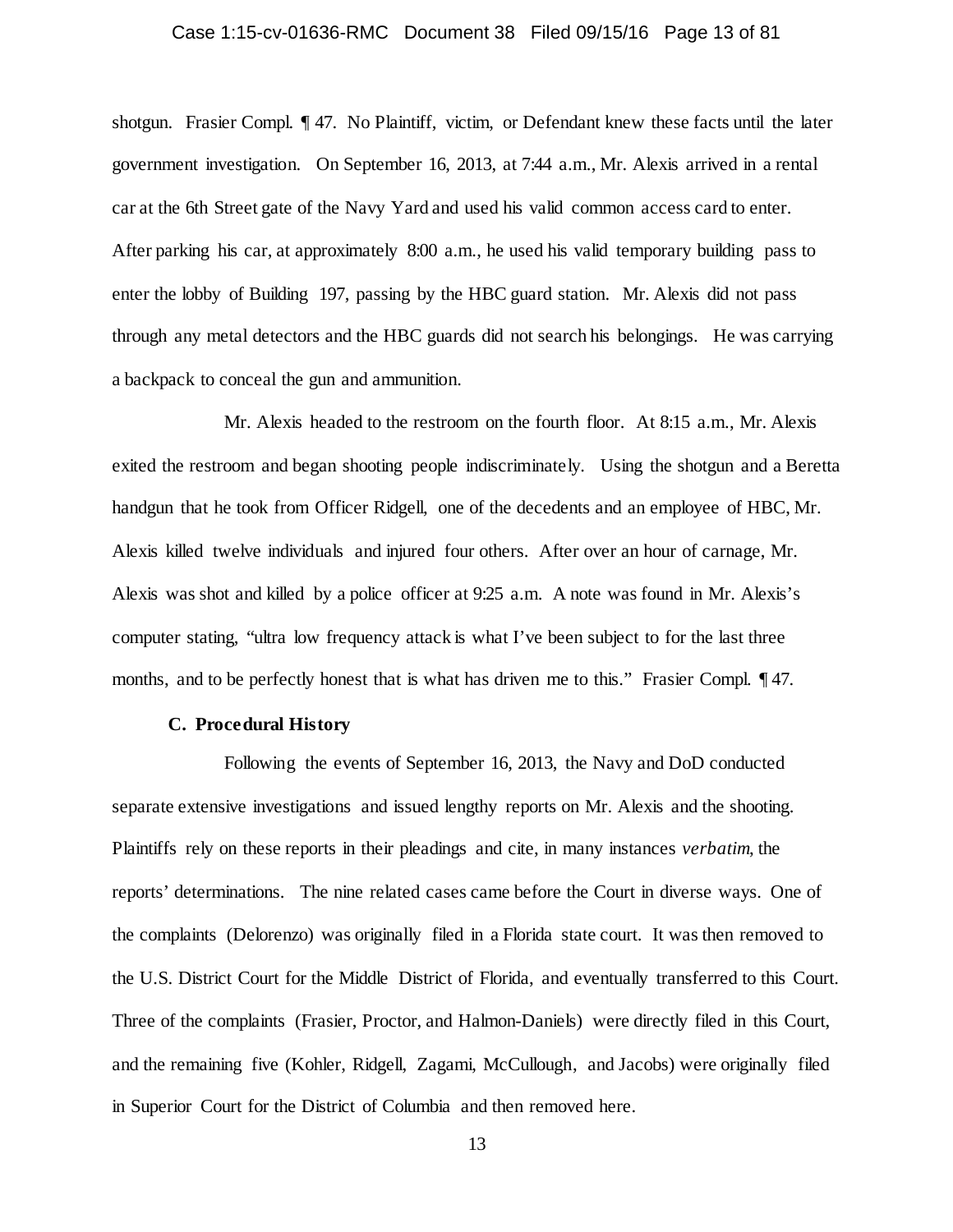shotgun. Frasier Compl. ¶ 47. No Plaintiff, victim, or Defendant knew these facts until the later government investigation. On September 16, 2013, at 7:44 a.m., Mr. Alexis arrived in a rental car at the 6th Street gate of the Navy Yard and used his valid common access card to enter. After parking his car, at approximately 8:00 a.m., he used his valid temporary building pass to enter the lobby of Building 197, passing by the HBC guard station. Mr. Alexis did not pass through any metal detectors and the HBC guards did not search his belongings. He was carrying a backpack to conceal the gun and ammunition.

Mr. Alexis headed to the restroom on the fourth floor. At 8:15 a.m., Mr. Alexis exited the restroom and began shooting people indiscriminately. Using the shotgun and a Beretta handgun that he took from Officer Ridgell, one of the decedents and an employee of HBC, Mr. Alexis killed twelve individuals and injured four others. After over an hour of carnage, Mr. Alexis was shot and killed by a police officer at 9:25 a.m. A note was found in Mr. Alexis's computer stating, "ultra low frequency attack is what I've been subject to for the last three months, and to be perfectly honest that is what has driven me to this." Frasier Compl. ¶ 47.

### C. Procedural History

Following the events of September 16, 2013, the Navy and DoD conducted separate extensive investigations and issued lengthy reports on Mr. Alexis and the shooting. Plaintiffs rely on these reports in their pleadings and cite, in many instances *verbatim*, the reports' determinations. The nine related cases came before the Court in diverse ways. One of the complaints (Delorenzo) was originally filed in a Florida state court. It was then removed to the U.S. District Court for the Middle District of Florida, and eventually transferred to this Court. Three of the complaints (Frasier, Proctor, and Halmon-Daniels) were directly filed in this Court, and the remaining five (Kohler, Ridgell, Zagami, McCullough, and Jacobs) were originally filed in Superior Court for the District of Columbia and then removed here.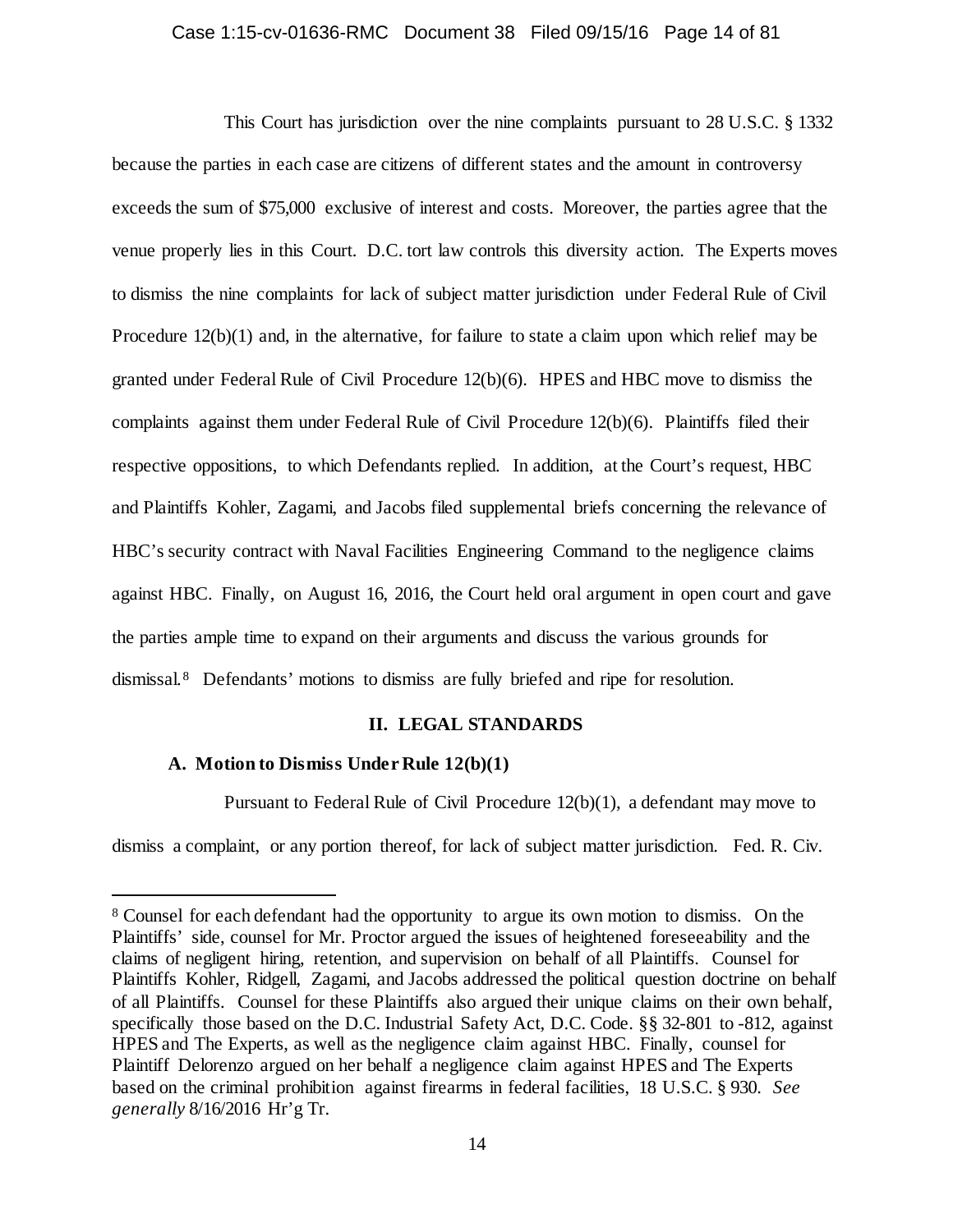This Court has jurisdiction over the nine complaints pursuant to 28 U.S.C. § 1332 because the parties in each case are citizens of different states and the amount in controversy exceeds the sum of $75,000 exclusive of interest and costs. Moreover, the parties agree that the venue properly lies in this Court. D.C. tort law controls this diversity action. The Experts moves to dismiss the nine complaints for lack of subject matter jurisdiction under Federal Rule of Civil Procedure 12(b)(1) and, in the alternative, for failure to state a claim upon which relief may be granted under Federal Rule of Civil Procedure 12(b)(6). HPES and HBC move to dismiss the complaints against them under Federal Rule of Civil Procedure 12(b)(6). Plaintiffs filed their respective oppositions, to which Defendants replied. In addition, at the Court's request, HBC and Plaintiffs Kohler, Zagami, and Jacobs filed supplemental briefs concerning the relevance of HBC's security contract with Naval Facilities Engineering Command to the negligence claims against HBC. Finally, on August 16, 2016, the Court held oral argument in open court and gave the parties ample time to expand on their arguments and discuss the various grounds for dismissal.[8] Defendants' motions to dismiss are fully briefed and ripe for resolution.

## II. LEGAL STANDARDS

### A. Motion to Dismiss Under Rule 12(b)(1)

Pursuant to Federal Rule of Civil Procedure 12(b)(1), a defendant may move to dismiss a complaint, or any portion thereof, for lack of subject matter jurisdiction. Fed. R. Civ.

---

[8] Counsel for each defendant had the opportunity to argue its own motion to dismiss. On the Plaintiffs' side, counsel for Mr. Proctor argued the issues of heightened foreseeability and the claims of negligent hiring, retention, and supervision on behalf of all Plaintiffs. Counsel for Plaintiffs Kohler, Ridgell, Zagami, and Jacobs addressed the political question doctrine on behalf of all Plaintiffs. Counsel for these Plaintiffs also argued their unique claims on their own behalf, specifically those based on the D.C. Industrial Safety Act, D.C. Code. §§ 32-801 to -812, against HPES and The Experts, as well as the negligence claim against HBC. Finally, counsel for Plaintiff Delorenzo argued on her behalf a negligence claim against HPES and The Experts based on the criminal prohibition against firearms in federal facilities, 18 U.S.C. § 930. *See generally* 8/16/2016 Hr'g Tr.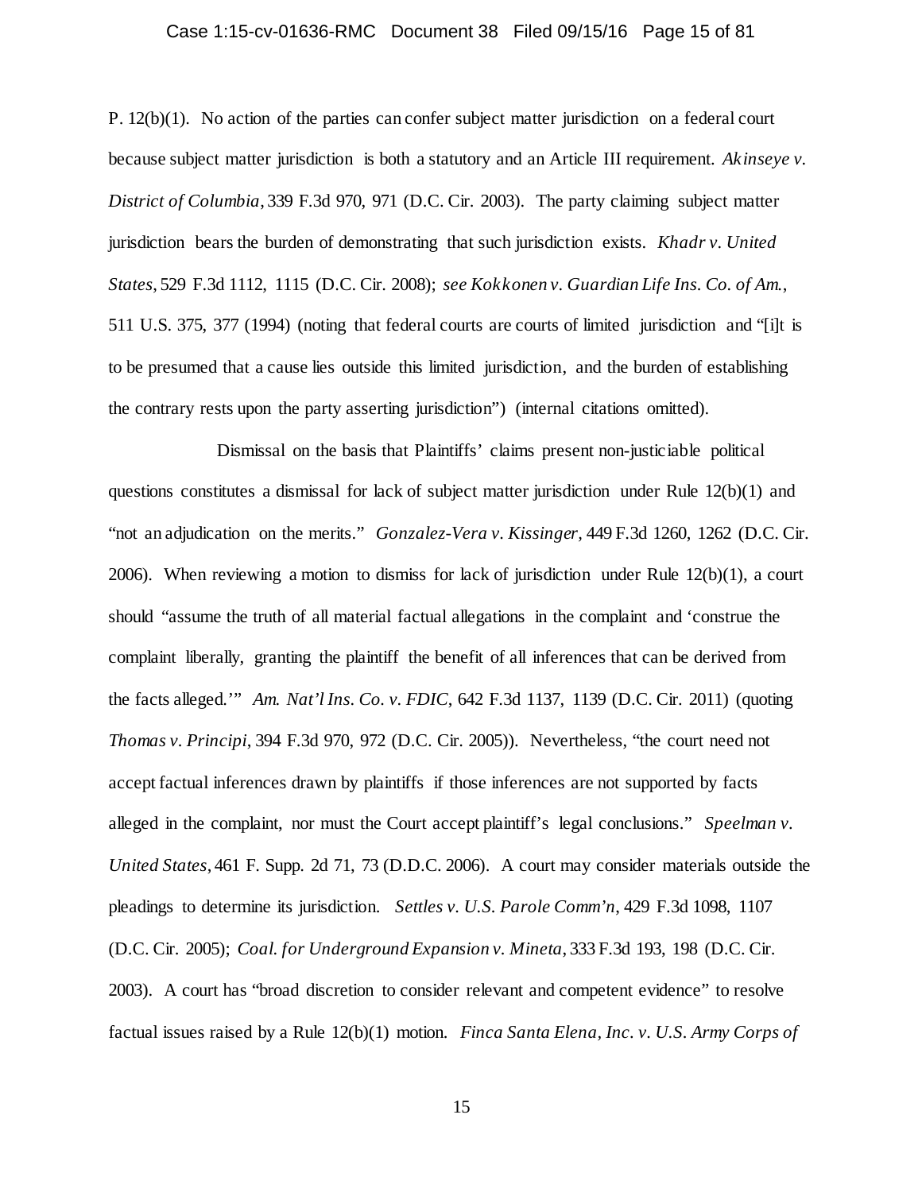P. 12(b)(1). No action of the parties can confer subject matter jurisdiction on a federal court because subject matter jurisdiction is both a statutory and an Article III requirement. *Akinseye v. District of Columbia*, 339 F.3d 970, 971 (D.C. Cir. 2003). The party claiming subject matter jurisdiction bears the burden of demonstrating that such jurisdiction exists. *Khadr v. United States*, 529 F.3d 1112, 1115 (D.C. Cir. 2008); *see Kokkonen v. Guardian Life Ins. Co. of Am.*, 511 U.S. 375, 377 (1994) (noting that federal courts are courts of limited jurisdiction and "[i]t is to be presumed that a cause lies outside this limited jurisdiction, and the burden of establishing the contrary rests upon the party asserting jurisdiction") (internal citations omitted).

Dismissal on the basis that Plaintiffs' claims present non-justiciable political questions constitutes a dismissal for lack of subject matter jurisdiction under Rule 12(b)(1) and "not an adjudication on the merits." *Gonzalez-Vera v. Kissinger*, 449 F.3d 1260, 1262 (D.C. Cir. 2006). When reviewing a motion to dismiss for lack of jurisdiction under Rule 12(b)(1), a court should "assume the truth of all material factual allegations in the complaint and 'construe the complaint liberally, granting the plaintiff the benefit of all inferences that can be derived from the facts alleged.'" *Am. Nat'l Ins. Co. v. FDIC*, 642 F.3d 1137, 1139 (D.C. Cir. 2011) (quoting *Thomas v. Principi*, 394 F.3d 970, 972 (D.C. Cir. 2005)). Nevertheless, "the court need not accept factual inferences drawn by plaintiffs if those inferences are not supported by facts alleged in the complaint, nor must the Court accept plaintiff's legal conclusions." *Speelman v. United States*, 461 F. Supp. 2d 71, 73 (D.D.C. 2006). A court may consider materials outside the pleadings to determine its jurisdiction. *Settles v. U.S. Parole Comm'n*, 429 F.3d 1098, 1107 (D.C. Cir. 2005); *Coal. for Underground Expansion v. Mineta*, 333 F.3d 193, 198 (D.C. Cir. 2003). A court has "broad discretion to consider relevant and competent evidence" to resolve factual issues raised by a Rule 12(b)(1) motion. *Finca Santa Elena, Inc. v. U.S. Army Corps of*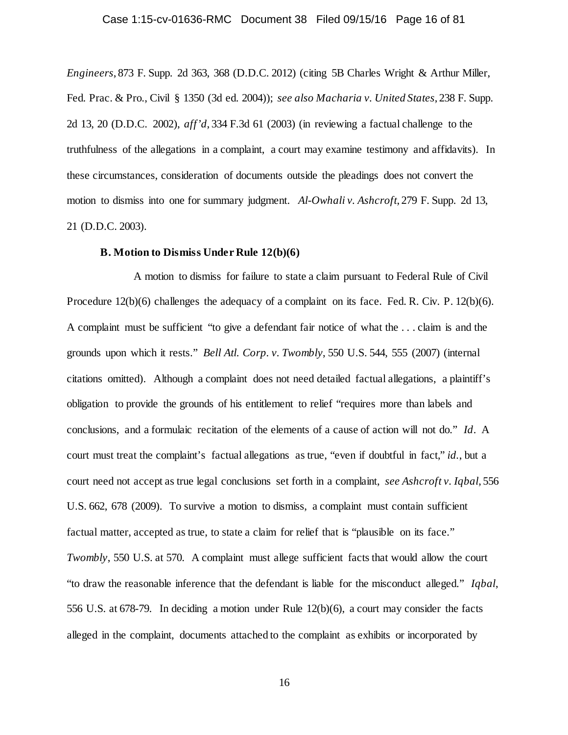*Engineers*, 873 F. Supp. 2d 363, 368 (D.D.C. 2012) (citing 5B Charles Wright & Arthur Miller, Fed. Prac. & Pro., Civil § 1350 (3d ed. 2004)); *see also Macharia v. United States*, 238 F. Supp. 2d 13, 20 (D.D.C. 2002), *aff'd*, 334 F.3d 61 (2003) (in reviewing a factual challenge to the truthfulness of the allegations in a complaint, a court may examine testimony and affidavits). In these circumstances, consideration of documents outside the pleadings does not convert the motion to dismiss into one for summary judgment. *Al-Owhali v. Ashcroft*, 279 F. Supp. 2d 13, 21 (D.D.C. 2003).

**B. Motion to Dismiss Under Rule 12(b)(6)**

A motion to dismiss for failure to state a claim pursuant to Federal Rule of Civil Procedure 12(b)(6) challenges the adequacy of a complaint on its face. Fed. R. Civ. P. 12(b)(6). A complaint must be sufficient "to give a defendant fair notice of what the . . . claim is and the grounds upon which it rests." *Bell Atl. Corp. v. Twombly*, 550 U.S. 544, 555 (2007) (internal citations omitted). Although a complaint does not need detailed factual allegations, a plaintiff's obligation to provide the grounds of his entitlement to relief "requires more than labels and conclusions, and a formulaic recitation of the elements of a cause of action will not do." *Id*. A court must treat the complaint's factual allegations as true, "even if doubtful in fact," *id.*, but a court need not accept as true legal conclusions set forth in a complaint, *see Ashcroft v. Iqbal*, 556 U.S. 662, 678 (2009). To survive a motion to dismiss, a complaint must contain sufficient factual matter, accepted as true, to state a claim for relief that is "plausible on its face." *Twombly*, 550 U.S. at 570. A complaint must allege sufficient facts that would allow the court "to draw the reasonable inference that the defendant is liable for the misconduct alleged." *Iqbal*, 556 U.S. at 678-79. In deciding a motion under Rule 12(b)(6), a court may consider the facts alleged in the complaint, documents attached to the complaint as exhibits or incorporated by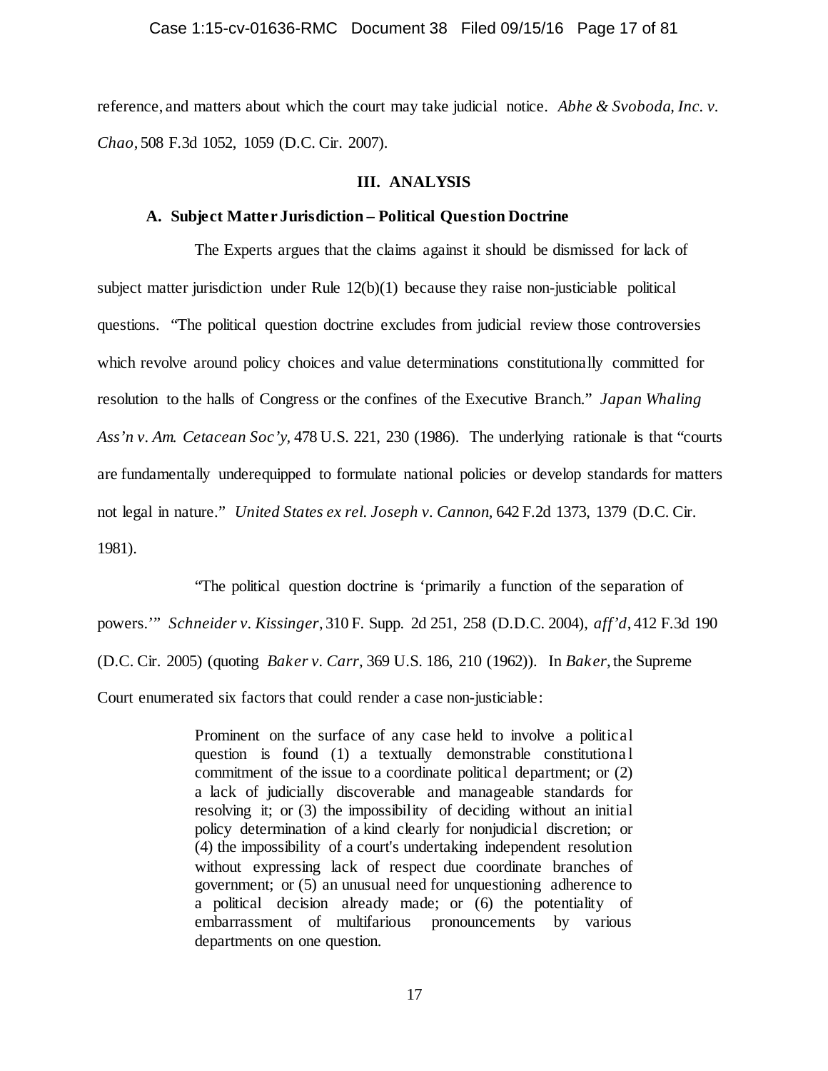reference, and matters about which the court may take judicial notice. *Abhe & Svoboda, Inc. v. Chao*, 508 F.3d 1052, 1059 (D.C. Cir. 2007).

## III. ANALYSIS

### A. Subject Matter Jurisdiction – Political Question Doctrine

The Experts argues that the claims against it should be dismissed for lack of subject matter jurisdiction under Rule 12(b)(1) because they raise non-justiciable political questions. "The political question doctrine excludes from judicial review those controversies which revolve around policy choices and value determinations constitutionally committed for resolution to the halls of Congress or the confines of the Executive Branch." *Japan Whaling Ass'n v. Am. Cetacean Soc'y*, 478 U.S. 221, 230 (1986). The underlying rationale is that "courts are fundamentally underequipped to formulate national policies or develop standards for matters not legal in nature." *United States ex rel. Joseph v. Cannon*, 642 F.2d 1373, 1379 (D.C. Cir. 1981).

"The political question doctrine is 'primarily a function of the separation of powers.'" *Schneider v. Kissinger*, 310 F. Supp. 2d 251, 258 (D.D.C. 2004), *aff'd*, 412 F.3d 190 (D.C. Cir. 2005) (quoting *Baker v. Carr*, 369 U.S. 186, 210 (1962)). In *Baker*, the Supreme Court enumerated six factors that could render a case non-justiciable:

> Prominent on the surface of any case held to involve a political question is found (1) a textually demonstrable constitutional commitment of the issue to a coordinate political department; or (2) a lack of judicially discoverable and manageable standards for resolving it; or (3) the impossibility of deciding without an initial policy determination of a kind clearly for nonjudicial discretion; or (4) the impossibility of a court's undertaking independent resolution without expressing lack of respect due coordinate branches of government; or (5) an unusual need for unquestioning adherence to a political decision already made; or (6) the potentiality of embarrassment of multifarious pronouncements by various departments on one question.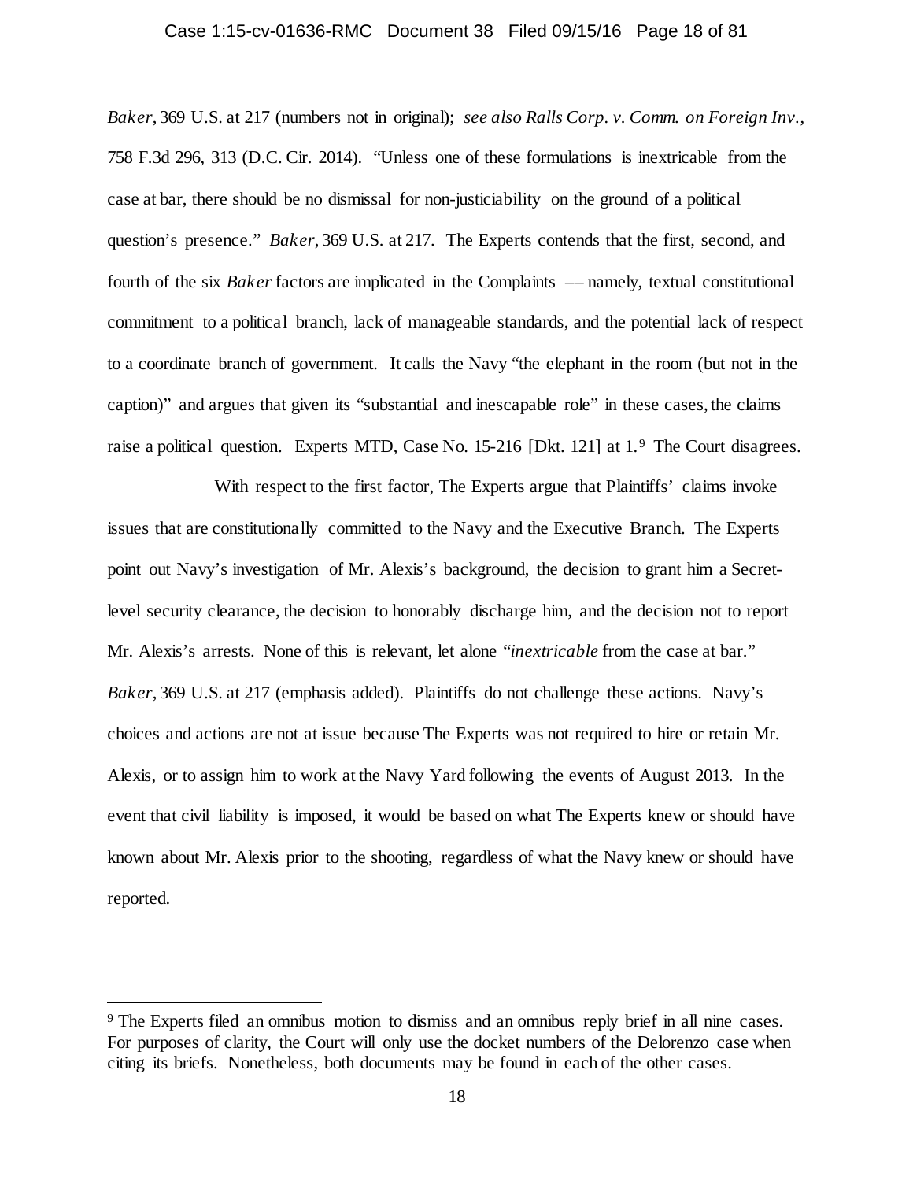*Baker*, 369 U.S. at 217 (numbers not in original); *see also Ralls Corp. v. Comm. on Foreign Inv.*, 758 F.3d 296, 313 (D.C. Cir. 2014). "Unless one of these formulations is inextricable from the case at bar, there should be no dismissal for non-justiciability on the ground of a political question's presence." *Baker*, 369 U.S. at 217. The Experts contends that the first, second, and fourth of the six *Baker* factors are implicated in the Complaints — namely, textual constitutional commitment to a political branch, lack of manageable standards, and the potential lack of respect to a coordinate branch of government. It calls the Navy "the elephant in the room (but not in the caption)" and argues that given its "substantial and inescapable role" in these cases, the claims raise a political question. Experts MTD, Case No. 15-216 [Dkt. 121] at 1.[9] The Court disagrees.

With respect to the first factor, The Experts argue that Plaintiffs' claims invoke issues that are constitutionally committed to the Navy and the Executive Branch. The Experts point out Navy's investigation of Mr. Alexis's background, the decision to grant him a Secret-level security clearance, the decision to honorably discharge him, and the decision not to report Mr. Alexis's arrests. None of this is relevant, let alone "*inextricable* from the case at bar." *Baker*, 369 U.S. at 217 (emphasis added). Plaintiffs do not challenge these actions. Navy's choices and actions are not at issue because The Experts was not required to hire or retain Mr. Alexis, or to assign him to work at the Navy Yard following the events of August 2013. In the event that civil liability is imposed, it would be based on what The Experts knew or should have known about Mr. Alexis prior to the shooting, regardless of what the Navy knew or should have reported.

[9] The Experts filed an omnibus motion to dismiss and an omnibus reply brief in all nine cases. For purposes of clarity, the Court will only use the docket numbers of the Delorenzo case when citing its briefs. Nonetheless, both documents may be found in each of the other cases.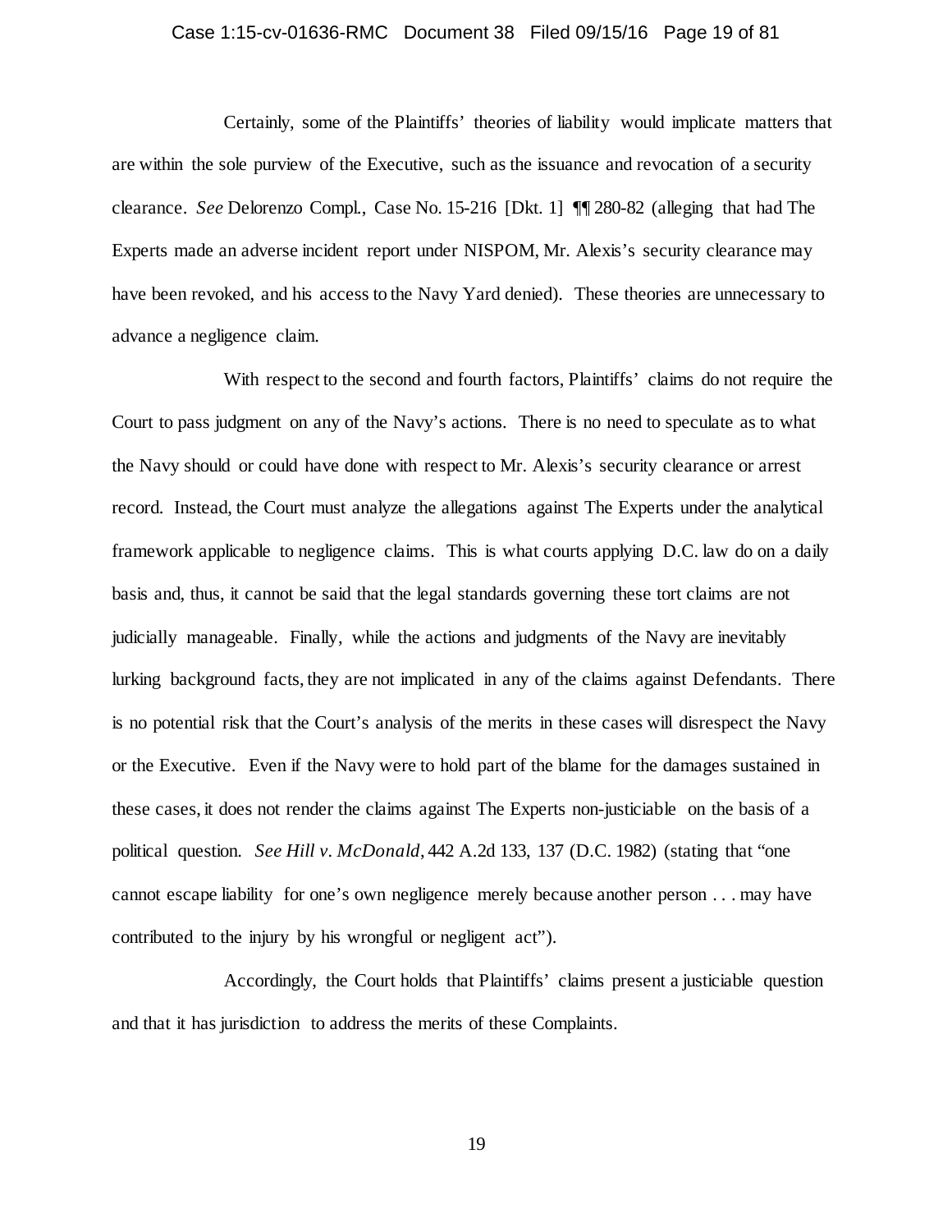Certainly, some of the Plaintiffs' theories of liability would implicate matters that are within the sole purview of the Executive, such as the issuance and revocation of a security clearance. *See* Delorenzo Compl., Case No. 15-216 [Dkt. 1] ¶¶ 280-82 (alleging that had The Experts made an adverse incident report under NISPOM, Mr. Alexis's security clearance may have been revoked, and his access to the Navy Yard denied). These theories are unnecessary to advance a negligence claim.

With respect to the second and fourth factors, Plaintiffs' claims do not require the Court to pass judgment on any of the Navy's actions. There is no need to speculate as to what the Navy should or could have done with respect to Mr. Alexis's security clearance or arrest record. Instead, the Court must analyze the allegations against The Experts under the analytical framework applicable to negligence claims. This is what courts applying D.C. law do on a daily basis and, thus, it cannot be said that the legal standards governing these tort claims are not judicially manageable. Finally, while the actions and judgments of the Navy are inevitably lurking background facts, they are not implicated in any of the claims against Defendants. There is no potential risk that the Court's analysis of the merits in these cases will disrespect the Navy or the Executive. Even if the Navy were to hold part of the blame for the damages sustained in these cases, it does not render the claims against The Experts non-justiciable on the basis of a political question. *See Hill v. McDonald*, 442 A.2d 133, 137 (D.C. 1982) (stating that "one cannot escape liability for one's own negligence merely because another person . . . may have contributed to the injury by his wrongful or negligent act").

Accordingly, the Court holds that Plaintiffs' claims present a justiciable question and that it has jurisdiction to address the merits of these Complaints.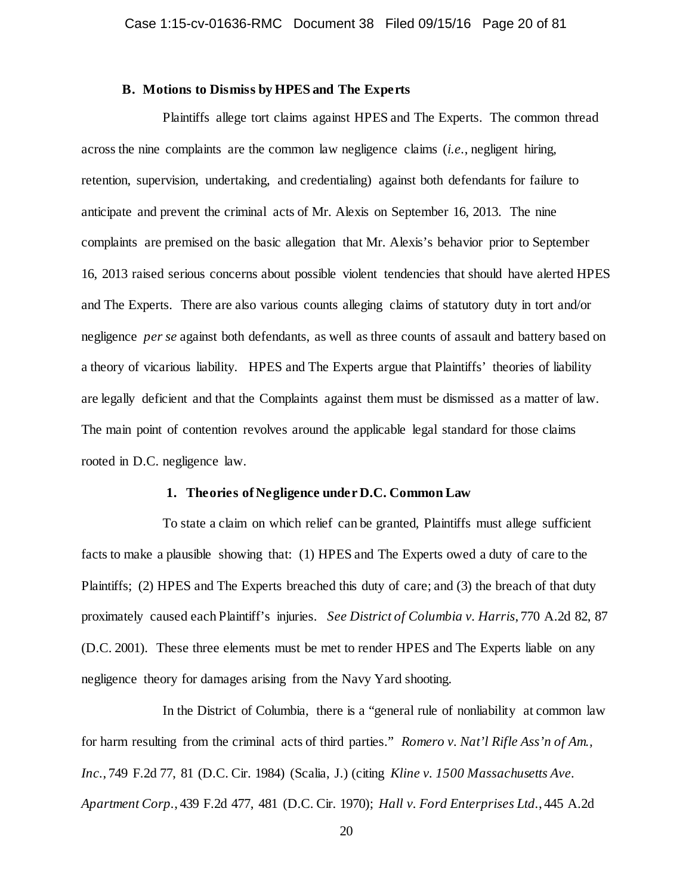### B. Motions to Dismiss by HPES and The Experts

Plaintiffs allege tort claims against HPES and The Experts. The common thread across the nine complaints are the common law negligence claims (*i.e.*, negligent hiring, retention, supervision, undertaking, and credentialing) against both defendants for failure to anticipate and prevent the criminal acts of Mr. Alexis on September 16, 2013. The nine complaints are premised on the basic allegation that Mr. Alexis's behavior prior to September 16, 2013 raised serious concerns about possible violent tendencies that should have alerted HPES and The Experts. There are also various counts alleging claims of statutory duty in tort and/or negligence *per se* against both defendants, as well as three counts of assault and battery based on a theory of vicarious liability. HPES and The Experts argue that Plaintiffs' theories of liability are legally deficient and that the Complaints against them must be dismissed as a matter of law. The main point of contention revolves around the applicable legal standard for those claims rooted in D.C. negligence law.

#### 1. Theories of Negligence under D.C. Common Law

To state a claim on which relief can be granted, Plaintiffs must allege sufficient facts to make a plausible showing that: (1) HPES and The Experts owed a duty of care to the Plaintiffs; (2) HPES and The Experts breached this duty of care; and (3) the breach of that duty proximately caused each Plaintiff's injuries. *See District of Columbia v. Harris*, 770 A.2d 82, 87 (D.C. 2001). These three elements must be met to render HPES and The Experts liable on any negligence theory for damages arising from the Navy Yard shooting.

In the District of Columbia, there is a "general rule of nonliability at common law for harm resulting from the criminal acts of third parties." *Romero v. Nat'l Rifle Ass'n of Am., Inc.*, 749 F.2d 77, 81 (D.C. Cir. 1984) (Scalia, J.) (citing *Kline v. 1500 Massachusetts Ave. Apartment Corp.*, 439 F.2d 477, 481 (D.C. Cir. 1970); *Hall v. Ford Enterprises Ltd.*, 445 A.2d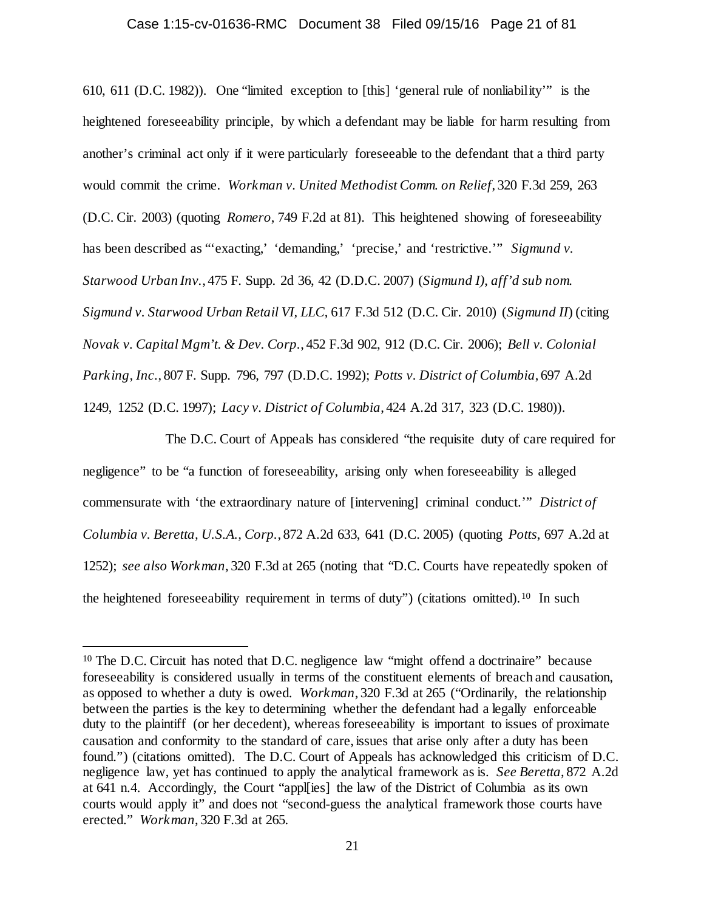610, 611 (D.C. 1982)). One "limited exception to [this] 'general rule of nonliability'" is the heightened foreseeability principle, by which a defendant may be liable for harm resulting from another's criminal act only if it were particularly foreseeable to the defendant that a third party would commit the crime. *Workman v. United Methodist Comm. on Relief*, 320 F.3d 259, 263 (D.C. Cir. 2003) (quoting *Romero*, 749 F.2d at 81). This heightened showing of foreseeability has been described as "'exacting,' 'demanding,' 'precise,' and 'restrictive.'" *Sigmund v. Starwood Urban Inv.*, 475 F. Supp. 2d 36, 42 (D.D.C. 2007) (*Sigmund I*), *aff'd sub nom. Sigmund v. Starwood Urban Retail VI, LLC*, 617 F.3d 512 (D.C. Cir. 2010) (*Sigmund II*) (citing *Novak v. Capital Mgm't. & Dev. Corp.*, 452 F.3d 902, 912 (D.C. Cir. 2006); *Bell v. Colonial Parking, Inc.*, 807 F. Supp. 796, 797 (D.D.C. 1992); *Potts v. District of Columbia*, 697 A.2d 1249, 1252 (D.C. 1997); *Lacy v. District of Columbia*, 424 A.2d 317, 323 (D.C. 1980)).

The D.C. Court of Appeals has considered "the requisite duty of care required for negligence" to be "a function of foreseeability, arising only when foreseeability is alleged commensurate with 'the extraordinary nature of [intervening] criminal conduct.'" *District of Columbia v. Beretta, U.S.A., Corp.*, 872 A.2d 633, 641 (D.C. 2005) (quoting *Potts*, 697 A.2d at 1252); *see also Workman*, 320 F.3d at 265 (noting that "D.C. Courts have repeatedly spoken of the heightened foreseeability requirement in terms of duty") (citations omitted).[10] In such

---

[10] The D.C. Circuit has noted that D.C. negligence law "might offend a doctrinaire" because foreseeability is considered usually in terms of the constituent elements of breach and causation, as opposed to whether a duty is owed. *Workman*, 320 F.3d at 265 ("Ordinarily, the relationship between the parties is the key to determining whether the defendant had a legally enforceable duty to the plaintiff (or her decedent), whereas foreseeability is important to issues of proximate causation and conformity to the standard of care, issues that arise only after a duty has been found.") (citations omitted). The D.C. Court of Appeals has acknowledged this criticism of D.C. negligence law, yet has continued to apply the analytical framework as is. *See Beretta*, 872 A.2d at 641 n.4. Accordingly, the Court "appl[ies] the law of the District of Columbia as its own courts would apply it" and does not "second-guess the analytical framework those courts have erected." *Workman*, 320 F.3d at 265.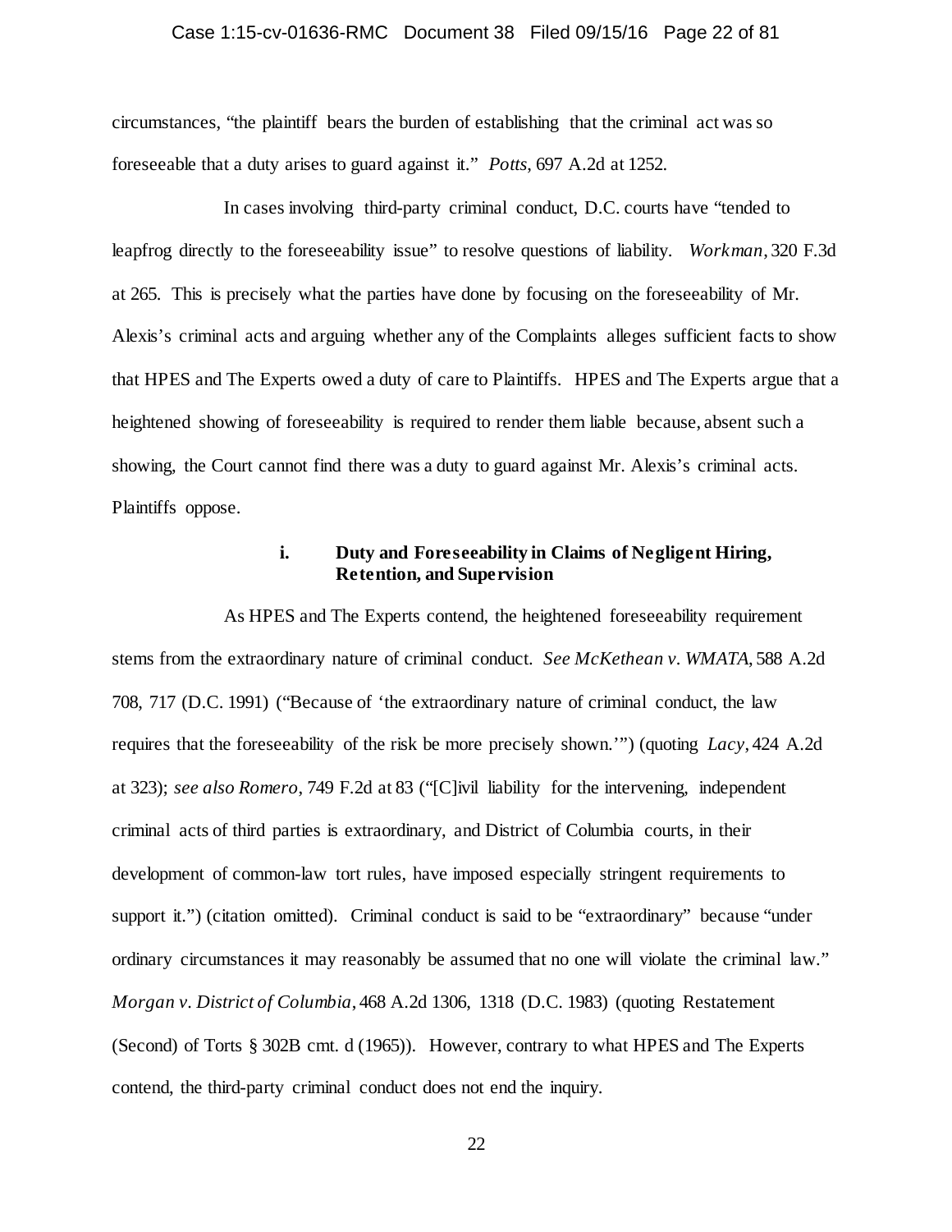circumstances, "the plaintiff bears the burden of establishing that the criminal act was so foreseeable that a duty arises to guard against it." *Potts*, 697 A.2d at 1252.

In cases involving third-party criminal conduct, D.C. courts have "tended to leapfrog directly to the foreseeability issue" to resolve questions of liability. *Workman*, 320 F.3d at 265. This is precisely what the parties have done by focusing on the foreseeability of Mr. Alexis's criminal acts and arguing whether any of the Complaints alleges sufficient facts to show that HPES and The Experts owed a duty of care to Plaintiffs. HPES and The Experts argue that a heightened showing of foreseeability is required to render them liable because, absent such a showing, the Court cannot find there was a duty to guard against Mr. Alexis's criminal acts. Plaintiffs oppose.

#### i. Duty and Foreseeability in Claims of Negligent Hiring, Retention, and Supervision

As HPES and The Experts contend, the heightened foreseeability requirement stems from the extraordinary nature of criminal conduct. *See McKethean v. WMATA*, 588 A.2d 708, 717 (D.C. 1991) ("Because of 'the extraordinary nature of criminal conduct, the law requires that the foreseeability of the risk be more precisely shown.'") (quoting *Lacy*, 424 A.2d at 323); *see also Romero*, 749 F.2d at 83 ("[C]ivil liability for the intervening, independent criminal acts of third parties is extraordinary, and District of Columbia courts, in their development of common-law tort rules, have imposed especially stringent requirements to support it.") (citation omitted). Criminal conduct is said to be "extraordinary" because "under ordinary circumstances it may reasonably be assumed that no one will violate the criminal law." *Morgan v. District of Columbia*, 468 A.2d 1306, 1318 (D.C. 1983) (quoting Restatement (Second) of Torts § 302B cmt. d (1965)). However, contrary to what HPES and The Experts contend, the third-party criminal conduct does not end the inquiry.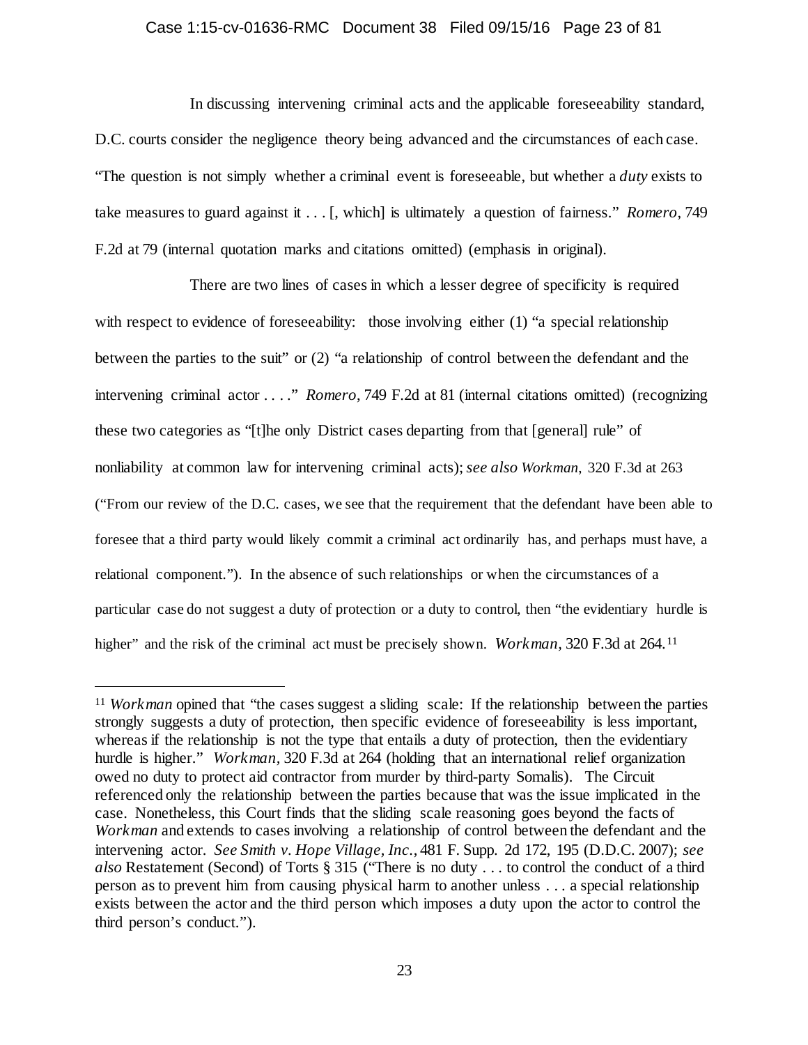In discussing intervening criminal acts and the applicable foreseeability standard, D.C. courts consider the negligence theory being advanced and the circumstances of each case. "The question is not simply whether a criminal event is foreseeable, but whether a *duty* exists to take measures to guard against it . . . [, which] is ultimately a question of fairness." *Romero*, 749 F.2d at 79 (internal quotation marks and citations omitted) (emphasis in original).

There are two lines of cases in which a lesser degree of specificity is required with respect to evidence of foreseeability: those involving either (1) "a special relationship between the parties to the suit" or (2) "a relationship of control between the defendant and the intervening criminal actor . . . ." *Romero*, 749 F.2d at 81 (internal citations omitted) (recognizing these two categories as "[t]he only District cases departing from that [general] rule" of nonliability at common law for intervening criminal acts); *see also Workman*, 320 F.3d at 263 ("From our review of the D.C. cases, we see that the requirement that the defendant have been able to foresee that a third party would likely commit a criminal act ordinarily has, and perhaps must have, a relational component."). In the absence of such relationships or when the circumstances of a particular case do not suggest a duty of protection or a duty to control, then "the evidentiary hurdle is higher" and the risk of the criminal act must be precisely shown. *Workman*, 320 F.3d at 264.[11]

---

[11] *Workman* opined that "the cases suggest a sliding scale: If the relationship between the parties strongly suggests a duty of protection, then specific evidence of foreseeability is less important, whereas if the relationship is not the type that entails a duty of protection, then the evidentiary hurdle is higher." *Workman*, 320 F.3d at 264 (holding that an international relief organization owed no duty to protect aid contractor from murder by third-party Somalis). The Circuit referenced only the relationship between the parties because that was the issue implicated in the case. Nonetheless, this Court finds that the sliding scale reasoning goes beyond the facts of *Workman* and extends to cases involving a relationship of control between the defendant and the intervening actor. *See Smith v. Hope Village, Inc.*, 481 F. Supp. 2d 172, 195 (D.D.C. 2007); *see also* Restatement (Second) of Torts § 315 ("There is no duty . . . to control the conduct of a third person as to prevent him from causing physical harm to another unless . . . a special relationship exists between the actor and the third person which imposes a duty upon the actor to control the third person's conduct.").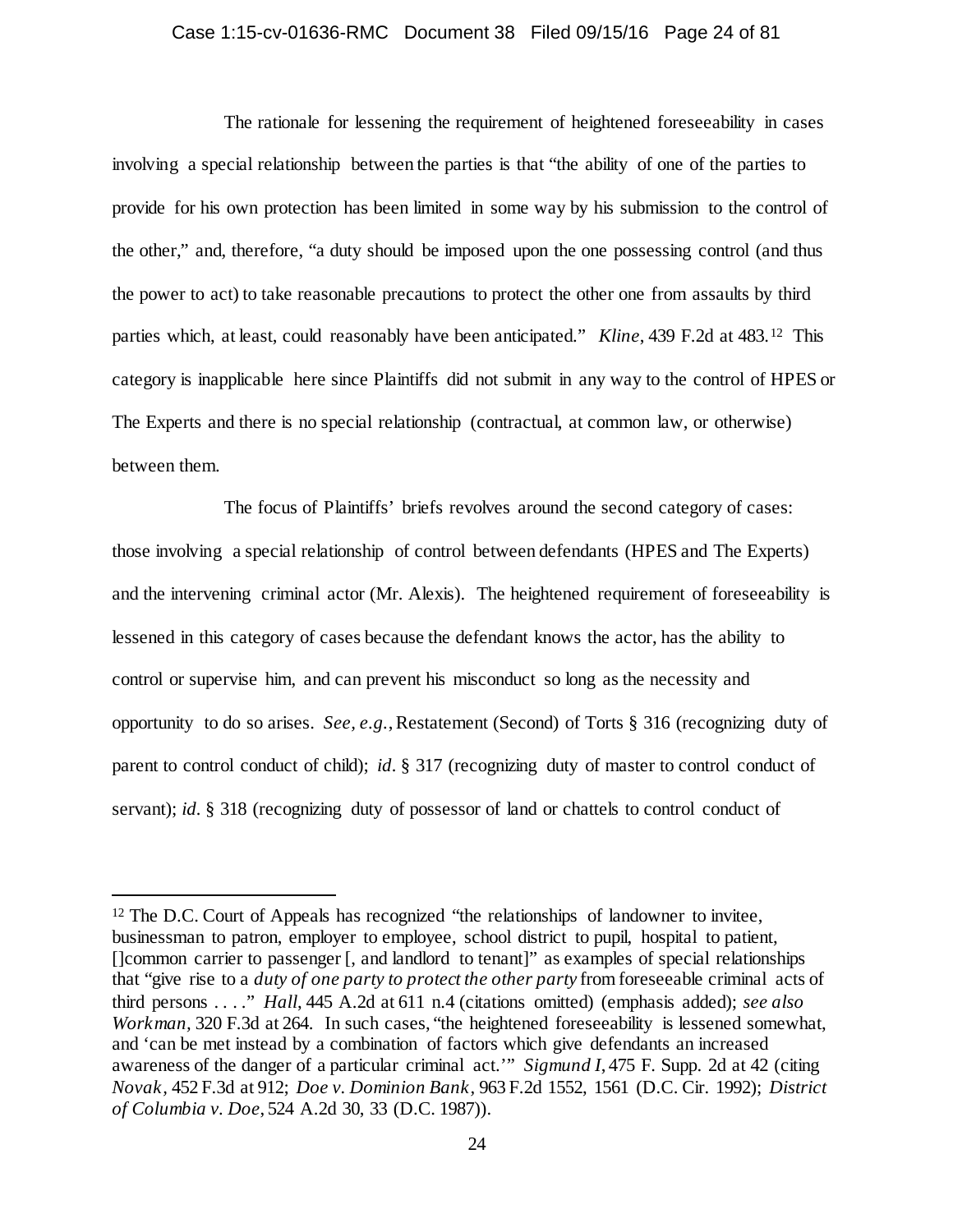The rationale for lessening the requirement of heightened foreseeability in cases involving a special relationship between the parties is that "the ability of one of the parties to provide for his own protection has been limited in some way by his submission to the control of the other," and, therefore, "a duty should be imposed upon the one possessing control (and thus the power to act) to take reasonable precautions to protect the other one from assaults by third parties which, at least, could reasonably have been anticipated." *Kline*, 439 F.2d at 483.[12] This category is inapplicable here since Plaintiffs did not submit in any way to the control of HPES or The Experts and there is no special relationship (contractual, at common law, or otherwise) between them.

The focus of Plaintiffs' briefs revolves around the second category of cases: those involving a special relationship of control between defendants (HPES and The Experts) and the intervening criminal actor (Mr. Alexis). The heightened requirement of foreseeability is lessened in this category of cases because the defendant knows the actor, has the ability to control or supervise him, and can prevent his misconduct so long as the necessity and opportunity to do so arises. *See, e.g.*, Restatement (Second) of Torts § 316 (recognizing duty of parent to control conduct of child); *id*. § 317 (recognizing duty of master to control conduct of servant); *id*. § 318 (recognizing duty of possessor of land or chattels to control conduct of

---

[12] The D.C. Court of Appeals has recognized "the relationships of landowner to invitee, businessman to patron, employer to employee, school district to pupil, hospital to patient, []common carrier to passenger [, and landlord to tenant]" as examples of special relationships that "give rise to a *duty of one party to protect the other party* from foreseeable criminal acts of third persons . . . ." *Hall*, 445 A.2d at 611 n.4 (citations omitted) (emphasis added); *see also Workman*, 320 F.3d at 264. In such cases, "the heightened foreseeability is lessened somewhat, and 'can be met instead by a combination of factors which give defendants an increased awareness of the danger of a particular criminal act.'" *Sigmund I*, 475 F. Supp. 2d at 42 (citing *Novak*, 452 F.3d at 912; *Doe v. Dominion Bank*, 963 F.2d 1552, 1561 (D.C. Cir. 1992); *District of Columbia v. Doe*, 524 A.2d 30, 33 (D.C. 1987)).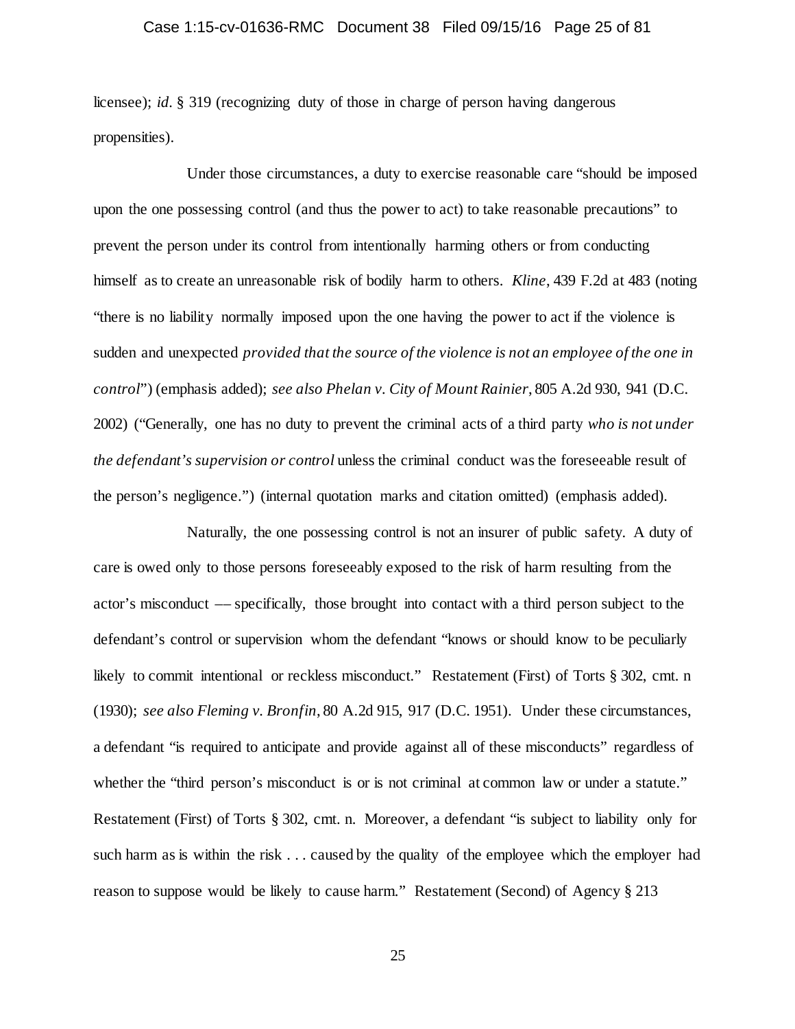licensee); *id*. § 319 (recognizing duty of those in charge of person having dangerous propensities).

Under those circumstances, a duty to exercise reasonable care "should be imposed upon the one possessing control (and thus the power to act) to take reasonable precautions" to prevent the person under its control from intentionally harming others or from conducting himself as to create an unreasonable risk of bodily harm to others. *Kline*, 439 F.2d at 483 (noting "there is no liability normally imposed upon the one having the power to act if the violence is sudden and unexpected *provided that the source of the violence is not an employee of the one in control*") (emphasis added); *see also Phelan v. City of Mount Rainier*, 805 A.2d 930, 941 (D.C. 2002) ("Generally, one has no duty to prevent the criminal acts of a third party *who is not under the defendant's supervision or control* unless the criminal conduct was the foreseeable result of the person's negligence.") (internal quotation marks and citation omitted) (emphasis added).

Naturally, the one possessing control is not an insurer of public safety. A duty of care is owed only to those persons foreseeably exposed to the risk of harm resulting from the actor's misconduct –– specifically, those brought into contact with a third person subject to the defendant's control or supervision whom the defendant "knows or should know to be peculiarly likely to commit intentional or reckless misconduct." Restatement (First) of Torts § 302, cmt. n (1930); *see also Fleming v. Bronfin*, 80 A.2d 915, 917 (D.C. 1951). Under these circumstances, a defendant "is required to anticipate and provide against all of these misconducts" regardless of whether the "third person's misconduct is or is not criminal at common law or under a statute." Restatement (First) of Torts § 302, cmt. n. Moreover, a defendant "is subject to liability only for such harm as is within the risk . . . caused by the quality of the employee which the employer had reason to suppose would be likely to cause harm." Restatement (Second) of Agency § 213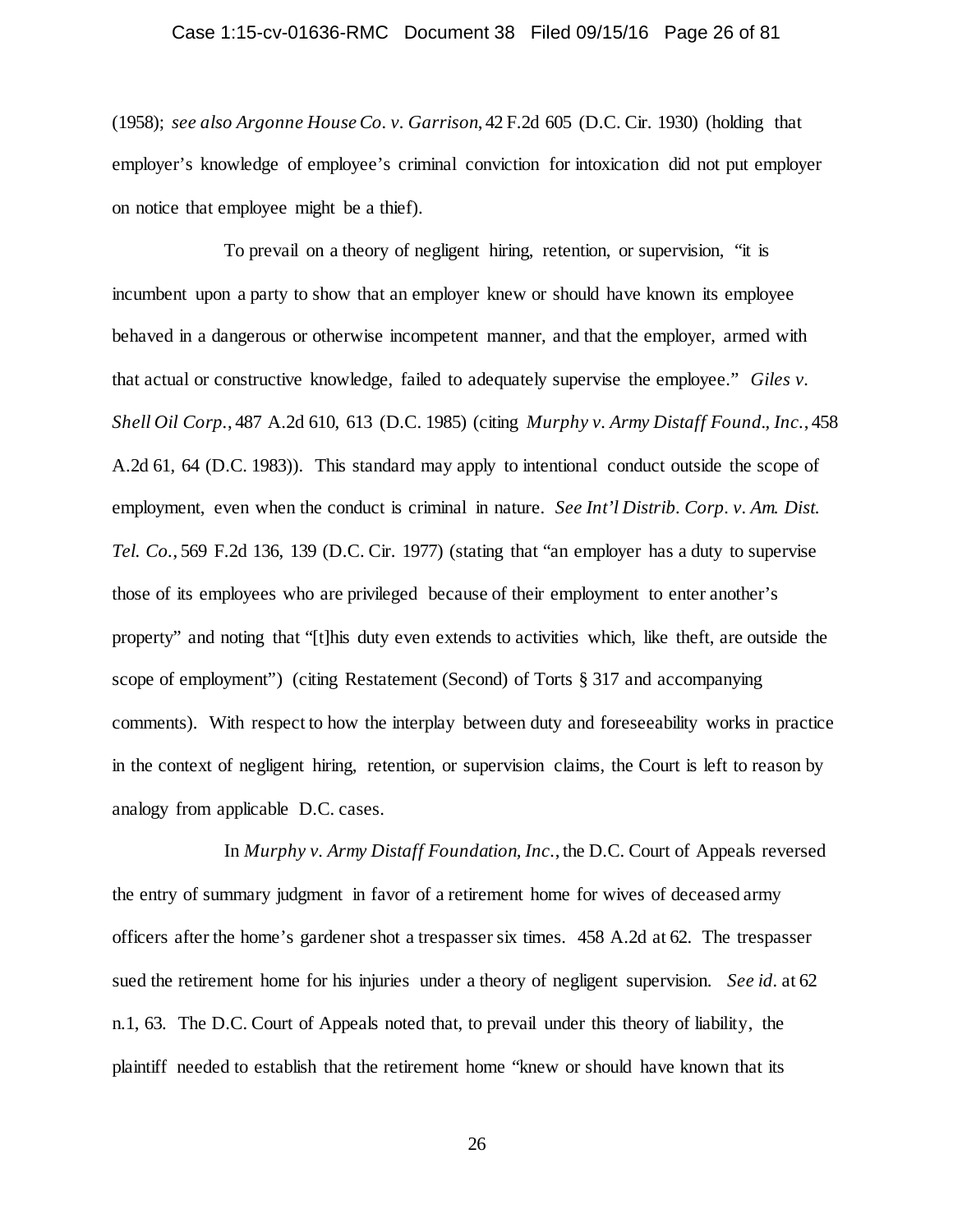(1958); *see also Argonne House Co. v. Garrison*, 42 F.2d 605 (D.C. Cir. 1930) (holding that employer's knowledge of employee's criminal conviction for intoxication did not put employer on notice that employee might be a thief).

To prevail on a theory of negligent hiring, retention, or supervision, "it is incumbent upon a party to show that an employer knew or should have known its employee behaved in a dangerous or otherwise incompetent manner, and that the employer, armed with that actual or constructive knowledge, failed to adequately supervise the employee." *Giles v. Shell Oil Corp.*, 487 A.2d 610, 613 (D.C. 1985) (citing *Murphy v. Army Distaff Found., Inc.*, 458 A.2d 61, 64 (D.C. 1983)). This standard may apply to intentional conduct outside the scope of employment, even when the conduct is criminal in nature. *See Int'l Distrib. Corp. v. Am. Dist. Tel. Co.*, 569 F.2d 136, 139 (D.C. Cir. 1977) (stating that "an employer has a duty to supervise those of its employees who are privileged because of their employment to enter another's property" and noting that "[t]his duty even extends to activities which, like theft, are outside the scope of employment") (citing Restatement (Second) of Torts § 317 and accompanying comments). With respect to how the interplay between duty and foreseeability works in practice in the context of negligent hiring, retention, or supervision claims, the Court is left to reason by analogy from applicable D.C. cases.

In *Murphy v. Army Distaff Foundation, Inc.*, the D.C. Court of Appeals reversed the entry of summary judgment in favor of a retirement home for wives of deceased army officers after the home's gardener shot a trespasser six times. 458 A.2d at 62. The trespasser sued the retirement home for his injuries under a theory of negligent supervision. *See id.* at 62 n.1, 63. The D.C. Court of Appeals noted that, to prevail under this theory of liability, the plaintiff needed to establish that the retirement home "knew or should have known that its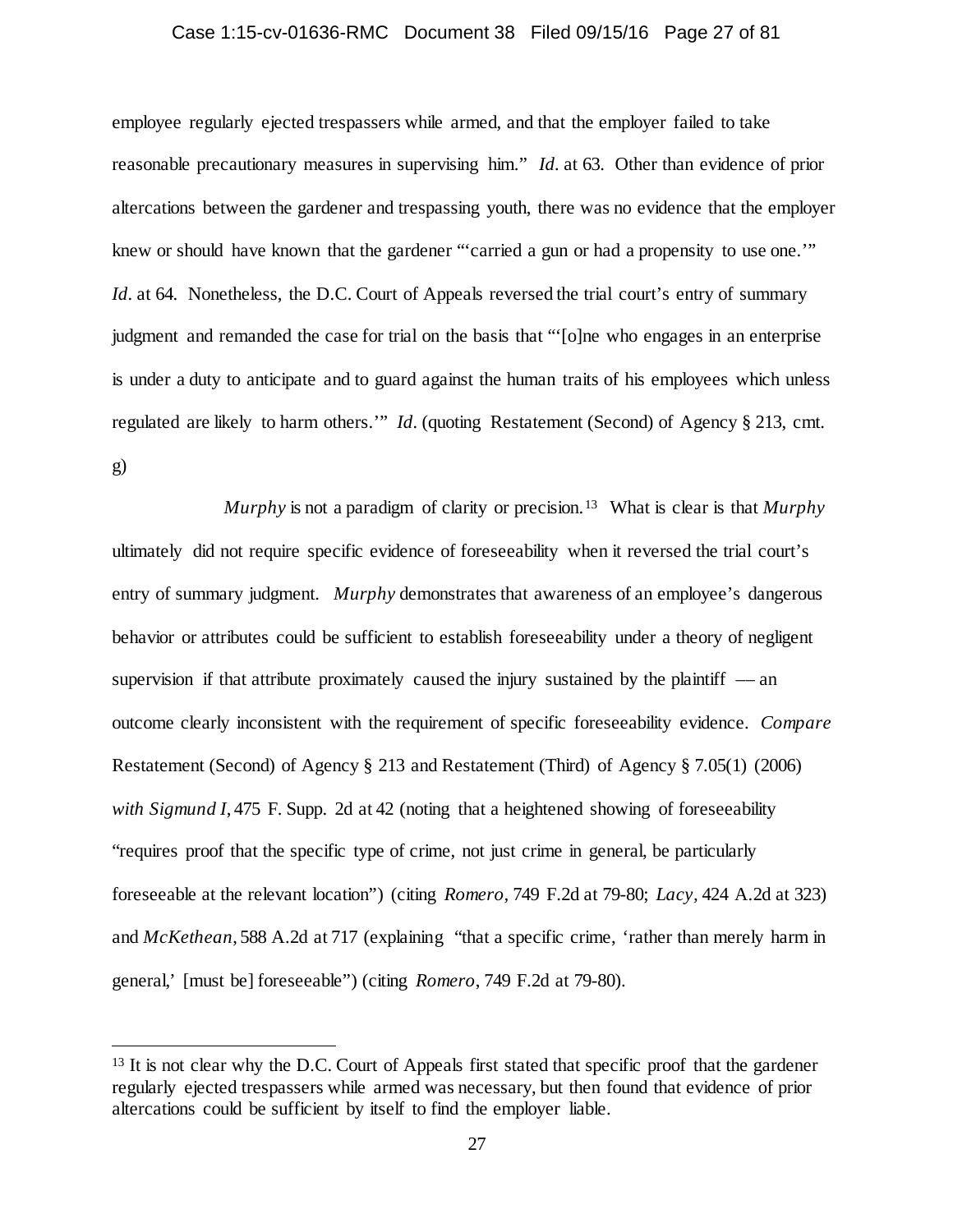employee regularly ejected trespassers while armed, and that the employer failed to take reasonable precautionary measures in supervising him." *Id.* at 63. Other than evidence of prior altercations between the gardener and trespassing youth, there was no evidence that the employer knew or should have known that the gardener "'carried a gun or had a propensity to use one.'" *Id.* at 64. Nonetheless, the D.C. Court of Appeals reversed the trial court's entry of summary judgment and remanded the case for trial on the basis that "'[o]ne who engages in an enterprise is under a duty to anticipate and to guard against the human traits of his employees which unless regulated are likely to harm others.'" *Id.* (quoting Restatement (Second) of Agency § 213, cmt. g)

*Murphy* is not a paradigm of clarity or precision.[13] What is clear is that *Murphy* ultimately did not require specific evidence of foreseeability when it reversed the trial court's entry of summary judgment. *Murphy* demonstrates that awareness of an employee's dangerous behavior or attributes could be sufficient to establish foreseeability under a theory of negligent supervision if that attribute proximately caused the injury sustained by the plaintiff — an outcome clearly inconsistent with the requirement of specific foreseeability evidence. *Compare* Restatement (Second) of Agency § 213 and Restatement (Third) of Agency § 7.05(1) (2006) *with Sigmund I*, 475 F. Supp. 2d at 42 (noting that a heightened showing of foreseeability "requires proof that the specific type of crime, not just crime in general, be particularly foreseeable at the relevant location") (citing *Romero*, 749 F.2d at 79-80; *Lacy*, 424 A.2d at 323) and *McKethean*, 588 A.2d at 717 (explaining "that a specific crime, 'rather than merely harm in general,' [must be] foreseeable") (citing *Romero*, 749 F.2d at 79-80).

---

[13] It is not clear why the D.C. Court of Appeals first stated that specific proof that the gardener regularly ejected trespassers while armed was necessary, but then found that evidence of prior altercations could be sufficient by itself to find the employer liable.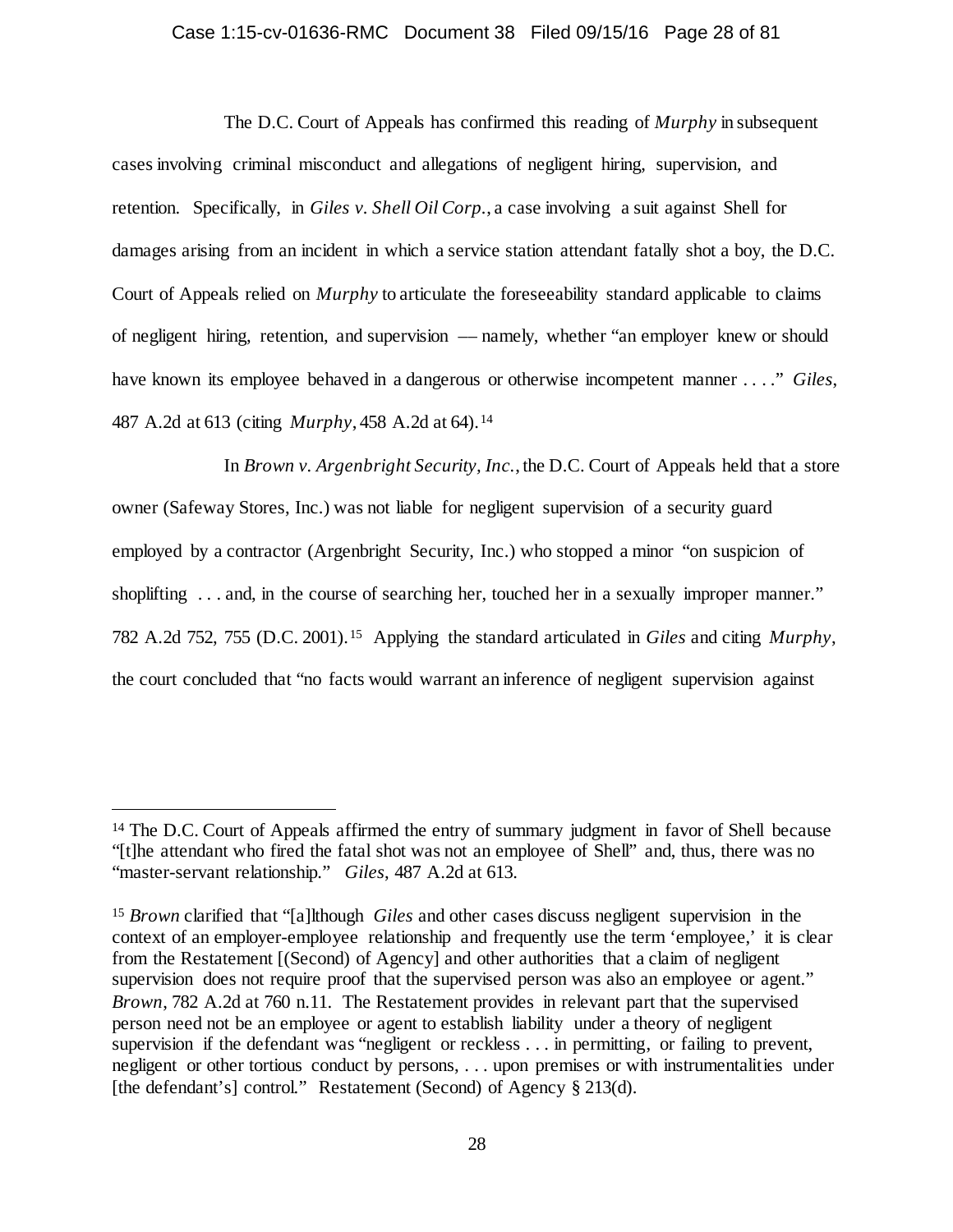The D.C. Court of Appeals has confirmed this reading of *Murphy* in subsequent cases involving criminal misconduct and allegations of negligent hiring, supervision, and retention. Specifically, in *Giles v. Shell Oil Corp.*, a case involving a suit against Shell for damages arising from an incident in which a service station attendant fatally shot a boy, the D.C. Court of Appeals relied on *Murphy* to articulate the foreseeability standard applicable to claims of negligent hiring, retention, and supervision — namely, whether "an employer knew or should have known its employee behaved in a dangerous or otherwise incompetent manner . . . ." *Giles*, 487 A.2d at 613 (citing *Murphy*, 458 A.2d at 64).[14]

In *Brown v. Argenbright Security, Inc.*, the D.C. Court of Appeals held that a store owner (Safeway Stores, Inc.) was not liable for negligent supervision of a security guard employed by a contractor (Argenbright Security, Inc.) who stopped a minor "on suspicion of shoplifting . . . and, in the course of searching her, touched her in a sexually improper manner." 782 A.2d 752, 755 (D.C. 2001).[15] Applying the standard articulated in *Giles* and citing *Murphy*, the court concluded that "no facts would warrant an inference of negligent supervision against

---

[14] The D.C. Court of Appeals affirmed the entry of summary judgment in favor of Shell because "[t]he attendant who fired the fatal shot was not an employee of Shell" and, thus, there was no "master-servant relationship." *Giles*, 487 A.2d at 613.

[15] *Brown* clarified that "[a]lthough *Giles* and other cases discuss negligent supervision in the context of an employer-employee relationship and frequently use the term 'employee,' it is clear from the Restatement [(Second) of Agency] and other authorities that a claim of negligent supervision does not require proof that the supervised person was also an employee or agent." *Brown*, 782 A.2d at 760 n.11. The Restatement provides in relevant part that the supervised person need not be an employee or agent to establish liability under a theory of negligent supervision if the defendant was "negligent or reckless . . . in permitting, or failing to prevent, negligent or other tortious conduct by persons, . . . upon premises or with instrumentalities under [the defendant's] control." Restatement (Second) of Agency § 213(d).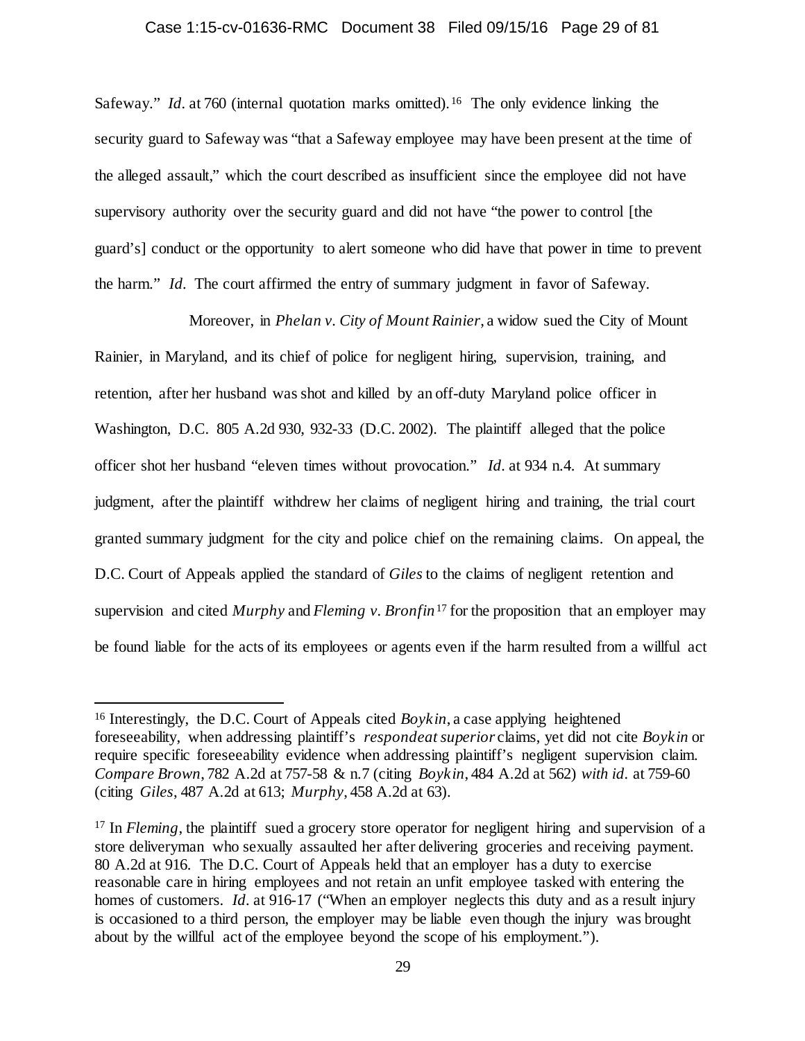Safeway." *Id.* at 760 (internal quotation marks omitted).[16] The only evidence linking the security guard to Safeway was "that a Safeway employee may have been present at the time of the alleged assault," which the court described as insufficient since the employee did not have supervisory authority over the security guard and did not have "the power to control [the guard's] conduct or the opportunity to alert someone who did have that power in time to prevent the harm." *Id.* The court affirmed the entry of summary judgment in favor of Safeway.

Moreover, in *Phelan v. City of Mount Rainier*, a widow sued the City of Mount Rainier, in Maryland, and its chief of police for negligent hiring, supervision, training, and retention, after her husband was shot and killed by an off-duty Maryland police officer in Washington, D.C. 805 A.2d 930, 932-33 (D.C. 2002). The plaintiff alleged that the police officer shot her husband "eleven times without provocation." *Id.* at 934 n.4. At summary judgment, after the plaintiff withdrew her claims of negligent hiring and training, the trial court granted summary judgment for the city and police chief on the remaining claims. On appeal, the D.C. Court of Appeals applied the standard of *Giles* to the claims of negligent retention and supervision and cited *Murphy* and *Fleming v. Bronfin*[17] for the proposition that an employer may be found liable for the acts of its employees or agents even if the harm resulted from a willful act

---

[16] Interestingly, the D.C. Court of Appeals cited *Boykin*, a case applying heightened foreseeability, when addressing plaintiff's *respondeat superior* claims, yet did not cite *Boykin* or require specific foreseeability evidence when addressing plaintiff's negligent supervision claim. *Compare Brown*, 782 A.2d at 757-58 & n.7 (citing *Boykin*, 484 A.2d at 562) *with id.* at 759-60 (citing *Giles*, 487 A.2d at 613; *Murphy*, 458 A.2d at 63).

[17] In *Fleming*, the plaintiff sued a grocery store operator for negligent hiring and supervision of a store deliveryman who sexually assaulted her after delivering groceries and receiving payment. 80 A.2d at 916. The D.C. Court of Appeals held that an employer has a duty to exercise reasonable care in hiring employees and not retain an unfit employee tasked with entering the homes of customers. *Id.* at 916-17 ("When an employer neglects this duty and as a result injury is occasioned to a third person, the employer may be liable even though the injury was brought about by the willful act of the employee beyond the scope of his employment.").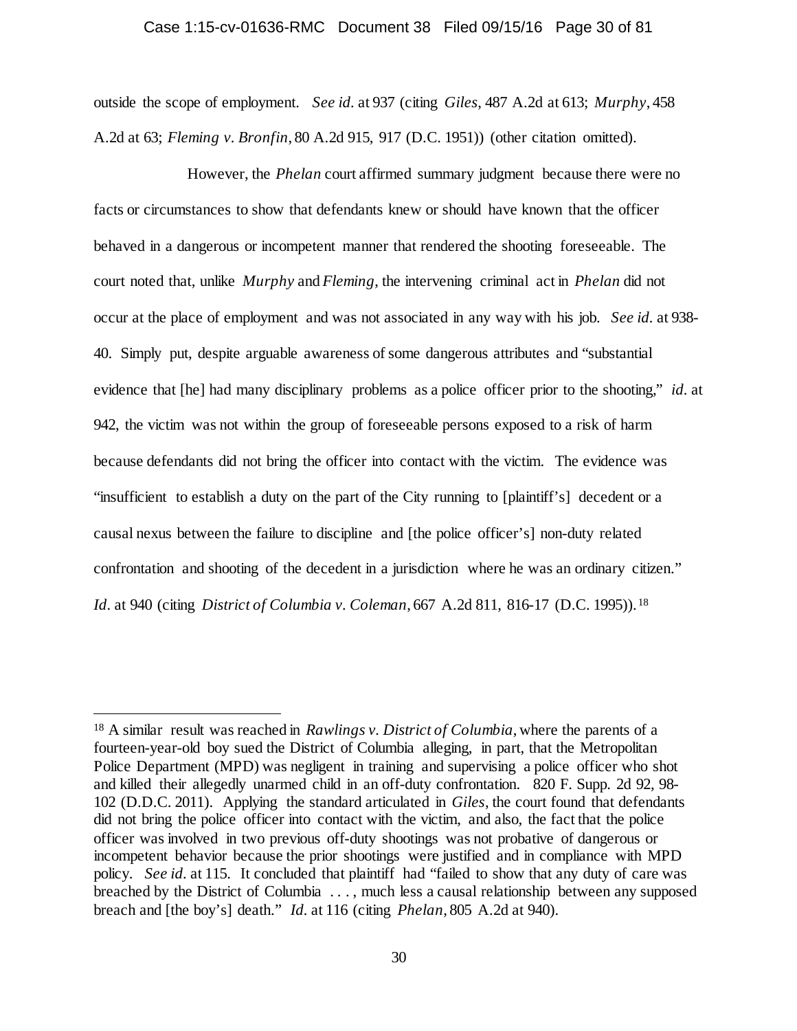outside the scope of employment. *See id.* at 937 (citing *Giles*, 487 A.2d at 613; *Murphy*, 458 A.2d at 63; *Fleming v. Bronfin*, 80 A.2d 915, 917 (D.C. 1951)) (other citation omitted).

However, the *Phelan* court affirmed summary judgment because there were no facts or circumstances to show that defendants knew or should have known that the officer behaved in a dangerous or incompetent manner that rendered the shooting foreseeable. The court noted that, unlike *Murphy* and *Fleming*, the intervening criminal act in *Phelan* did not occur at the place of employment and was not associated in any way with his job. *See id.* at 938-40. Simply put, despite arguable awareness of some dangerous attributes and "substantial evidence that [he] had many disciplinary problems as a police officer prior to the shooting," *id.* at 942, the victim was not within the group of foreseeable persons exposed to a risk of harm because defendants did not bring the officer into contact with the victim. The evidence was "insufficient to establish a duty on the part of the City running to [plaintiff's] decedent or a causal nexus between the failure to discipline and [the police officer's] non-duty related confrontation and shooting of the decedent in a jurisdiction where he was an ordinary citizen." *Id.* at 940 (citing *District of Columbia v. Coleman*, 667 A.2d 811, 816-17 (D.C. 1995)).[18]

---

[18] A similar result was reached in *Rawlings v. District of Columbia*, where the parents of a fourteen-year-old boy sued the District of Columbia alleging, in part, that the Metropolitan Police Department (MPD) was negligent in training and supervising a police officer who shot and killed their allegedly unarmed child in an off-duty confrontation. 820 F. Supp. 2d 92, 98-102 (D.D.C. 2011). Applying the standard articulated in *Giles*, the court found that defendants did not bring the police officer into contact with the victim, and also, the fact that the police officer was involved in two previous off-duty shootings was not probative of dangerous or incompetent behavior because the prior shootings were justified and in compliance with MPD policy. *See id.* at 115. It concluded that plaintiff had "failed to show that any duty of care was breached by the District of Columbia . . . , much less a causal relationship between any supposed breach and [the boy's] death." *Id.* at 116 (citing *Phelan*, 805 A.2d at 940).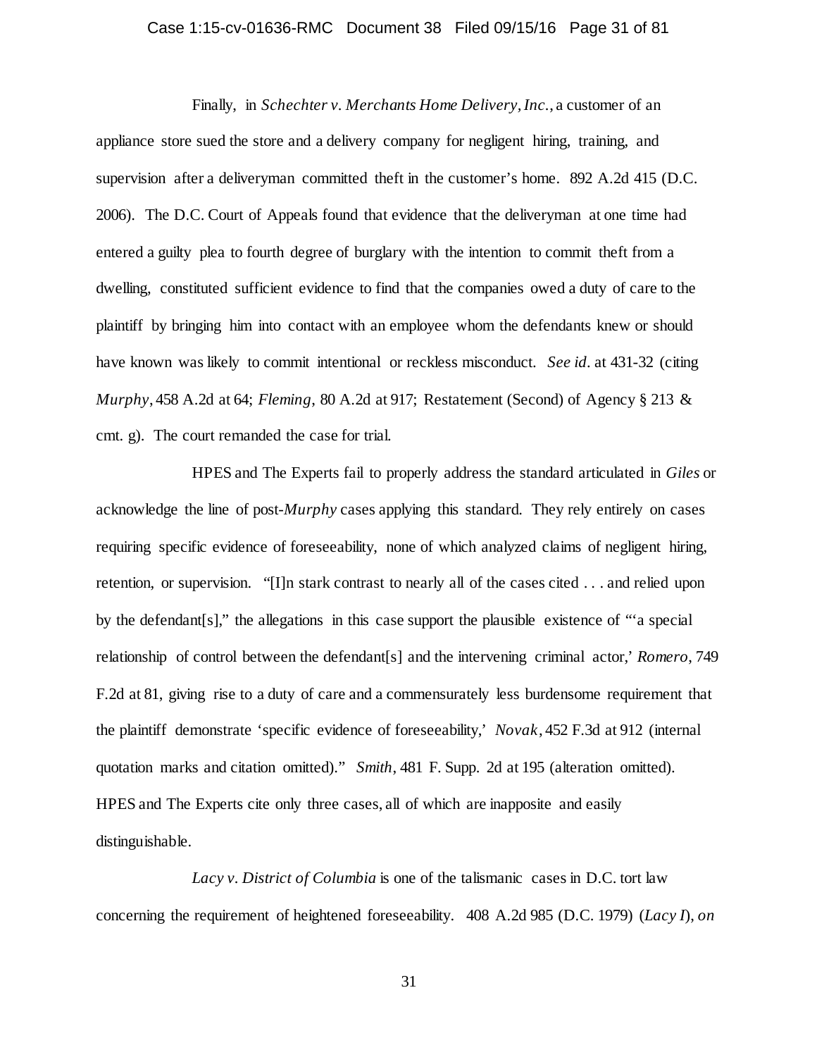Finally, in *Schechter v. Merchants Home Delivery, Inc.*, a customer of an appliance store sued the store and a delivery company for negligent hiring, training, and supervision after a deliveryman committed theft in the customer's home. 892 A.2d 415 (D.C. 2006). The D.C. Court of Appeals found that evidence that the deliveryman at one time had entered a guilty plea to fourth degree of burglary with the intention to commit theft from a dwelling, constituted sufficient evidence to find that the companies owed a duty of care to the plaintiff by bringing him into contact with an employee whom the defendants knew or should have known was likely to commit intentional or reckless misconduct. *See id.* at 431-32 (citing *Murphy*, 458 A.2d at 64; *Fleming*, 80 A.2d at 917; Restatement (Second) of Agency § 213 & cmt. g). The court remanded the case for trial.

HPES and The Experts fail to properly address the standard articulated in *Giles* or acknowledge the line of post-*Murphy* cases applying this standard. They rely entirely on cases requiring specific evidence of foreseeability, none of which analyzed claims of negligent hiring, retention, or supervision. "[I]n stark contrast to nearly all of the cases cited . . . and relied upon by the defendant[s]," the allegations in this case support the plausible existence of "'a special relationship of control between the defendant[s] and the intervening criminal actor,' *Romero*, 749 F.2d at 81, giving rise to a duty of care and a commensurately less burdensome requirement that the plaintiff demonstrate 'specific evidence of foreseeability,' *Novak*, 452 F.3d at 912 (internal quotation marks and citation omitted)." *Smith*, 481 F. Supp. 2d at 195 (alteration omitted). HPES and The Experts cite only three cases, all of which are inapposite and easily distinguishable.

*Lacy v. District of Columbia* is one of the talismanic cases in D.C. tort law concerning the requirement of heightened foreseeability. 408 A.2d 985 (D.C. 1979) (*Lacy I*), *on*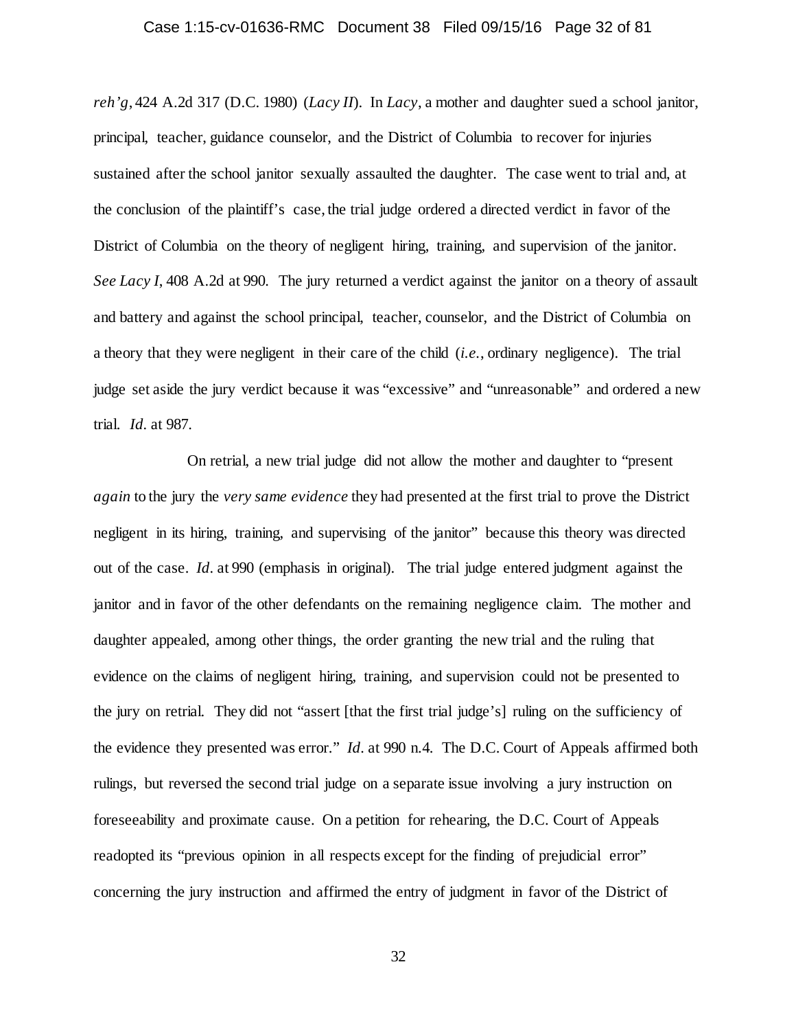*reh'g*, 424 A.2d 317 (D.C. 1980) (*Lacy II*). In *Lacy*, a mother and daughter sued a school janitor, principal, teacher, guidance counselor, and the District of Columbia to recover for injuries sustained after the school janitor sexually assaulted the daughter. The case went to trial and, at the conclusion of the plaintiff's case, the trial judge ordered a directed verdict in favor of the District of Columbia on the theory of negligent hiring, training, and supervision of the janitor. *See Lacy I*, 408 A.2d at 990. The jury returned a verdict against the janitor on a theory of assault and battery and against the school principal, teacher, counselor, and the District of Columbia on a theory that they were negligent in their care of the child (*i.e.*, ordinary negligence). The trial judge set aside the jury verdict because it was "excessive" and "unreasonable" and ordered a new trial. *Id.* at 987.

On retrial, a new trial judge did not allow the mother and daughter to "present *again* to the jury the *very same evidence* they had presented at the first trial to prove the District negligent in its hiring, training, and supervising of the janitor" because this theory was directed out of the case. *Id.* at 990 (emphasis in original). The trial judge entered judgment against the janitor and in favor of the other defendants on the remaining negligence claim. The mother and daughter appealed, among other things, the order granting the new trial and the ruling that evidence on the claims of negligent hiring, training, and supervision could not be presented to the jury on retrial. They did not "assert [that the first trial judge's] ruling on the sufficiency of the evidence they presented was error." *Id.* at 990 n.4. The D.C. Court of Appeals affirmed both rulings, but reversed the second trial judge on a separate issue involving a jury instruction on foreseeability and proximate cause. On a petition for rehearing, the D.C. Court of Appeals readopted its "previous opinion in all respects except for the finding of prejudicial error" concerning the jury instruction and affirmed the entry of judgment in favor of the District of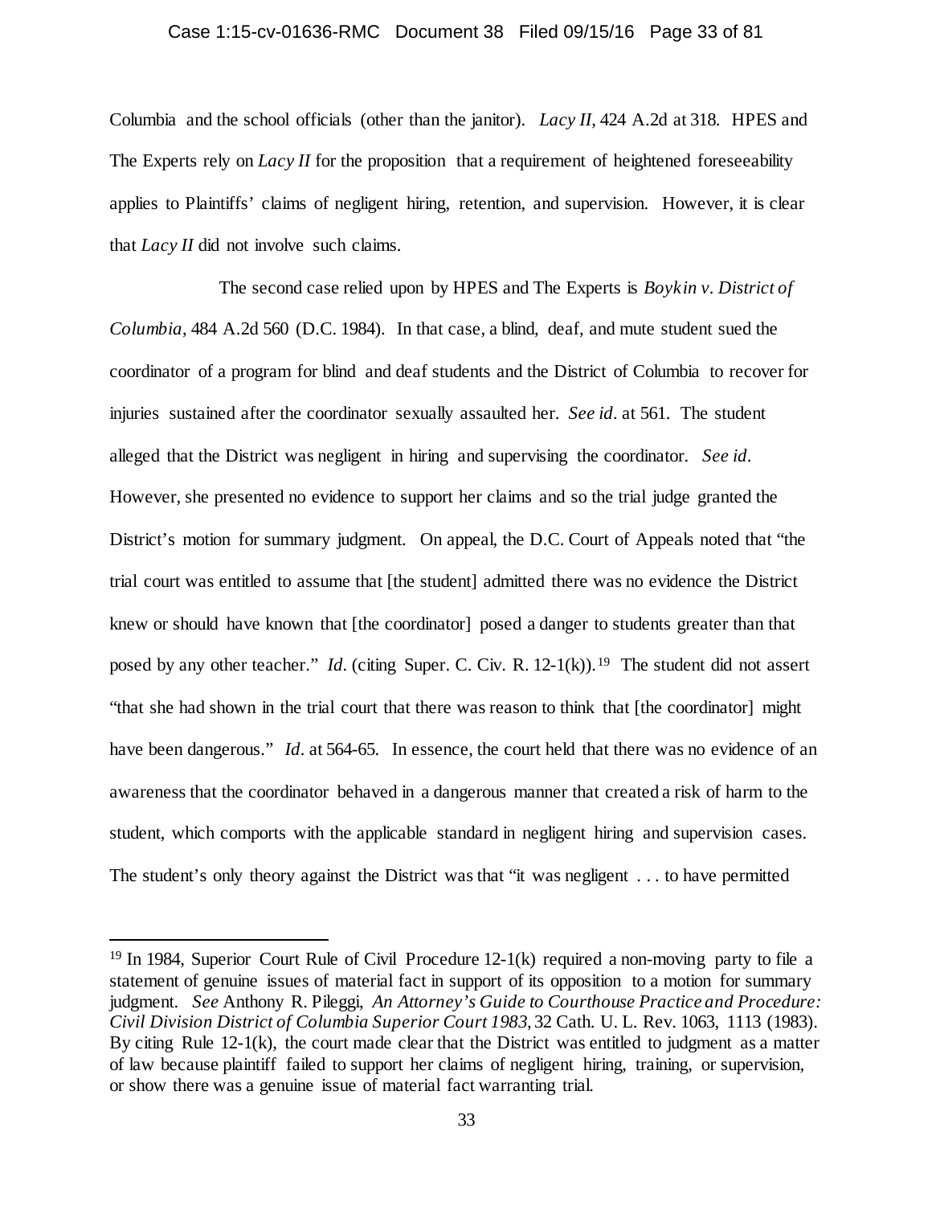Columbia and the school officials (other than the janitor). *Lacy II*, 424 A.2d at 318. HPES and The Experts rely on *Lacy II* for the proposition that a requirement of heightened foreseeability applies to Plaintiffs' claims of negligent hiring, retention, and supervision. However, it is clear that *Lacy II* did not involve such claims.

The second case relied upon by HPES and The Experts is *Boykin v. District of Columbia*, 484 A.2d 560 (D.C. 1984). In that case, a blind, deaf, and mute student sued the coordinator of a program for blind and deaf students and the District of Columbia to recover for injuries sustained after the coordinator sexually assaulted her. *See id.* at 561. The student alleged that the District was negligent in hiring and supervising the coordinator. *See id.* However, she presented no evidence to support her claims and so the trial judge granted the District's motion for summary judgment. On appeal, the D.C. Court of Appeals noted that "the trial court was entitled to assume that [the student] admitted there was no evidence the District knew or should have known that [the coordinator] posed a danger to students greater than that posed by any other teacher." *Id.* (citing Super. C. Civ. R. 12-1(k)).[19] The student did not assert "that she had shown in the trial court that there was reason to think that [the coordinator] might have been dangerous." *Id.* at 564-65. In essence, the court held that there was no evidence of an awareness that the coordinator behaved in a dangerous manner that created a risk of harm to the student, which comports with the applicable standard in negligent hiring and supervision cases. The student's only theory against the District was that "it was negligent . . . to have permitted

[19] In 1984, Superior Court Rule of Civil Procedure 12-1(k) required a non-moving party to file a statement of genuine issues of material fact in support of its opposition to a motion for summary judgment. *See* Anthony R. Pileggi, *An Attorney's Guide to Courthouse Practice and Procedure: Civil Division District of Columbia Superior Court 1983*, 32 Cath. U. L. Rev. 1063, 1113 (1983). By citing Rule 12-1(k), the court made clear that the District was entitled to judgment as a matter of law because plaintiff failed to support her claims of negligent hiring, training, or supervision, or show there was a genuine issue of material fact warranting trial.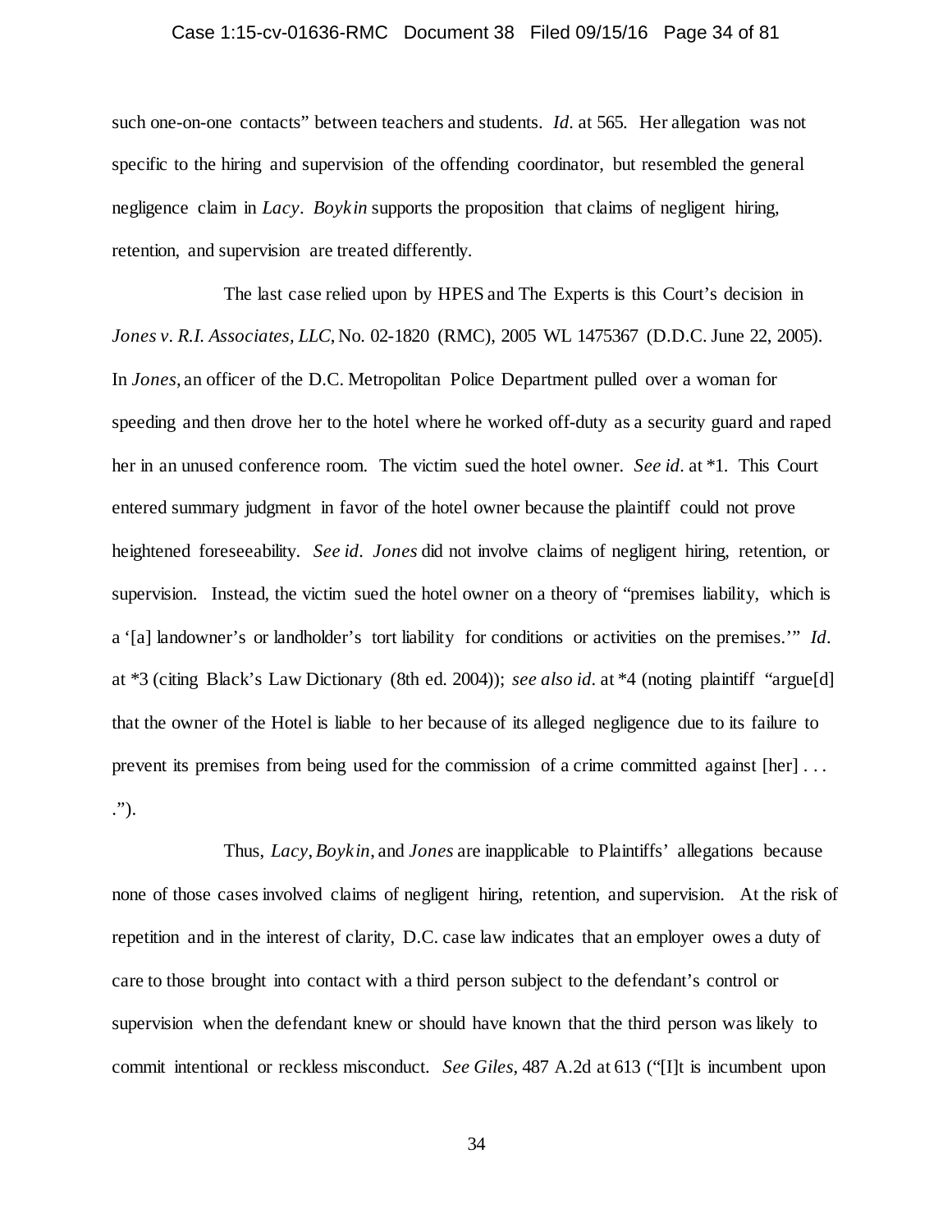such one-on-one contacts" between teachers and students. *Id.* at 565. Her allegation was not specific to the hiring and supervision of the offending coordinator, but resembled the general negligence claim in *Lacy*. *Boykin* supports the proposition that claims of negligent hiring, retention, and supervision are treated differently.

The last case relied upon by HPES and The Experts is this Court's decision in *Jones v. R.I. Associates, LLC*, No. 02-1820 (RMC), 2005 WL 1475367 (D.D.C. June 22, 2005). In *Jones*, an officer of the D.C. Metropolitan Police Department pulled over a woman for speeding and then drove her to the hotel where he worked off-duty as a security guard and raped her in an unused conference room. The victim sued the hotel owner. *See id.* at *1. This Court entered summary judgment in favor of the hotel owner because the plaintiff could not prove heightened foreseeability. *See id.* *Jones* did not involve claims of negligent hiring, retention, or supervision. Instead, the victim sued the hotel owner on a theory of "premises liability, which is a '[a] landowner's or landholder's tort liability for conditions or activities on the premises.'" *Id.* at *3 (citing Black's Law Dictionary (8th ed. 2004)); *see also id.* at *4 (noting plaintiff "argue[d] that the owner of the Hotel is liable to her because of its alleged negligence due to its failure to prevent its premises from being used for the commission of a crime committed against [her] . . . .").

Thus, *Lacy*, *Boykin*, and *Jones* are inapplicable to Plaintiffs' allegations because none of those cases involved claims of negligent hiring, retention, and supervision. At the risk of repetition and in the interest of clarity, D.C. case law indicates that an employer owes a duty of care to those brought into contact with a third person subject to the defendant's control or supervision when the defendant knew or should have known that the third person was likely to commit intentional or reckless misconduct. *See Giles*, 487 A.2d at 613 ("[I]t is incumbent upon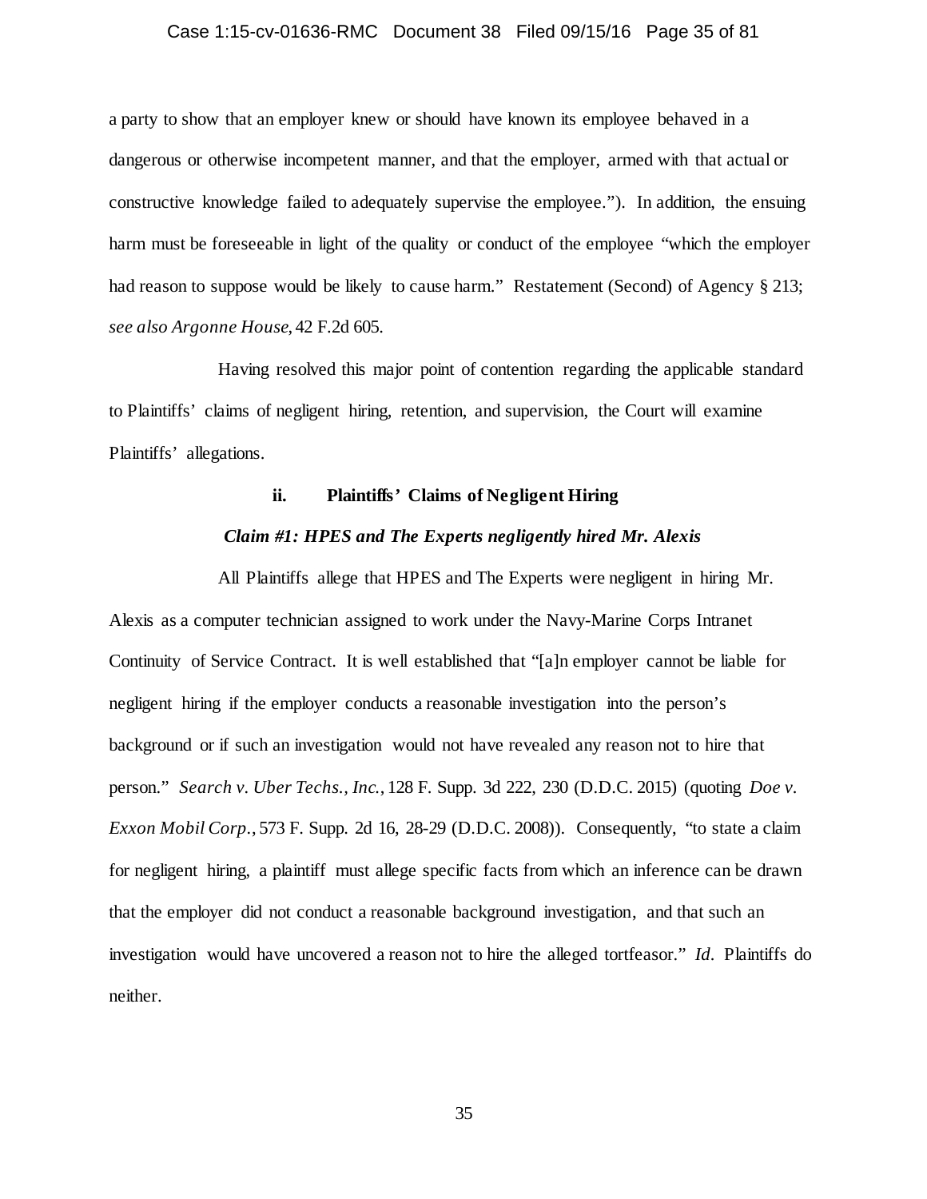a party to show that an employer knew or should have known its employee behaved in a dangerous or otherwise incompetent manner, and that the employer, armed with that actual or constructive knowledge failed to adequately supervise the employee."). In addition, the ensuing harm must be foreseeable in light of the quality or conduct of the employee "which the employer had reason to suppose would be likely to cause harm." Restatement (Second) of Agency § 213; *see also Argonne House*, 42 F.2d 605.

Having resolved this major point of contention regarding the applicable standard to Plaintiffs' claims of negligent hiring, retention, and supervision, the Court will examine Plaintiffs' allegations.

**ii. Plaintiffs' Claims of Negligent Hiring**

***Claim #1: HPES and The Experts negligently hired Mr. Alexis***

All Plaintiffs allege that HPES and The Experts were negligent in hiring Mr. Alexis as a computer technician assigned to work under the Navy-Marine Corps Intranet Continuity of Service Contract. It is well established that "[a]n employer cannot be liable for negligent hiring if the employer conducts a reasonable investigation into the person's background or if such an investigation would not have revealed any reason not to hire that person." *Search v. Uber Techs., Inc.*, 128 F. Supp. 3d 222, 230 (D.D.C. 2015) (quoting *Doe v. Exxon Mobil Corp.*, 573 F. Supp. 2d 16, 28-29 (D.D.C. 2008)). Consequently, "to state a claim for negligent hiring, a plaintiff must allege specific facts from which an inference can be drawn that the employer did not conduct a reasonable background investigation, and that such an investigation would have uncovered a reason not to hire the alleged tortfeasor." *Id*. Plaintiffs do neither.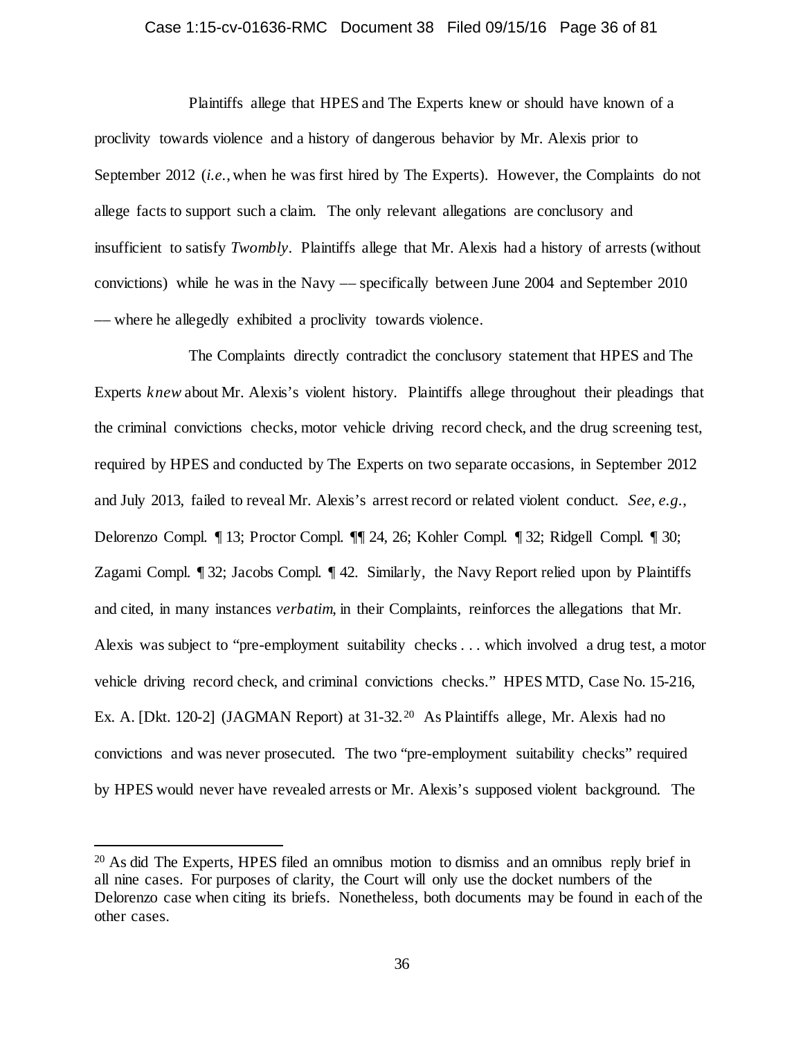Plaintiffs allege that HPES and The Experts knew or should have known of a proclivity towards violence and a history of dangerous behavior by Mr. Alexis prior to September 2012 (*i.e.*, when he was first hired by The Experts). However, the Complaints do not allege facts to support such a claim. The only relevant allegations are conclusory and insufficient to satisfy *Twombly*. Plaintiffs allege that Mr. Alexis had a history of arrests (without convictions) while he was in the Navy –– specifically between June 2004 and September 2010 –– where he allegedly exhibited a proclivity towards violence.

The Complaints directly contradict the conclusory statement that HPES and The Experts *knew* about Mr. Alexis's violent history. Plaintiffs allege throughout their pleadings that the criminal convictions checks, motor vehicle driving record check, and the drug screening test, required by HPES and conducted by The Experts on two separate occasions, in September 2012 and July 2013, failed to reveal Mr. Alexis's arrest record or related violent conduct. *See, e.g.*, Delorenzo Compl. ¶ 13; Proctor Compl. ¶¶ 24, 26; Kohler Compl. ¶ 32; Ridgell Compl. ¶ 30; Zagami Compl. ¶ 32; Jacobs Compl. ¶ 42. Similarly, the Navy Report relied upon by Plaintiffs and cited, in many instances *verbatim*, in their Complaints, reinforces the allegations that Mr. Alexis was subject to "pre-employment suitability checks . . . which involved a drug test, a motor vehicle driving record check, and criminal convictions checks." HPES MTD, Case No. 15-216, Ex. A. [Dkt. 120-2] (JAGMAN Report) at 31-32.[20] As Plaintiffs allege, Mr. Alexis had no convictions and was never prosecuted. The two "pre-employment suitability checks" required by HPES would never have revealed arrests or Mr. Alexis's supposed violent background. The

[20] As did The Experts, HPES filed an omnibus motion to dismiss and an omnibus reply brief in all nine cases. For purposes of clarity, the Court will only use the docket numbers of the Delorenzo case when citing its briefs. Nonetheless, both documents may be found in each of the other cases.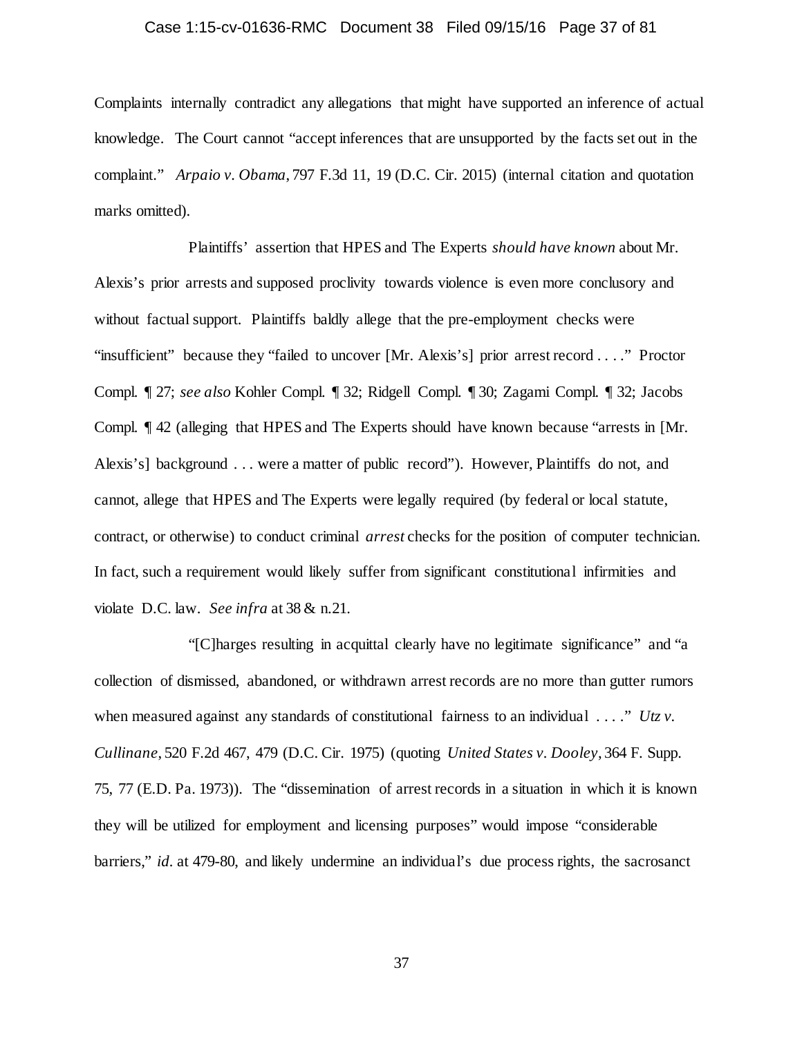Complaints internally contradict any allegations that might have supported an inference of actual knowledge. The Court cannot "accept inferences that are unsupported by the facts set out in the complaint." *Arpaio v. Obama*, 797 F.3d 11, 19 (D.C. Cir. 2015) (internal citation and quotation marks omitted).

Plaintiffs' assertion that HPES and The Experts *should have known* about Mr. Alexis's prior arrests and supposed proclivity towards violence is even more conclusory and without factual support. Plaintiffs baldly allege that the pre-employment checks were "insufficient" because they "failed to uncover [Mr. Alexis's] prior arrest record . . . ." Proctor Compl. ¶ 27; *see also* Kohler Compl. ¶ 32; Ridgell Compl. ¶ 30; Zagami Compl. ¶ 32; Jacobs Compl. ¶ 42 (alleging that HPES and The Experts should have known because "arrests in [Mr. Alexis's] background . . . were a matter of public record"). However, Plaintiffs do not, and cannot, allege that HPES and The Experts were legally required (by federal or local statute, contract, or otherwise) to conduct criminal *arrest* checks for the position of computer technician. In fact, such a requirement would likely suffer from significant constitutional infirmities and violate D.C. law. *See infra* at 38 & n.21.

"[C]harges resulting in acquittal clearly have no legitimate significance" and "a collection of dismissed, abandoned, or withdrawn arrest records are no more than gutter rumors when measured against any standards of constitutional fairness to an individual . . . ." *Utz v. Cullinane*, 520 F.2d 467, 479 (D.C. Cir. 1975) (quoting *United States v. Dooley*, 364 F. Supp. 75, 77 (E.D. Pa. 1973)). The "dissemination of arrest records in a situation in which it is known they will be utilized for employment and licensing purposes" would impose "considerable barriers," *id*. at 479-80, and likely undermine an individual's due process rights, the sacrosanct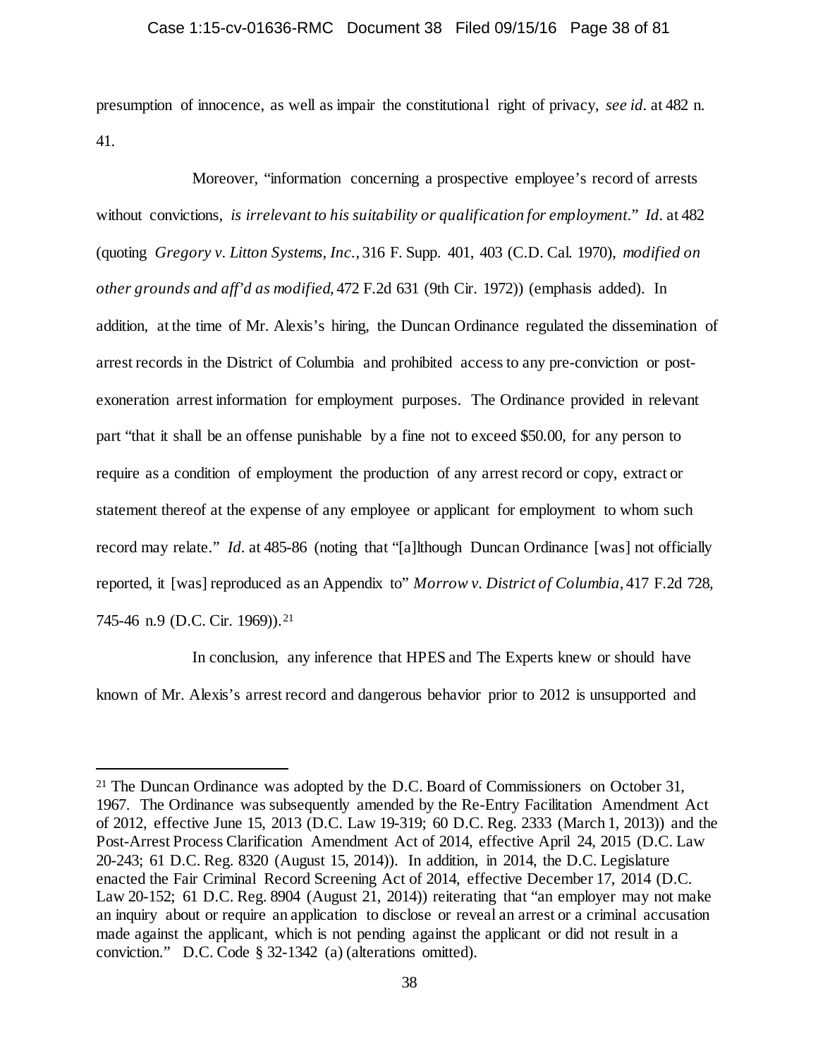presumption of innocence, as well as impair the constitutional right of privacy, *see id.* at 482 n. 41.

Moreover, "information concerning a prospective employee's record of arrests without convictions, *is irrelevant to his suitability or qualification for employment.*" *Id.* at 482 (quoting *Gregory v. Litton Systems, Inc.*, 316 F. Supp. 401, 403 (C.D. Cal. 1970), *modified on other grounds and aff'd as modified*, 472 F.2d 631 (9th Cir. 1972)) (emphasis added). In addition, at the time of Mr. Alexis's hiring, the Duncan Ordinance regulated the dissemination of arrest records in the District of Columbia and prohibited access to any pre-conviction or post-exoneration arrest information for employment purposes. The Ordinance provided in relevant part "that it shall be an offense punishable by a fine not to exceed $50.00, for any person to require as a condition of employment the production of any arrest record or copy, extract or statement thereof at the expense of any employee or applicant for employment to whom such record may relate." *Id.* at 485-86 (noting that "[a]lthough Duncan Ordinance [was] not officially reported, it [was] reproduced as an Appendix to" *Morrow v. District of Columbia*, 417 F.2d 728, 745-46 n.9 (D.C. Cir. 1969)).[21]

In conclusion, any inference that HPES and The Experts knew or should have known of Mr. Alexis's arrest record and dangerous behavior prior to 2012 is unsupported and

---

[21] The Duncan Ordinance was adopted by the D.C. Board of Commissioners on October 31, 1967. The Ordinance was subsequently amended by the Re-Entry Facilitation Amendment Act of 2012, effective June 15, 2013 (D.C. Law 19-319; 60 D.C. Reg. 2333 (March 1, 2013)) and the Post-Arrest Process Clarification Amendment Act of 2014, effective April 24, 2015 (D.C. Law 20-243; 61 D.C. Reg. 8320 (August 15, 2014)). In addition, in 2014, the D.C. Legislature enacted the Fair Criminal Record Screening Act of 2014, effective December 17, 2014 (D.C. Law 20-152; 61 D.C. Reg. 8904 (August 21, 2014)) reiterating that "an employer may not make an inquiry about or require an application to disclose or reveal an arrest or a criminal accusation made against the applicant, which is not pending against the applicant or did not result in a conviction." D.C. Code § 32-1342 (a) (alterations omitted).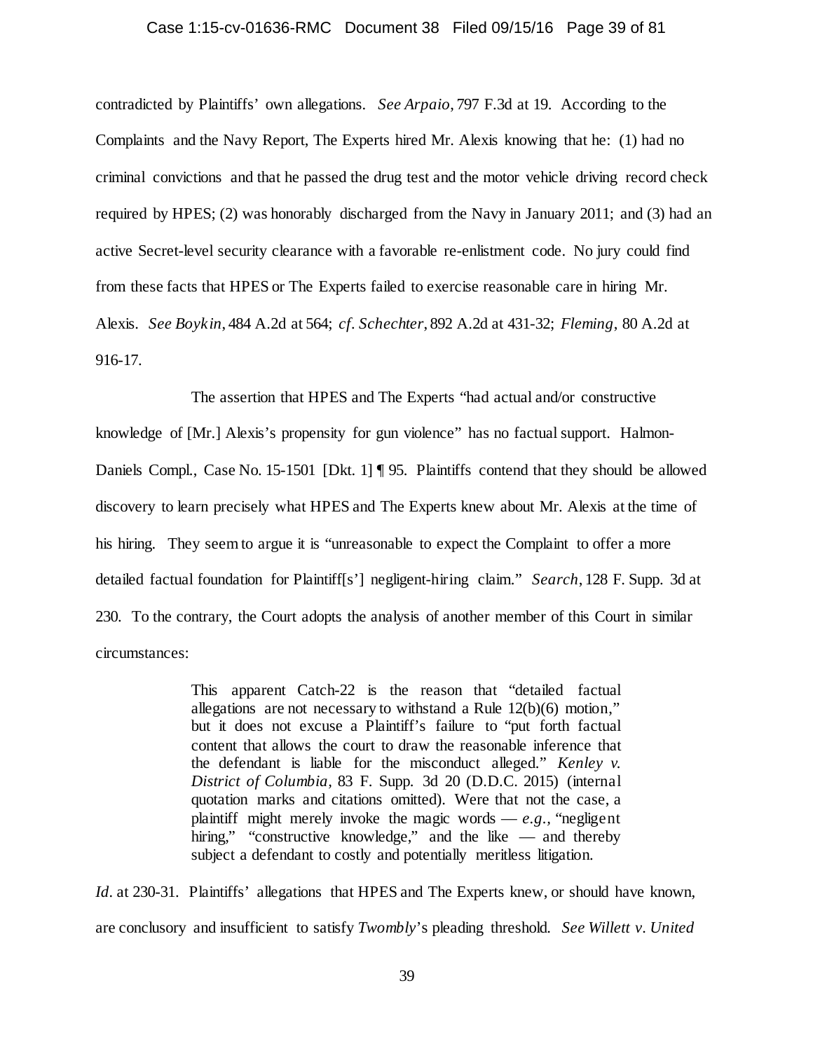contradicted by Plaintiffs' own allegations. *See Arpaio*, 797 F.3d at 19. According to the Complaints and the Navy Report, The Experts hired Mr. Alexis knowing that he: (1) had no criminal convictions and that he passed the drug test and the motor vehicle driving record check required by HPES; (2) was honorably discharged from the Navy in January 2011; and (3) had an active Secret-level security clearance with a favorable re-enlistment code. No jury could find from these facts that HPES or The Experts failed to exercise reasonable care in hiring Mr. Alexis. *See Boykin*, 484 A.2d at 564; *cf. Schechter*, 892 A.2d at 431-32; *Fleming*, 80 A.2d at 916-17.

The assertion that HPES and The Experts "had actual and/or constructive knowledge of [Mr.] Alexis's propensity for gun violence" has no factual support. Halmon-Daniels Compl., Case No. 15-1501 [Dkt. 1] ¶ 95. Plaintiffs contend that they should be allowed discovery to learn precisely what HPES and The Experts knew about Mr. Alexis at the time of his hiring. They seem to argue it is "unreasonable to expect the Complaint to offer a more detailed factual foundation for Plaintiff[s'] negligent-hiring claim." *Search*, 128 F. Supp. 3d at 230. To the contrary, the Court adopts the analysis of another member of this Court in similar circumstances:

> This apparent Catch-22 is the reason that "detailed factual allegations are not necessary to withstand a Rule 12(b)(6) motion," but it does not excuse a Plaintiff's failure to "put forth factual content that allows the court to draw the reasonable inference that the defendant is liable for the misconduct alleged." *Kenley v. District of Columbia*, 83 F. Supp. 3d 20 (D.D.C. 2015) (internal quotation marks and citations omitted). Were that not the case, a plaintiff might merely invoke the magic words — *e.g.*, "negligent hiring," "constructive knowledge," and the like — and thereby subject a defendant to costly and potentially meritless litigation.

*Id.* at 230-31. Plaintiffs' allegations that HPES and The Experts knew, or should have known, are conclusory and insufficient to satisfy *Twombly*'s pleading threshold. *See Willett v. United*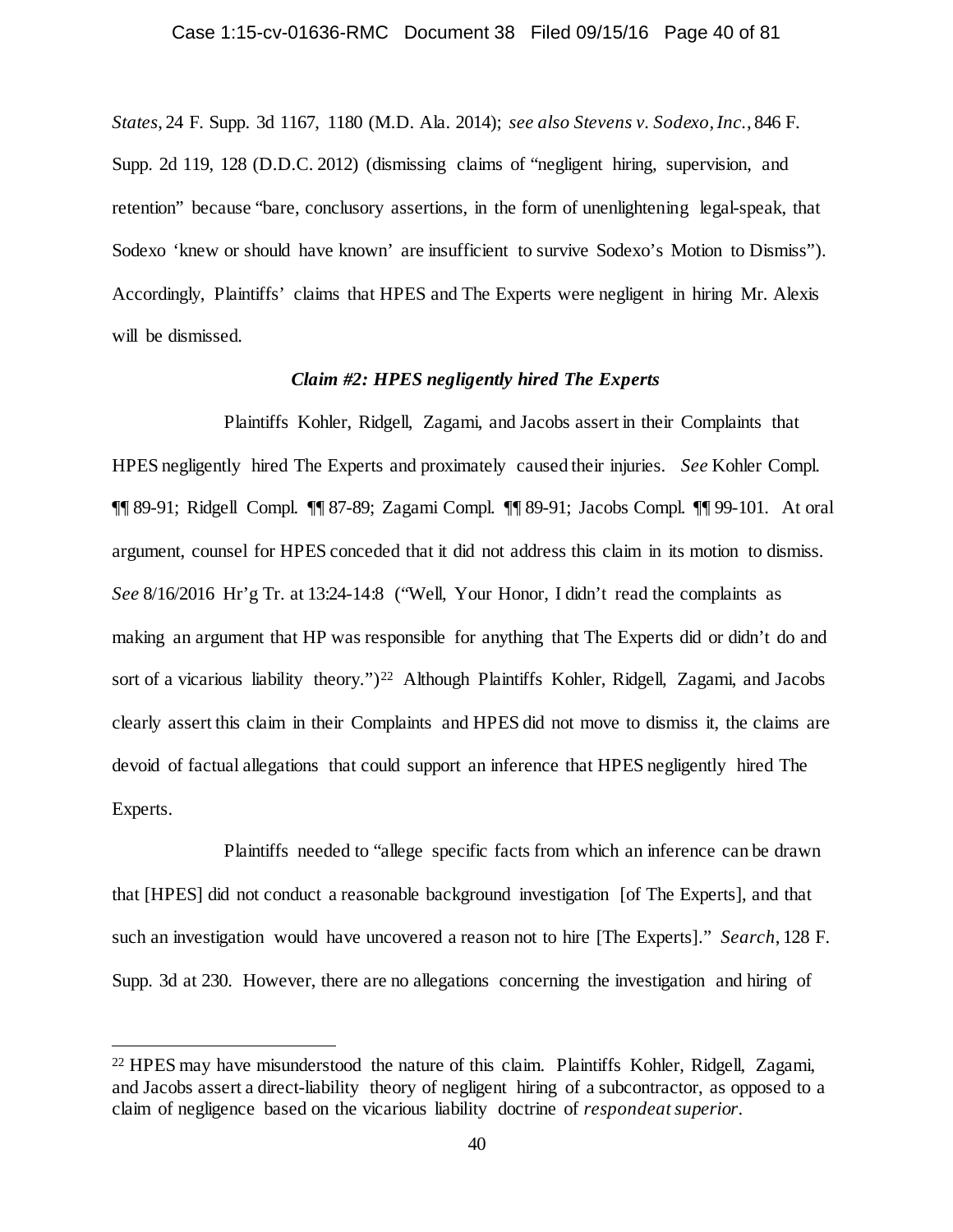*States*, 24 F. Supp. 3d 1167, 1180 (M.D. Ala. 2014); *see also Stevens v. Sodexo, Inc.*, 846 F. Supp. 2d 119, 128 (D.D.C. 2012) (dismissing claims of "negligent hiring, supervision, and retention" because "bare, conclusory assertions, in the form of unenlightening legal-speak, that Sodexo 'knew or should have known' are insufficient to survive Sodexo's Motion to Dismiss"). Accordingly, Plaintiffs' claims that HPES and The Experts were negligent in hiring Mr. Alexis will be dismissed.

***Claim #2: HPES negligently hired The Experts***

Plaintiffs Kohler, Ridgell, Zagami, and Jacobs assert in their Complaints that HPES negligently hired The Experts and proximately caused their injuries. *See* Kohler Compl. ¶¶ 89-91; Ridgell Compl. ¶¶ 87-89; Zagami Compl. ¶¶ 89-91; Jacobs Compl. ¶¶ 99-101. At oral argument, counsel for HPES conceded that it did not address this claim in its motion to dismiss. *See* 8/16/2016 Hr'g Tr. at 13:24-14:8 ("Well, Your Honor, I didn't read the complaints as making an argument that HP was responsible for anything that The Experts did or didn't do and sort of a vicarious liability theory.")[22] Although Plaintiffs Kohler, Ridgell, Zagami, and Jacobs clearly assert this claim in their Complaints and HPES did not move to dismiss it, the claims are devoid of factual allegations that could support an inference that HPES negligently hired The Experts.

Plaintiffs needed to "allege specific facts from which an inference can be drawn that [HPES] did not conduct a reasonable background investigation [of The Experts], and that such an investigation would have uncovered a reason not to hire [The Experts]." *Search*, 128 F. Supp. 3d at 230. However, there are no allegations concerning the investigation and hiring of

---

[22] HPES may have misunderstood the nature of this claim. Plaintiffs Kohler, Ridgell, Zagami, and Jacobs assert a direct-liability theory of negligent hiring of a subcontractor, as opposed to a claim of negligence based on the vicarious liability doctrine of *respondeat superior*.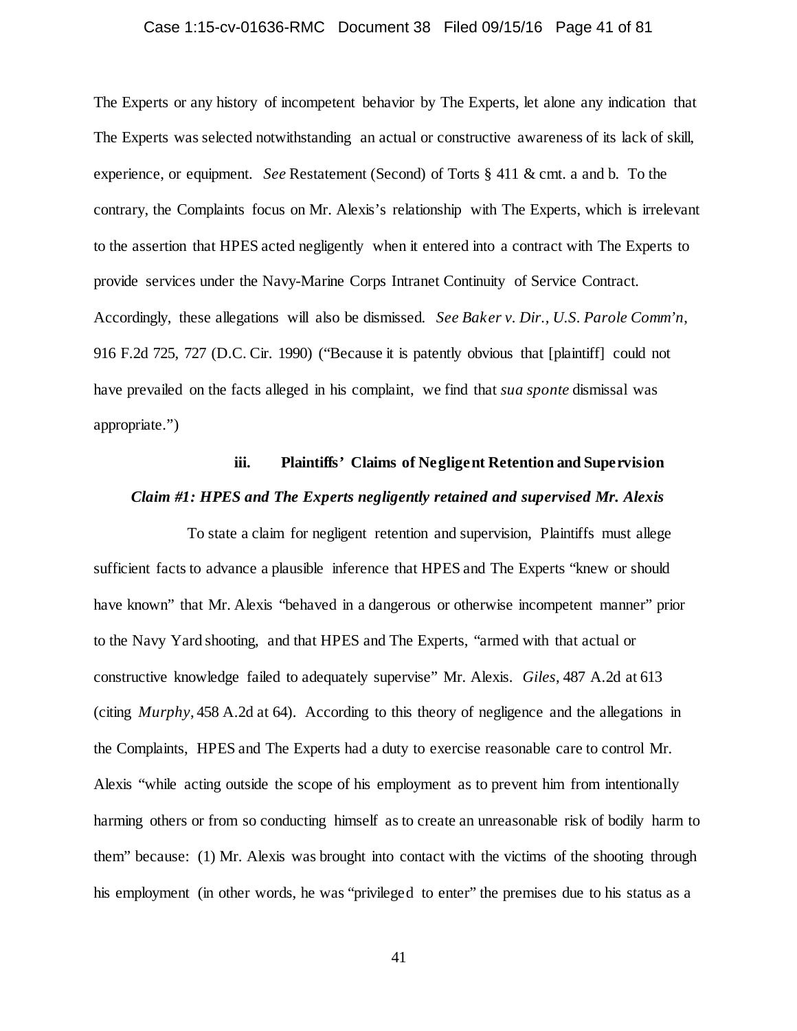The Experts or any history of incompetent behavior by The Experts, let alone any indication that The Experts was selected notwithstanding an actual or constructive awareness of its lack of skill, experience, or equipment. *See* Restatement (Second) of Torts § 411 & cmt. a and b. To the contrary, the Complaints focus on Mr. Alexis's relationship with The Experts, which is irrelevant to the assertion that HPES acted negligently when it entered into a contract with The Experts to provide services under the Navy-Marine Corps Intranet Continuity of Service Contract. Accordingly, these allegations will also be dismissed. *See Baker v. Dir., U.S. Parole Comm'n*, 916 F.2d 725, 727 (D.C. Cir. 1990) ("Because it is patently obvious that [plaintiff] could not have prevailed on the facts alleged in his complaint, we find that *sua sponte* dismissal was appropriate.")

### iii. Plaintiffs' Claims of Negligent Retention and Supervision

***Claim #1: HPES and The Experts negligently retained and supervised Mr. Alexis***

To state a claim for negligent retention and supervision, Plaintiffs must allege sufficient facts to advance a plausible inference that HPES and The Experts "knew or should have known" that Mr. Alexis "behaved in a dangerous or otherwise incompetent manner" prior to the Navy Yard shooting, and that HPES and The Experts, "armed with that actual or constructive knowledge failed to adequately supervise" Mr. Alexis. *Giles*, 487 A.2d at 613 (citing *Murphy*, 458 A.2d at 64). According to this theory of negligence and the allegations in the Complaints, HPES and The Experts had a duty to exercise reasonable care to control Mr. Alexis "while acting outside the scope of his employment as to prevent him from intentionally harming others or from so conducting himself as to create an unreasonable risk of bodily harm to them" because: (1) Mr. Alexis was brought into contact with the victims of the shooting through his employment (in other words, he was "privileged to enter" the premises due to his status as a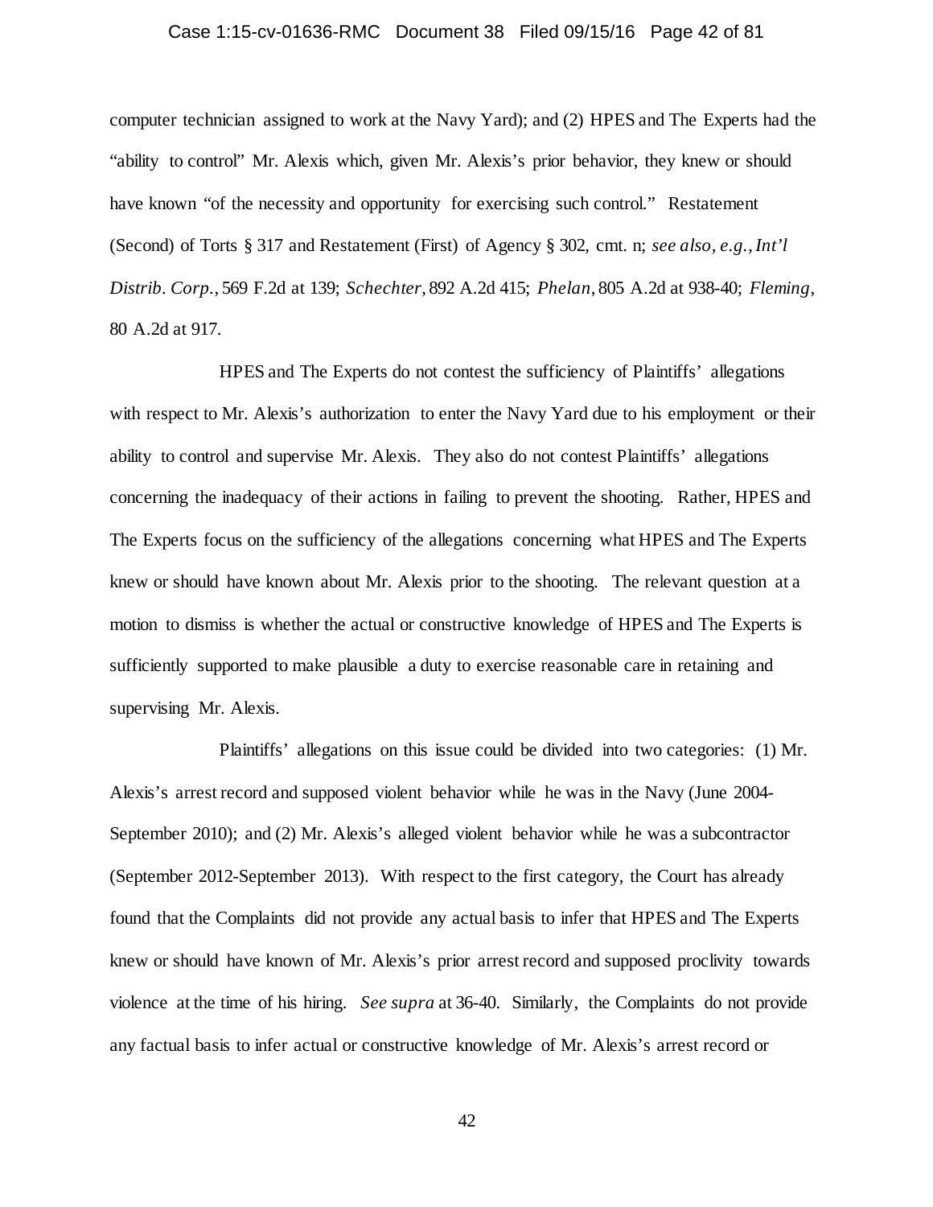computer technician assigned to work at the Navy Yard); and (2) HPES and The Experts had the "ability to control" Mr. Alexis which, given Mr. Alexis's prior behavior, they knew or should have known "of the necessity and opportunity for exercising such control." Restatement (Second) of Torts § 317 and Restatement (First) of Agency § 302, cmt. n; *see also, e.g.*, *Int'l Distrib. Corp.*, 569 F.2d at 139; *Schechter*, 892 A.2d 415; *Phelan*, 805 A.2d at 938-40; *Fleming*, 80 A.2d at 917.

HPES and The Experts do not contest the sufficiency of Plaintiffs' allegations with respect to Mr. Alexis's authorization to enter the Navy Yard due to his employment or their ability to control and supervise Mr. Alexis. They also do not contest Plaintiffs' allegations concerning the inadequacy of their actions in failing to prevent the shooting. Rather, HPES and The Experts focus on the sufficiency of the allegations concerning what HPES and The Experts knew or should have known about Mr. Alexis prior to the shooting. The relevant question at a motion to dismiss is whether the actual or constructive knowledge of HPES and The Experts is sufficiently supported to make plausible a duty to exercise reasonable care in retaining and supervising Mr. Alexis.

Plaintiffs' allegations on this issue could be divided into two categories: (1) Mr. Alexis's arrest record and supposed violent behavior while he was in the Navy (June 2004-September 2010); and (2) Mr. Alexis's alleged violent behavior while he was a subcontractor (September 2012-September 2013). With respect to the first category, the Court has already found that the Complaints did not provide any actual basis to infer that HPES and The Experts knew or should have known of Mr. Alexis's prior arrest record and supposed proclivity towards violence at the time of his hiring. *See supra* at 36-40. Similarly, the Complaints do not provide any factual basis to infer actual or constructive knowledge of Mr. Alexis's arrest record or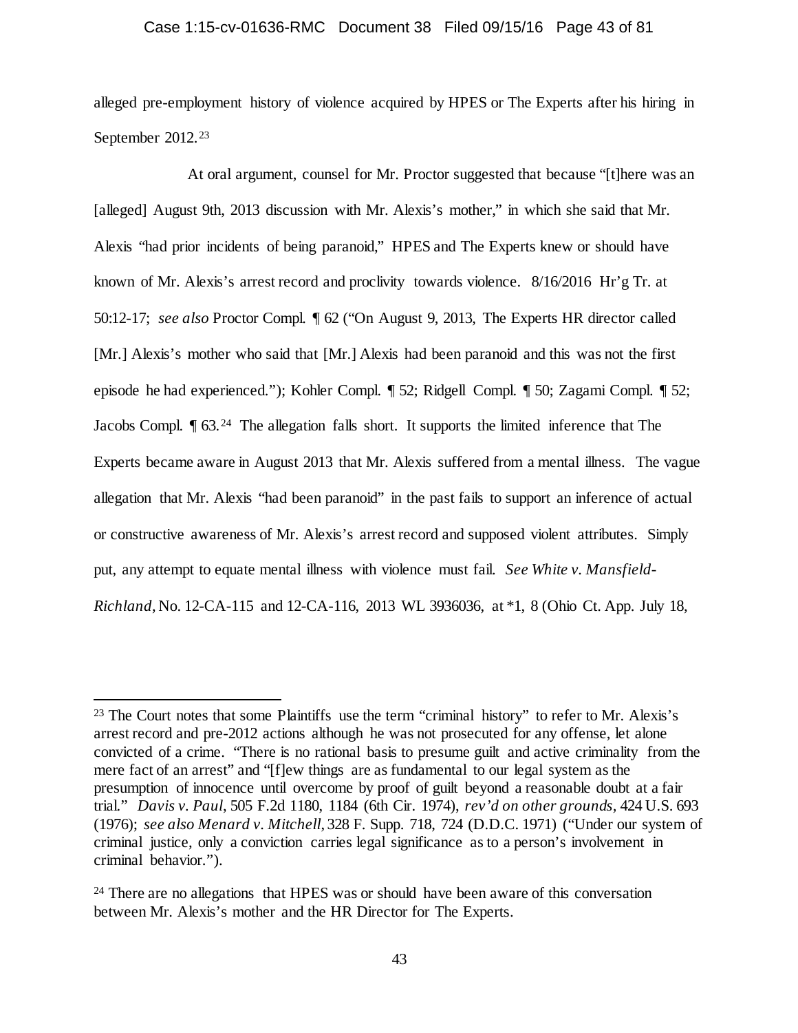alleged pre-employment history of violence acquired by HPES or The Experts after his hiring in September 2012.[23]

At oral argument, counsel for Mr. Proctor suggested that because "[t]here was an [alleged] August 9th, 2013 discussion with Mr. Alexis's mother," in which she said that Mr. Alexis "had prior incidents of being paranoid," HPES and The Experts knew or should have known of Mr. Alexis's arrest record and proclivity towards violence. 8/16/2016 Hr'g Tr. at 50:12-17; *see also* Proctor Compl. ¶ 62 ("On August 9, 2013, The Experts HR director called [Mr.] Alexis's mother who said that [Mr.] Alexis had been paranoid and this was not the first episode he had experienced."); Kohler Compl. ¶ 52; Ridgell Compl. ¶ 50; Zagami Compl. ¶ 52; Jacobs Compl. ¶ 63.[24] The allegation falls short. It supports the limited inference that The Experts became aware in August 2013 that Mr. Alexis suffered from a mental illness. The vague allegation that Mr. Alexis "had been paranoid" in the past fails to support an inference of actual or constructive awareness of Mr. Alexis's arrest record and supposed violent attributes. Simply put, any attempt to equate mental illness with violence must fail. *See White v. Mansfield-Richland*, No. 12-CA-115 and 12-CA-116, 2013 WL 3936036, at *1, 8 (Ohio Ct. App. July 18,

---

[23] The Court notes that some Plaintiffs use the term "criminal history" to refer to Mr. Alexis's arrest record and pre-2012 actions although he was not prosecuted for any offense, let alone convicted of a crime. "There is no rational basis to presume guilt and active criminality from the mere fact of an arrest" and "[f]ew things are as fundamental to our legal system as the presumption of innocence until overcome by proof of guilt beyond a reasonable doubt at a fair trial." *Davis v. Paul*, 505 F.2d 1180, 1184 (6th Cir. 1974), *rev'd on other grounds*, 424 U.S. 693 (1976); *see also Menard v. Mitchell*, 328 F. Supp. 718, 724 (D.D.C. 1971) ("Under our system of criminal justice, only a conviction carries legal significance as to a person's involvement in criminal behavior.").

[24] There are no allegations that HPES was or should have been aware of this conversation between Mr. Alexis's mother and the HR Director for The Experts.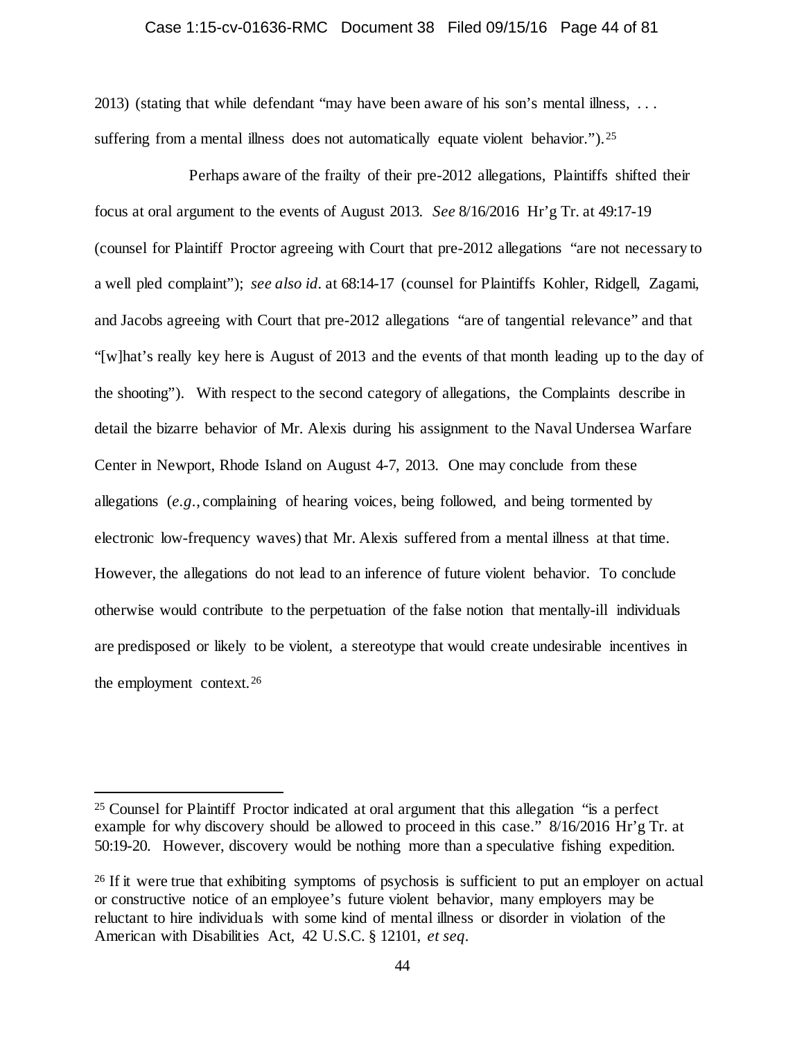2013) (stating that while defendant "may have been aware of his son's mental illness, . . . suffering from a mental illness does not automatically equate violent behavior.").[25]

Perhaps aware of the frailty of their pre-2012 allegations, Plaintiffs shifted their focus at oral argument to the events of August 2013. *See* 8/16/2016 Hr'g Tr. at 49:17-19 (counsel for Plaintiff Proctor agreeing with Court that pre-2012 allegations "are not necessary to a well pled complaint"); *see also id*. at 68:14-17 (counsel for Plaintiffs Kohler, Ridgell, Zagami, and Jacobs agreeing with Court that pre-2012 allegations "are of tangential relevance" and that "[w]hat's really key here is August of 2013 and the events of that month leading up to the day of the shooting"). With respect to the second category of allegations, the Complaints describe in detail the bizarre behavior of Mr. Alexis during his assignment to the Naval Undersea Warfare Center in Newport, Rhode Island on August 4-7, 2013. One may conclude from these allegations (*e.g.*, complaining of hearing voices, being followed, and being tormented by electronic low-frequency waves) that Mr. Alexis suffered from a mental illness at that time. However, the allegations do not lead to an inference of future violent behavior. To conclude otherwise would contribute to the perpetuation of the false notion that mentally-ill individuals are predisposed or likely to be violent, a stereotype that would create undesirable incentives in the employment context.[26]

---

[25] Counsel for Plaintiff Proctor indicated at oral argument that this allegation "is a perfect example for why discovery should be allowed to proceed in this case." 8/16/2016 Hr'g Tr. at 50:19-20. However, discovery would be nothing more than a speculative fishing expedition.

[26] If it were true that exhibiting symptoms of psychosis is sufficient to put an employer on actual or constructive notice of an employee's future violent behavior, many employers may be reluctant to hire individuals with some kind of mental illness or disorder in violation of the American with Disabilities Act, 42 U.S.C. § 12101, *et seq*.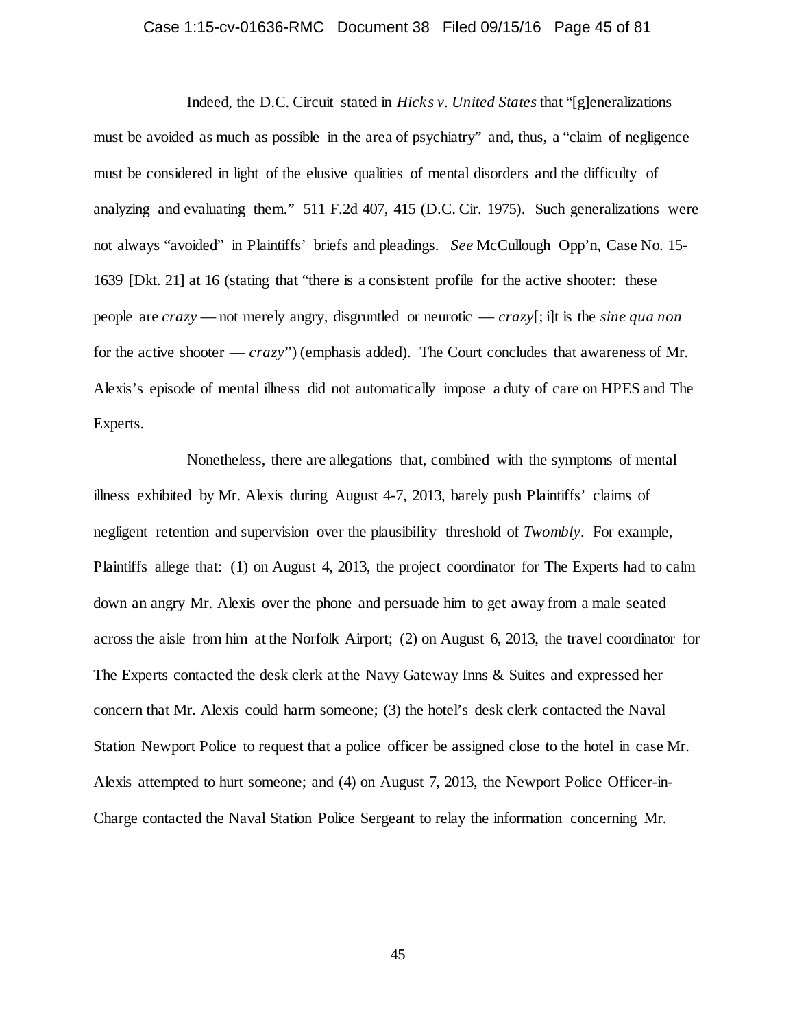Indeed, the D.C. Circuit stated in *Hicks v. United States* that "[g]eneralizations must be avoided as much as possible in the area of psychiatry" and, thus, a "claim of negligence must be considered in light of the elusive qualities of mental disorders and the difficulty of analyzing and evaluating them." 511 F.2d 407, 415 (D.C. Cir. 1975). Such generalizations were not always "avoided" in Plaintiffs' briefs and pleadings. *See* McCullough Opp'n, Case No. 15-1639 [Dkt. 21] at 16 (stating that "there is a consistent profile for the active shooter: these people are *crazy* — not merely angry, disgruntled or neurotic — *crazy*[; i]t is the *sine qua non* for the active shooter — *crazy*") (emphasis added). The Court concludes that awareness of Mr. Alexis's episode of mental illness did not automatically impose a duty of care on HPES and The Experts.

Nonetheless, there are allegations that, combined with the symptoms of mental illness exhibited by Mr. Alexis during August 4-7, 2013, barely push Plaintiffs' claims of negligent retention and supervision over the plausibility threshold of *Twombly*. For example, Plaintiffs allege that: (1) on August 4, 2013, the project coordinator for The Experts had to calm down an angry Mr. Alexis over the phone and persuade him to get away from a male seated across the aisle from him at the Norfolk Airport; (2) on August 6, 2013, the travel coordinator for The Experts contacted the desk clerk at the Navy Gateway Inns & Suites and expressed her concern that Mr. Alexis could harm someone; (3) the hotel's desk clerk contacted the Naval Station Newport Police to request that a police officer be assigned close to the hotel in case Mr. Alexis attempted to hurt someone; and (4) on August 7, 2013, the Newport Police Officer-in-Charge contacted the Naval Station Police Sergeant to relay the information concerning Mr.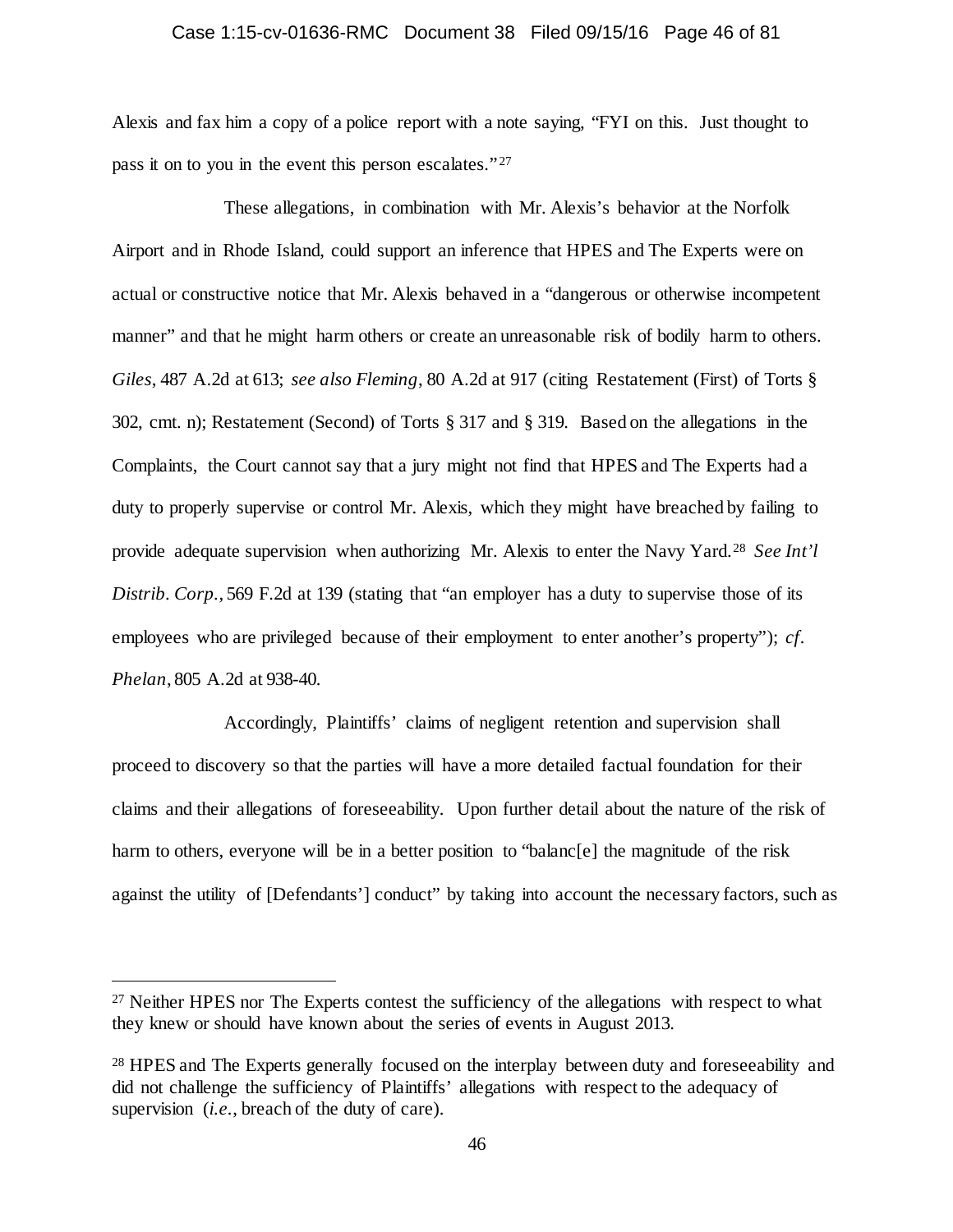Alexis and fax him a copy of a police report with a note saying, "FYI on this. Just thought to pass it on to you in the event this person escalates."[27]

These allegations, in combination with Mr. Alexis's behavior at the Norfolk Airport and in Rhode Island, could support an inference that HPES and The Experts were on actual or constructive notice that Mr. Alexis behaved in a "dangerous or otherwise incompetent manner" and that he might harm others or create an unreasonable risk of bodily harm to others. *Giles*, 487 A.2d at 613; *see also Fleming*, 80 A.2d at 917 (citing Restatement (First) of Torts § 302, cmt. n); Restatement (Second) of Torts § 317 and § 319. Based on the allegations in the Complaints, the Court cannot say that a jury might not find that HPES and The Experts had a duty to properly supervise or control Mr. Alexis, which they might have breached by failing to provide adequate supervision when authorizing Mr. Alexis to enter the Navy Yard.[28] *See Int'l Distrib. Corp.*, 569 F.2d at 139 (stating that "an employer has a duty to supervise those of its employees who are privileged because of their employment to enter another's property"); *cf. Phelan*, 805 A.2d at 938-40.

Accordingly, Plaintiffs' claims of negligent retention and supervision shall proceed to discovery so that the parties will have a more detailed factual foundation for their claims and their allegations of foreseeability. Upon further detail about the nature of the risk of harm to others, everyone will be in a better position to "balanc[e] the magnitude of the risk against the utility of [Defendants'] conduct" by taking into account the necessary factors, such as

---

[27] Neither HPES nor The Experts contest the sufficiency of the allegations with respect to what they knew or should have known about the series of events in August 2013.

[28] HPES and The Experts generally focused on the interplay between duty and foreseeability and did not challenge the sufficiency of Plaintiffs' allegations with respect to the adequacy of supervision (*i.e.*, breach of the duty of care).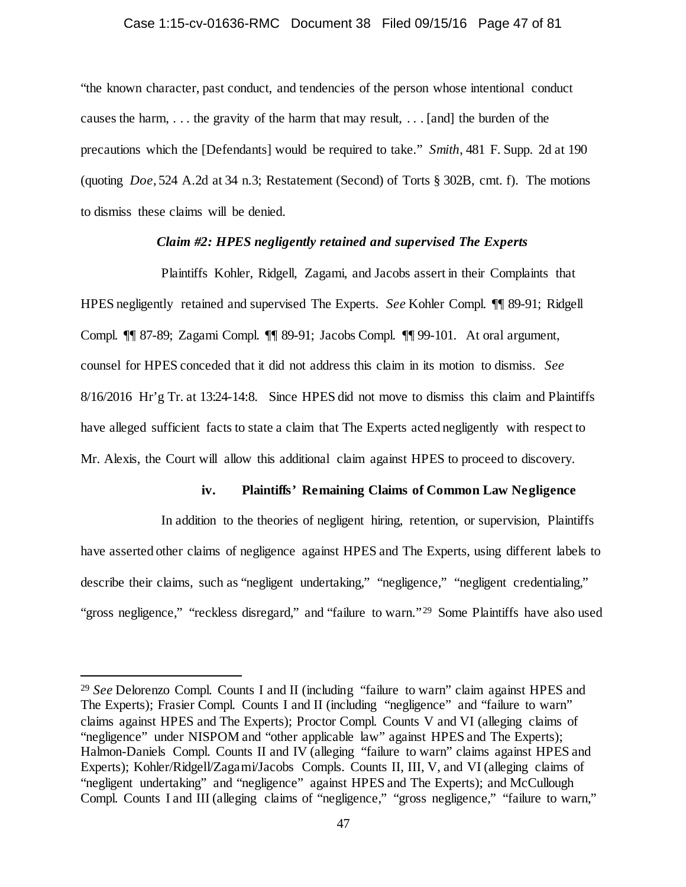"the known character, past conduct, and tendencies of the person whose intentional conduct causes the harm, . . . the gravity of the harm that may result, . . . [and] the burden of the precautions which the [Defendants] would be required to take." *Smith*, 481 F. Supp. 2d at 190 (quoting *Doe*, 524 A.2d at 34 n.3; Restatement (Second) of Torts § 302B, cmt. f). The motions to dismiss these claims will be denied.

***Claim #2: HPES negligently retained and supervised The Experts***

Plaintiffs Kohler, Ridgell, Zagami, and Jacobs assert in their Complaints that HPES negligently retained and supervised The Experts. *See* Kohler Compl. ¶¶ 89-91; Ridgell Compl. ¶¶ 87-89; Zagami Compl. ¶¶ 89-91; Jacobs Compl. ¶¶ 99-101. At oral argument, counsel for HPES conceded that it did not address this claim in its motion to dismiss. *See* 8/16/2016 Hr'g Tr. at 13:24-14:8. Since HPES did not move to dismiss this claim and Plaintiffs have alleged sufficient facts to state a claim that The Experts acted negligently with respect to Mr. Alexis, the Court will allow this additional claim against HPES to proceed to discovery.

**iv. Plaintiffs' Remaining Claims of Common Law Negligence**

In addition to the theories of negligent hiring, retention, or supervision, Plaintiffs have asserted other claims of negligence against HPES and The Experts, using different labels to describe their claims, such as "negligent undertaking," "negligence," "negligent credentialing," "gross negligence," "reckless disregard," and "failure to warn."[29] Some Plaintiffs have also used

---

[29] *See* Delorenzo Compl. Counts I and II (including "failure to warn" claim against HPES and The Experts); Frasier Compl. Counts I and II (including "negligence" and "failure to warn" claims against HPES and The Experts); Proctor Compl. Counts V and VI (alleging claims of "negligence" under NISPOM and "other applicable law" against HPES and The Experts); Halmon-Daniels Compl. Counts II and IV (alleging "failure to warn" claims against HPES and Experts); Kohler/Ridgell/Zagami/Jacobs Compls. Counts II, III, V, and VI (alleging claims of "negligent undertaking" and "negligence" against HPES and The Experts); and McCullough Compl. Counts I and III (alleging claims of "negligence," "gross negligence," "failure to warn,"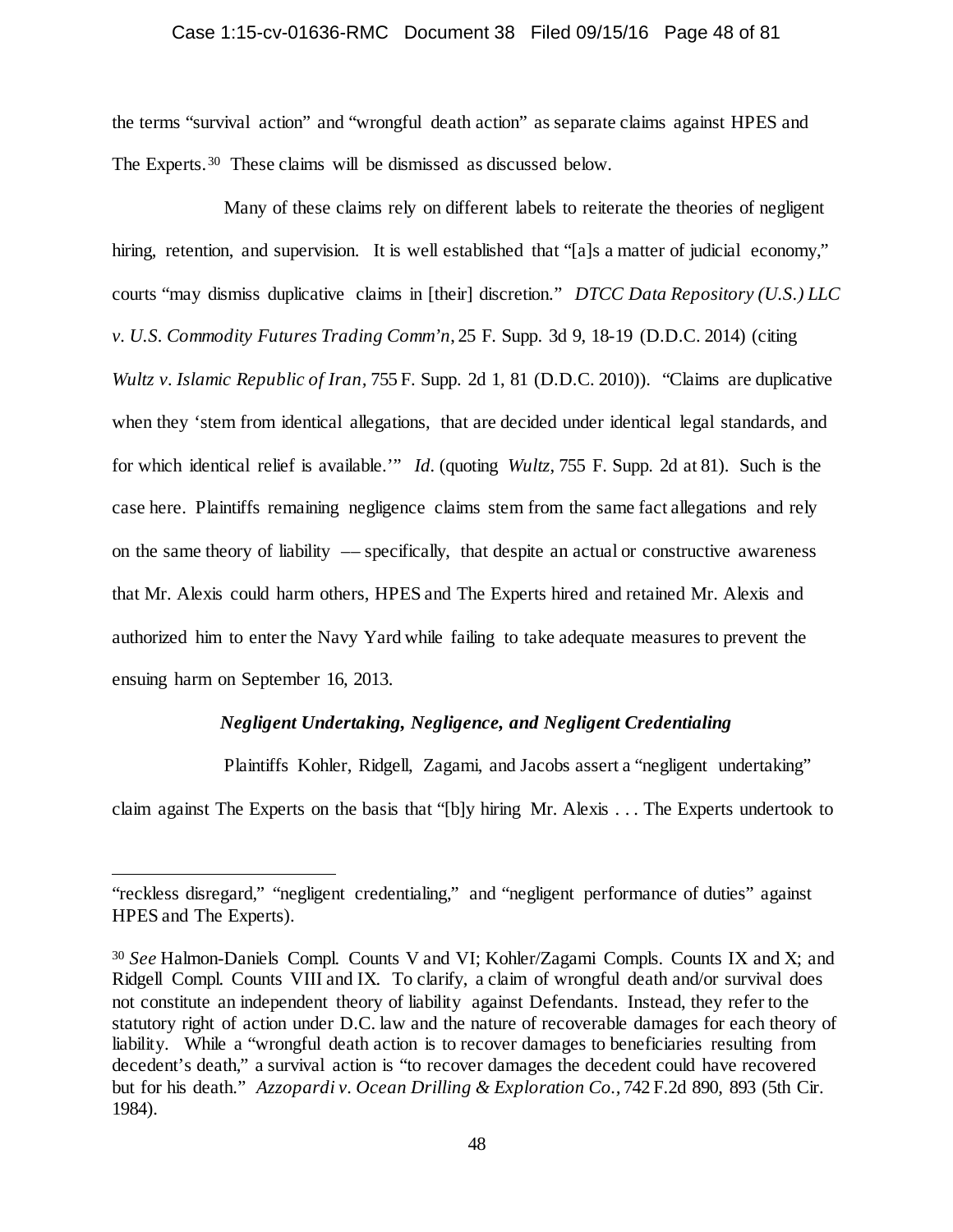the terms "survival action" and "wrongful death action" as separate claims against HPES and The Experts.[30] These claims will be dismissed as discussed below.

Many of these claims rely on different labels to reiterate the theories of negligent hiring, retention, and supervision. It is well established that "[a]s a matter of judicial economy," courts "may dismiss duplicative claims in [their] discretion." *DTCC Data Repository (U.S.) LLC v. U.S. Commodity Futures Trading Comm'n*, 25 F. Supp. 3d 9, 18-19 (D.D.C. 2014) (citing *Wultz v. Islamic Republic of Iran*, 755 F. Supp. 2d 1, 81 (D.D.C. 2010)). "Claims are duplicative when they 'stem from identical allegations, that are decided under identical legal standards, and for which identical relief is available.'" *Id.* (quoting *Wultz*, 755 F. Supp. 2d at 81). Such is the case here. Plaintiffs remaining negligence claims stem from the same fact allegations and rely on the same theory of liability –– specifically, that despite an actual or constructive awareness that Mr. Alexis could harm others, HPES and The Experts hired and retained Mr. Alexis and authorized him to enter the Navy Yard while failing to take adequate measures to prevent the ensuing harm on September 16, 2013.

### *Negligent Undertaking, Negligence, and Negligent Credentialing*

Plaintiffs Kohler, Ridgell, Zagami, and Jacobs assert a "negligent undertaking" claim against The Experts on the basis that "[b]y hiring Mr. Alexis . . . The Experts undertook to

---

"reckless disregard," "negligent credentialing," and "negligent performance of duties" against HPES and The Experts).

[30] *See* Halmon-Daniels Compl. Counts V and VI; Kohler/Zagami Compls. Counts IX and X; and Ridgell Compl. Counts VIII and IX. To clarify, a claim of wrongful death and/or survival does not constitute an independent theory of liability against Defendants. Instead, they refer to the statutory right of action under D.C. law and the nature of recoverable damages for each theory of liability. While a "wrongful death action is to recover damages to beneficiaries resulting from decedent's death," a survival action is "to recover damages the decedent could have recovered but for his death." *Azzopardi v. Ocean Drilling & Exploration Co.*, 742 F.2d 890, 893 (5th Cir. 1984).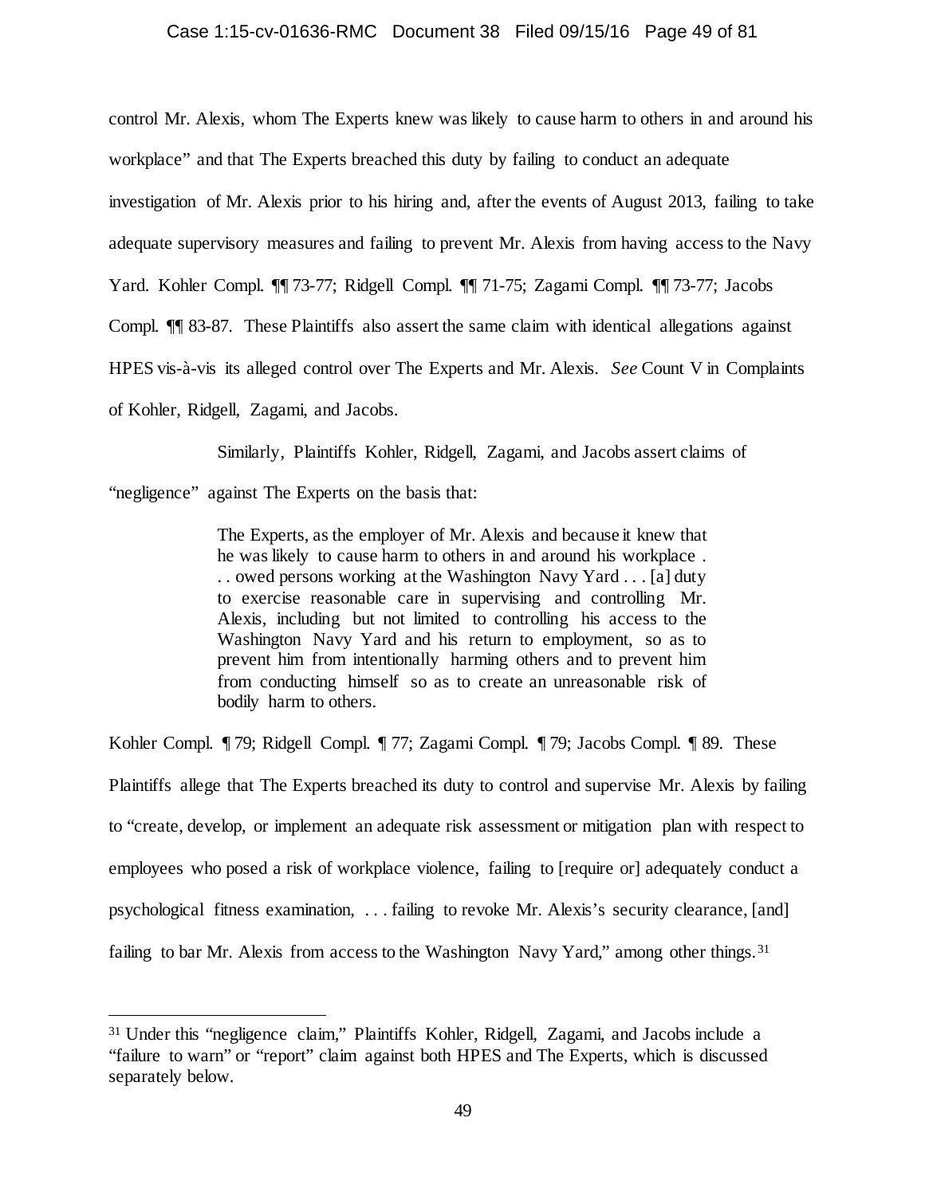control Mr. Alexis, whom The Experts knew was likely to cause harm to others in and around his workplace" and that The Experts breached this duty by failing to conduct an adequate investigation of Mr. Alexis prior to his hiring and, after the events of August 2013, failing to take adequate supervisory measures and failing to prevent Mr. Alexis from having access to the Navy Yard. Kohler Compl. ¶¶ 73-77; Ridgell Compl. ¶¶ 71-75; Zagami Compl. ¶¶ 73-77; Jacobs Compl. ¶¶ 83-87. These Plaintiffs also assert the same claim with identical allegations against HPES vis-à-vis its alleged control over The Experts and Mr. Alexis. *See* Count V in Complaints of Kohler, Ridgell, Zagami, and Jacobs.

Similarly, Plaintiffs Kohler, Ridgell, Zagami, and Jacobs assert claims of "negligence" against The Experts on the basis that:

> The Experts, as the employer of Mr. Alexis and because it knew that he was likely to cause harm to others in and around his workplace . . . owed persons working at the Washington Navy Yard . . . [a] duty to exercise reasonable care in supervising and controlling Mr. Alexis, including but not limited to controlling his access to the Washington Navy Yard and his return to employment, so as to prevent him from intentionally harming others and to prevent him from conducting himself so as to create an unreasonable risk of bodily harm to others.

Kohler Compl. ¶ 79; Ridgell Compl. ¶ 77; Zagami Compl. ¶ 79; Jacobs Compl. ¶ 89. These Plaintiffs allege that The Experts breached its duty to control and supervise Mr. Alexis by failing to "create, develop, or implement an adequate risk assessment or mitigation plan with respect to employees who posed a risk of workplace violence, failing to [require or] adequately conduct a psychological fitness examination, . . . failing to revoke Mr. Alexis's security clearance, [and] failing to bar Mr. Alexis from access to the Washington Navy Yard," among other things.[31]

[31] Under this "negligence claim," Plaintiffs Kohler, Ridgell, Zagami, and Jacobs include a "failure to warn" or "report" claim against both HPES and The Experts, which is discussed separately below.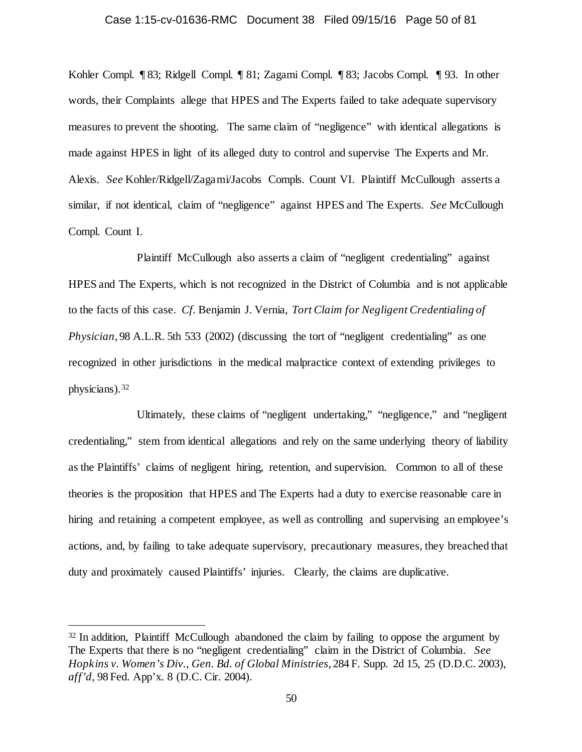Kohler Compl. ¶ 83; Ridgell Compl. ¶ 81; Zagami Compl. ¶ 83; Jacobs Compl. ¶ 93. In other words, their Complaints allege that HPES and The Experts failed to take adequate supervisory measures to prevent the shooting. The same claim of "negligence" with identical allegations is made against HPES in light of its alleged duty to control and supervise The Experts and Mr. Alexis. *See* Kohler/Ridgell/Zagami/Jacobs Compls. Count VI. Plaintiff McCullough asserts a similar, if not identical, claim of "negligence" against HPES and The Experts. *See* McCullough Compl. Count I.

Plaintiff McCullough also asserts a claim of "negligent credentialing" against HPES and The Experts, which is not recognized in the District of Columbia and is not applicable to the facts of this case. *Cf.* Benjamin J. Vernia, *Tort Claim for Negligent Credentialing of Physician*, 98 A.L.R. 5th 533 (2002) (discussing the tort of "negligent credentialing" as one recognized in other jurisdictions in the medical malpractice context of extending privileges to physicians).[32]

Ultimately, these claims of "negligent undertaking," "negligence," and "negligent credentialing," stem from identical allegations and rely on the same underlying theory of liability as the Plaintiffs' claims of negligent hiring, retention, and supervision. Common to all of these theories is the proposition that HPES and The Experts had a duty to exercise reasonable care in hiring and retaining a competent employee, as well as controlling and supervising an employee's actions, and, by failing to take adequate supervisory, precautionary measures, they breached that duty and proximately caused Plaintiffs' injuries. Clearly, the claims are duplicative.

---

[32] In addition, Plaintiff McCullough abandoned the claim by failing to oppose the argument by The Experts that there is no "negligent credentialing" claim in the District of Columbia. *See Hopkins v. Women's Div., Gen. Bd. of Global Ministries*, 284 F. Supp. 2d 15, 25 (D.D.C. 2003), *aff'd*, 98 Fed. App'x. 8 (D.C. Cir. 2004).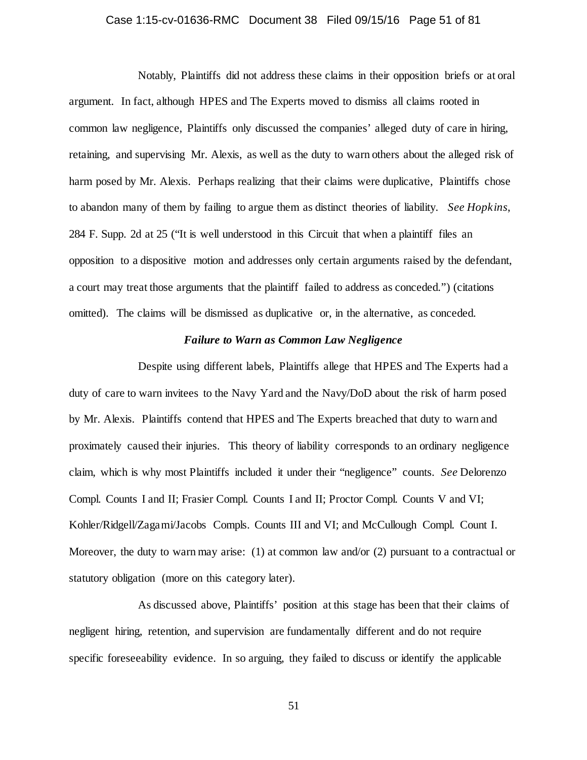Notably, Plaintiffs did not address these claims in their opposition briefs or at oral argument. In fact, although HPES and The Experts moved to dismiss all claims rooted in common law negligence, Plaintiffs only discussed the companies' alleged duty of care in hiring, retaining, and supervising Mr. Alexis, as well as the duty to warn others about the alleged risk of harm posed by Mr. Alexis. Perhaps realizing that their claims were duplicative, Plaintiffs chose to abandon many of them by failing to argue them as distinct theories of liability. *See Hopkins*, 284 F. Supp. 2d at 25 ("It is well understood in this Circuit that when a plaintiff files an opposition to a dispositive motion and addresses only certain arguments raised by the defendant, a court may treat those arguments that the plaintiff failed to address as conceded.") (citations omitted). The claims will be dismissed as duplicative or, in the alternative, as conceded.

***Failure to Warn as Common Law Negligence***

Despite using different labels, Plaintiffs allege that HPES and The Experts had a duty of care to warn invitees to the Navy Yard and the Navy/DoD about the risk of harm posed by Mr. Alexis. Plaintiffs contend that HPES and The Experts breached that duty to warn and proximately caused their injuries. This theory of liability corresponds to an ordinary negligence claim, which is why most Plaintiffs included it under their "negligence" counts. *See* Delorenzo Compl. Counts I and II; Frasier Compl. Counts I and II; Proctor Compl. Counts V and VI; Kohler/Ridgell/Zagami/Jacobs Compls. Counts III and VI; and McCullough Compl. Count I. Moreover, the duty to warn may arise: (1) at common law and/or (2) pursuant to a contractual or statutory obligation (more on this category later).

As discussed above, Plaintiffs' position at this stage has been that their claims of negligent hiring, retention, and supervision are fundamentally different and do not require specific foreseeability evidence. In so arguing, they failed to discuss or identify the applicable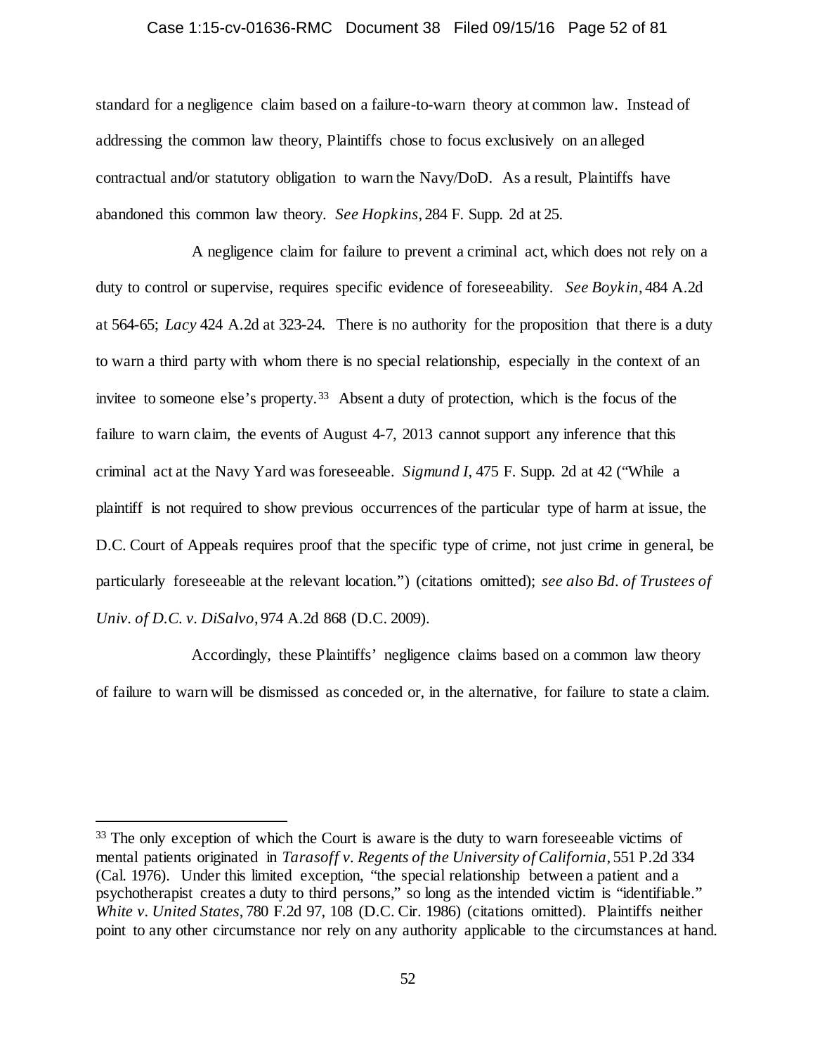standard for a negligence claim based on a failure-to-warn theory at common law. Instead of addressing the common law theory, Plaintiffs chose to focus exclusively on an alleged contractual and/or statutory obligation to warn the Navy/DoD. As a result, Plaintiffs have abandoned this common law theory. *See Hopkins*, 284 F. Supp. 2d at 25.

A negligence claim for failure to prevent a criminal act, which does not rely on a duty to control or supervise, requires specific evidence of foreseeability. *See Boykin*, 484 A.2d at 564-65; *Lacy* 424 A.2d at 323-24. There is no authority for the proposition that there is a duty to warn a third party with whom there is no special relationship, especially in the context of an invitee to someone else's property.[33] Absent a duty of protection, which is the focus of the failure to warn claim, the events of August 4-7, 2013 cannot support any inference that this criminal act at the Navy Yard was foreseeable. *Sigmund I*, 475 F. Supp. 2d at 42 ("While a plaintiff is not required to show previous occurrences of the particular type of harm at issue, the D.C. Court of Appeals requires proof that the specific type of crime, not just crime in general, be particularly foreseeable at the relevant location.") (citations omitted); *see also Bd. of Trustees of Univ. of D.C. v. DiSalvo*, 974 A.2d 868 (D.C. 2009).

Accordingly, these Plaintiffs' negligence claims based on a common law theory of failure to warn will be dismissed as conceded or, in the alternative, for failure to state a claim.

---

[33] The only exception of which the Court is aware is the duty to warn foreseeable victims of mental patients originated in *Tarasoff v. Regents of the University of California*, 551 P.2d 334 (Cal. 1976). Under this limited exception, "the special relationship between a patient and a psychotherapist creates a duty to third persons," so long as the intended victim is "identifiable." *White v. United States*, 780 F.2d 97, 108 (D.C. Cir. 1986) (citations omitted). Plaintiffs neither point to any other circumstance nor rely on any authority applicable to the circumstances at hand.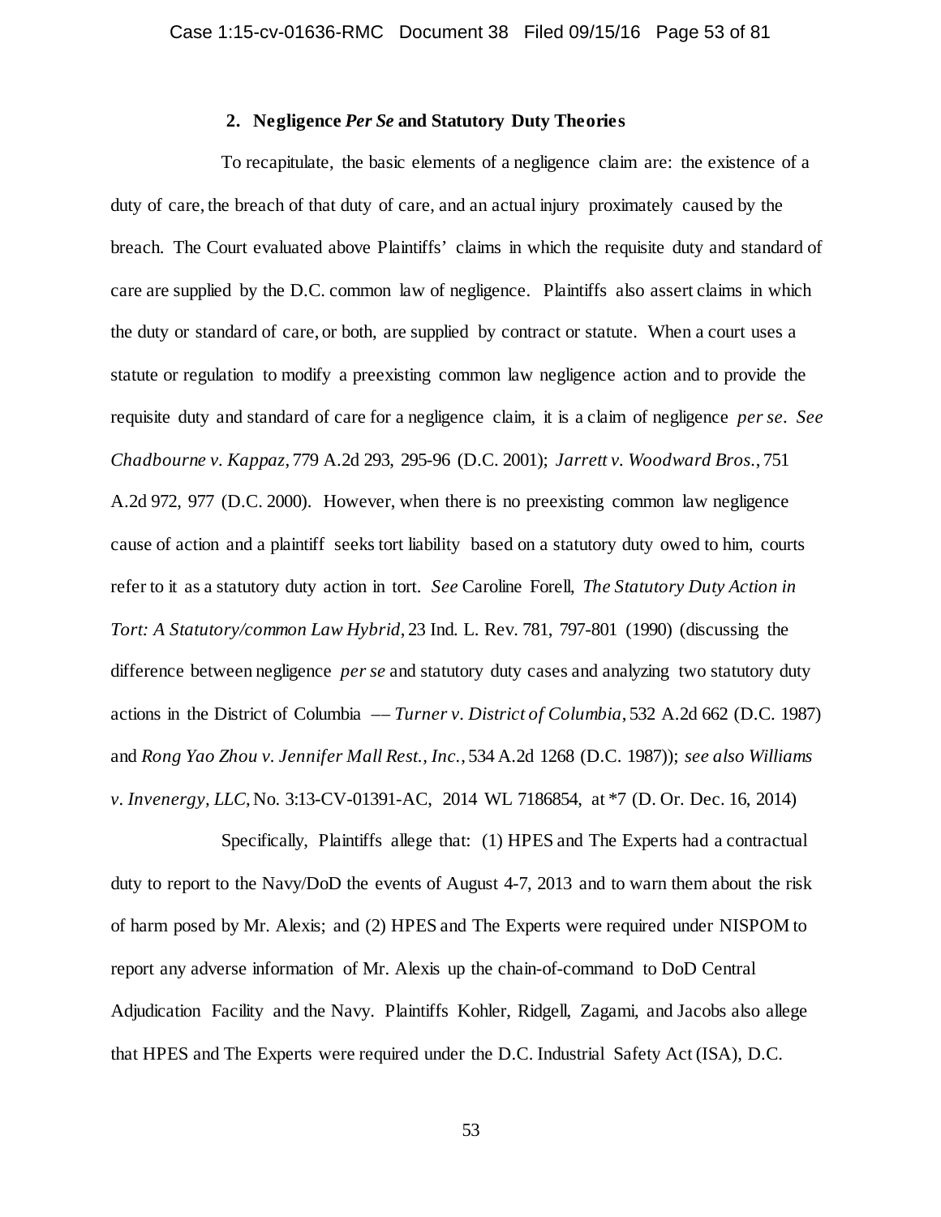### 2. Negligence *Per Se* and Statutory Duty Theories

To recapitulate, the basic elements of a negligence claim are: the existence of a duty of care, the breach of that duty of care, and an actual injury proximately caused by the breach. The Court evaluated above Plaintiffs' claims in which the requisite duty and standard of care are supplied by the D.C. common law of negligence. Plaintiffs also assert claims in which the duty or standard of care, or both, are supplied by contract or statute. When a court uses a statute or regulation to modify a preexisting common law negligence action and to provide the requisite duty and standard of care for a negligence claim, it is a claim of negligence *per se*. *See Chadbourne v. Kappaz*, 779 A.2d 293, 295-96 (D.C. 2001); *Jarrett v. Woodward Bros.*, 751 A.2d 972, 977 (D.C. 2000). However, when there is no preexisting common law negligence cause of action and a plaintiff seeks tort liability based on a statutory duty owed to him, courts refer to it as a statutory duty action in tort. *See* Caroline Forell, *The Statutory Duty Action in Tort: A Statutory/common Law Hybrid*, 23 Ind. L. Rev. 781, 797-801 (1990) (discussing the difference between negligence *per se* and statutory duty cases and analyzing two statutory duty actions in the District of Columbia –– *Turner v. District of Columbia*, 532 A.2d 662 (D.C. 1987) and *Rong Yao Zhou v. Jennifer Mall Rest., Inc.*, 534 A.2d 1268 (D.C. 1987)); *see also Williams v. Invenergy, LLC*, No. 3:13-CV-01391-AC, 2014 WL 7186854, at *7 (D. Or. Dec. 16, 2014)

Specifically, Plaintiffs allege that: (1) HPES and The Experts had a contractual duty to report to the Navy/DoD the events of August 4-7, 2013 and to warn them about the risk of harm posed by Mr. Alexis; and (2) HPES and The Experts were required under NISPOM to report any adverse information of Mr. Alexis up the chain-of-command to DoD Central Adjudication Facility and the Navy. Plaintiffs Kohler, Ridgell, Zagami, and Jacobs also allege that HPES and The Experts were required under the D.C. Industrial Safety Act (ISA), D.C.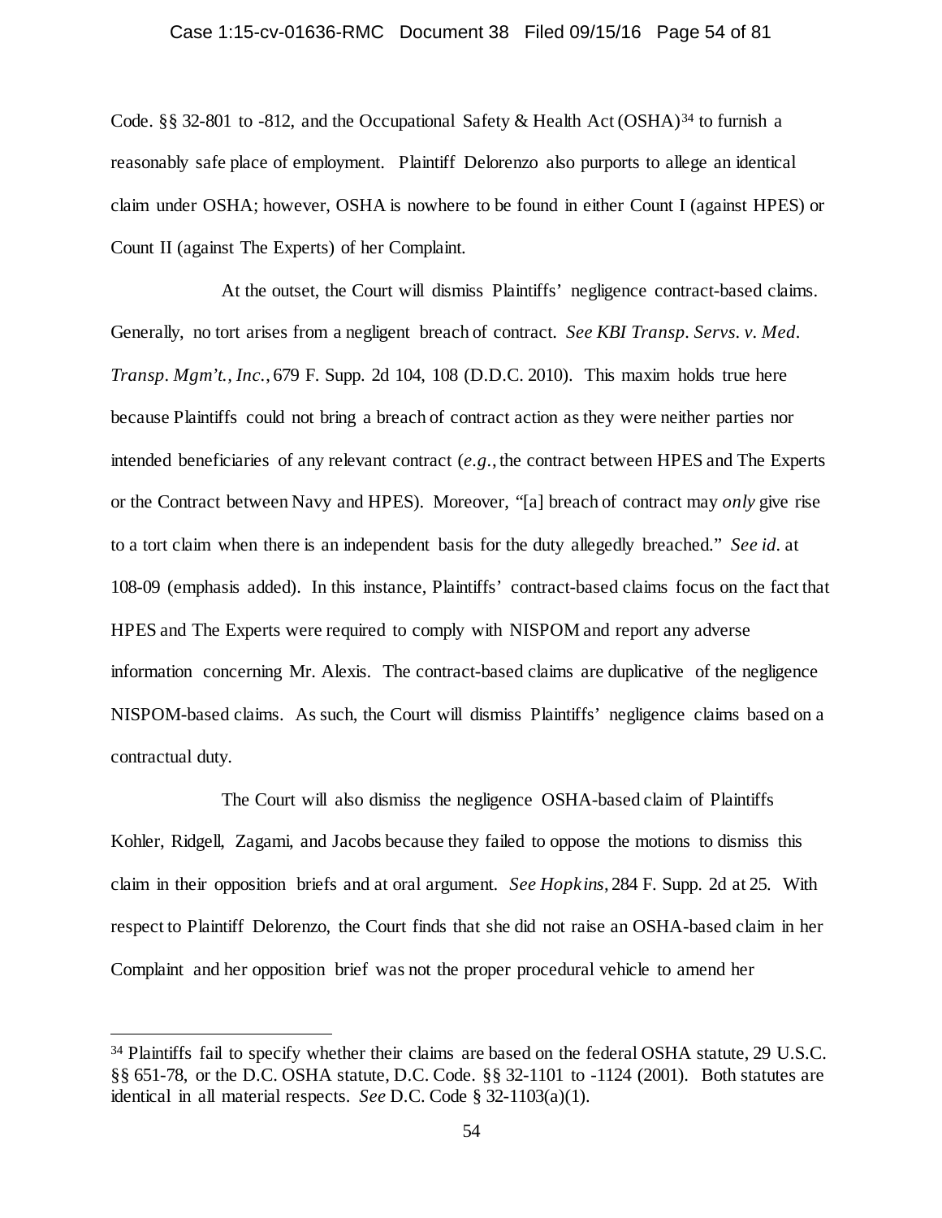Code. §§ 32-801 to -812, and the Occupational Safety & Health Act (OSHA)[34] to furnish a reasonably safe place of employment. Plaintiff Delorenzo also purports to allege an identical claim under OSHA; however, OSHA is nowhere to be found in either Count I (against HPES) or Count II (against The Experts) of her Complaint.

At the outset, the Court will dismiss Plaintiffs' negligence contract-based claims. Generally, no tort arises from a negligent breach of contract. *See KBI Transp. Servs. v. Med. Transp. Mgm't., Inc.*, 679 F. Supp. 2d 104, 108 (D.D.C. 2010). This maxim holds true here because Plaintiffs could not bring a breach of contract action as they were neither parties nor intended beneficiaries of any relevant contract (*e.g.*, the contract between HPES and The Experts or the Contract between Navy and HPES). Moreover, "[a] breach of contract may *only* give rise to a tort claim when there is an independent basis for the duty allegedly breached." *See id.* at 108-09 (emphasis added). In this instance, Plaintiffs' contract-based claims focus on the fact that HPES and The Experts were required to comply with NISPOM and report any adverse information concerning Mr. Alexis. The contract-based claims are duplicative of the negligence NISPOM-based claims. As such, the Court will dismiss Plaintiffs' negligence claims based on a contractual duty.

The Court will also dismiss the negligence OSHA-based claim of Plaintiffs Kohler, Ridgell, Zagami, and Jacobs because they failed to oppose the motions to dismiss this claim in their opposition briefs and at oral argument. *See Hopkins*, 284 F. Supp. 2d at 25. With respect to Plaintiff Delorenzo, the Court finds that she did not raise an OSHA-based claim in her Complaint and her opposition brief was not the proper procedural vehicle to amend her

---

[34] Plaintiffs fail to specify whether their claims are based on the federal OSHA statute, 29 U.S.C. §§ 651-78, or the D.C. OSHA statute, D.C. Code. §§ 32-1101 to -1124 (2001). Both statutes are identical in all material respects. *See* D.C. Code § 32-1103(a)(1).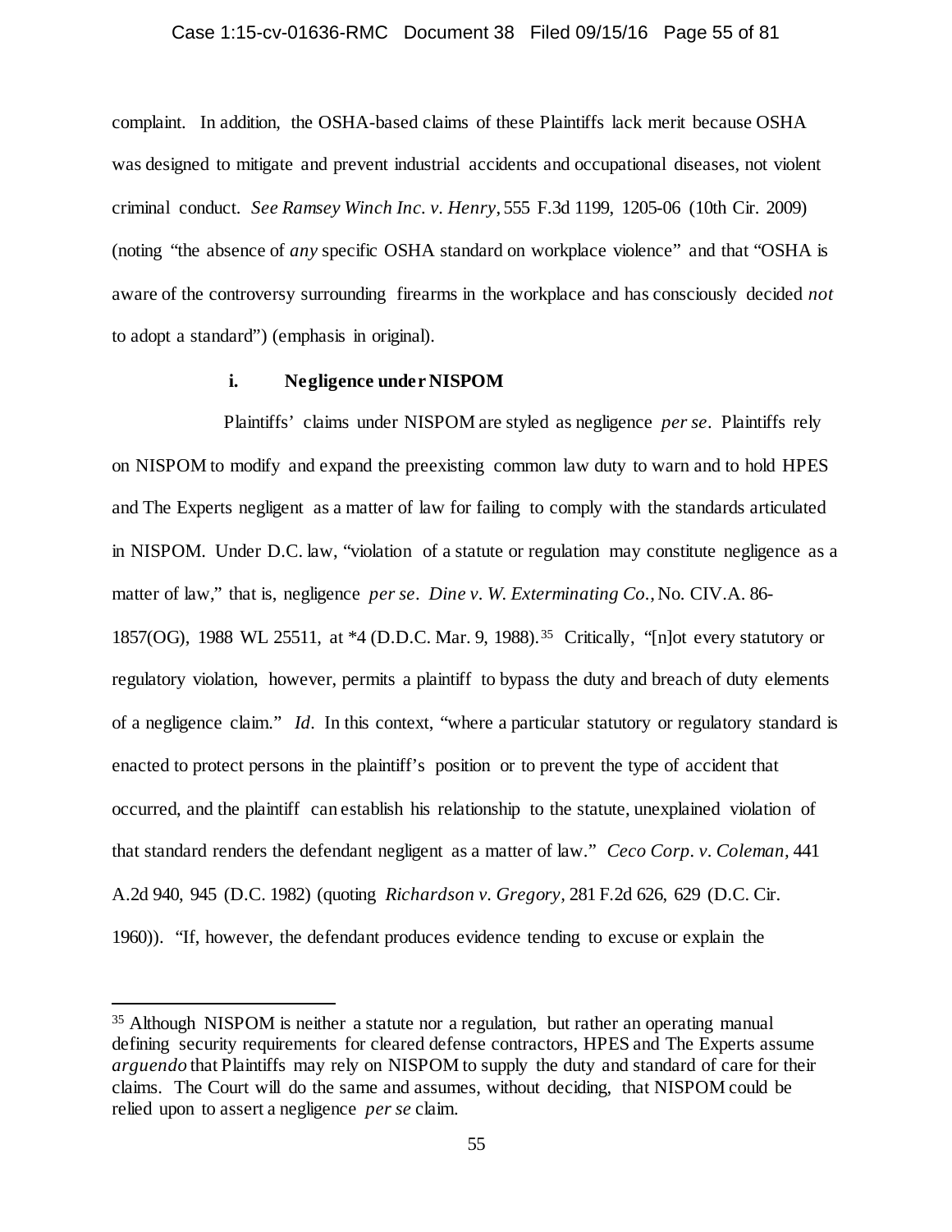complaint. In addition, the OSHA-based claims of these Plaintiffs lack merit because OSHA was designed to mitigate and prevent industrial accidents and occupational diseases, not violent criminal conduct. *See Ramsey Winch Inc. v. Henry*, 555 F.3d 1199, 1205-06 (10th Cir. 2009) (noting "the absence of *any* specific OSHA standard on workplace violence" and that "OSHA is aware of the controversy surrounding firearms in the workplace and has consciously decided *not* to adopt a standard") (emphasis in original).

**i. Negligence under NISPOM**

Plaintiffs' claims under NISPOM are styled as negligence *per se*. Plaintiffs rely on NISPOM to modify and expand the preexisting common law duty to warn and to hold HPES and The Experts negligent as a matter of law for failing to comply with the standards articulated in NISPOM. Under D.C. law, "violation of a statute or regulation may constitute negligence as a matter of law," that is, negligence *per se*. *Dine v. W. Exterminating Co.*, No. CIV.A. 86-1857(OG), 1988 WL 25511, at *4 (D.D.C. Mar. 9, 1988).[35] Critically, "[n]ot every statutory or regulatory violation, however, permits a plaintiff to bypass the duty and breach of duty elements of a negligence claim." *Id*. In this context, "where a particular statutory or regulatory standard is enacted to protect persons in the plaintiff's position or to prevent the type of accident that occurred, and the plaintiff can establish his relationship to the statute, unexplained violation of that standard renders the defendant negligent as a matter of law." *Ceco Corp. v. Coleman*, 441 A.2d 940, 945 (D.C. 1982) (quoting *Richardson v. Gregory*, 281 F.2d 626, 629 (D.C. Cir. 1960)). "If, however, the defendant produces evidence tending to excuse or explain the

[35] Although NISPOM is neither a statute nor a regulation, but rather an operating manual defining security requirements for cleared defense contractors, HPES and The Experts assume *arguendo* that Plaintiffs may rely on NISPOM to supply the duty and standard of care for their claims. The Court will do the same and assumes, without deciding, that NISPOM could be relied upon to assert a negligence *per se* claim.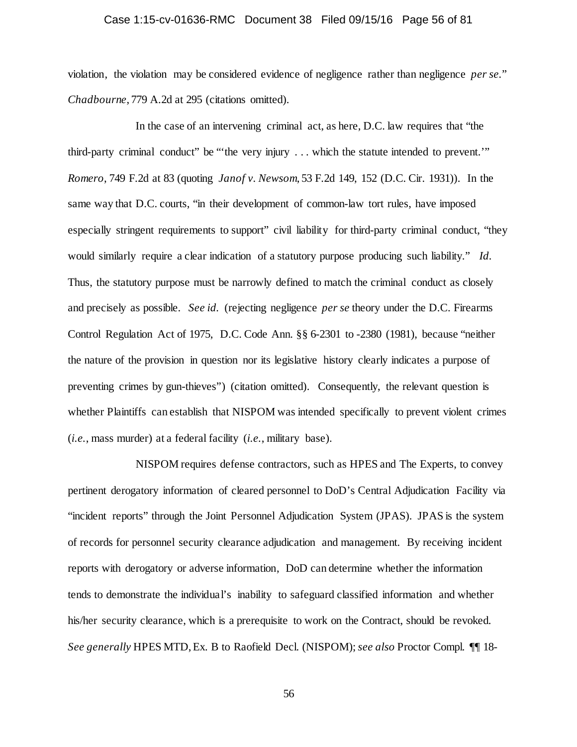violation, the violation may be considered evidence of negligence rather than negligence *per se*." *Chadbourne*, 779 A.2d at 295 (citations omitted).

In the case of an intervening criminal act, as here, D.C. law requires that "the third-party criminal conduct" be "'the very injury . . . which the statute intended to prevent.'" *Romero*, 749 F.2d at 83 (quoting *Janof v. Newsom*, 53 F.2d 149, 152 (D.C. Cir. 1931)). In the same way that D.C. courts, "in their development of common-law tort rules, have imposed especially stringent requirements to support" civil liability for third-party criminal conduct, "they would similarly require a clear indication of a statutory purpose producing such liability." *Id*. Thus, the statutory purpose must be narrowly defined to match the criminal conduct as closely and precisely as possible. *See id*. (rejecting negligence *per se* theory under the D.C. Firearms Control Regulation Act of 1975, D.C. Code Ann. §§ 6-2301 to -2380 (1981), because "neither the nature of the provision in question nor its legislative history clearly indicates a purpose of preventing crimes by gun-thieves") (citation omitted). Consequently, the relevant question is whether Plaintiffs can establish that NISPOM was intended specifically to prevent violent crimes (*i.e.*, mass murder) at a federal facility (*i.e.*, military base).

NISPOM requires defense contractors, such as HPES and The Experts, to convey pertinent derogatory information of cleared personnel to DoD's Central Adjudication Facility via "incident reports" through the Joint Personnel Adjudication System (JPAS). JPAS is the system of records for personnel security clearance adjudication and management. By receiving incident reports with derogatory or adverse information, DoD can determine whether the information tends to demonstrate the individual's inability to safeguard classified information and whether his/her security clearance, which is a prerequisite to work on the Contract, should be revoked. *See generally* HPES MTD, Ex. B to Raofield Decl. (NISPOM); *see also* Proctor Compl. ¶¶ 18-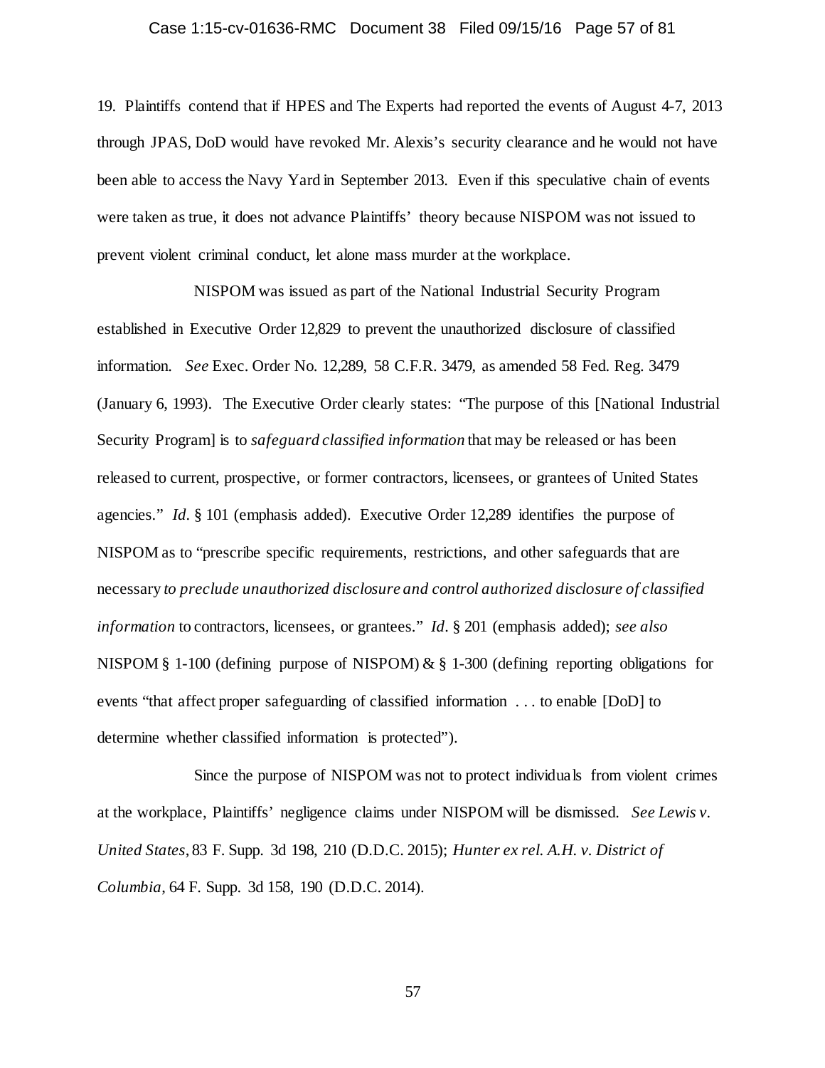19. Plaintiffs contend that if HPES and The Experts had reported the events of August 4-7, 2013 through JPAS, DoD would have revoked Mr. Alexis's security clearance and he would not have been able to access the Navy Yard in September 2013. Even if this speculative chain of events were taken as true, it does not advance Plaintiffs' theory because NISPOM was not issued to prevent violent criminal conduct, let alone mass murder at the workplace.

NISPOM was issued as part of the National Industrial Security Program established in Executive Order 12,829 to prevent the unauthorized disclosure of classified information. *See* Exec. Order No. 12,289, 58 C.F.R. 3479, as amended 58 Fed. Reg. 3479 (January 6, 1993). The Executive Order clearly states: "The purpose of this [National Industrial Security Program] is to *safeguard classified information* that may be released or has been released to current, prospective, or former contractors, licensees, or grantees of United States agencies." *Id.* § 101 (emphasis added). Executive Order 12,289 identifies the purpose of NISPOM as to "prescribe specific requirements, restrictions, and other safeguards that are necessary *to preclude unauthorized disclosure and control authorized disclosure of classified information* to contractors, licensees, or grantees." *Id.* § 201 (emphasis added); *see also* NISPOM § 1-100 (defining purpose of NISPOM) & § 1-300 (defining reporting obligations for events "that affect proper safeguarding of classified information . . . to enable [DoD] to determine whether classified information is protected").

Since the purpose of NISPOM was not to protect individuals from violent crimes at the workplace, Plaintiffs' negligence claims under NISPOM will be dismissed. *See Lewis v. United States*, 83 F. Supp. 3d 198, 210 (D.D.C. 2015); *Hunter ex rel. A.H. v. District of Columbia*, 64 F. Supp. 3d 158, 190 (D.D.C. 2014).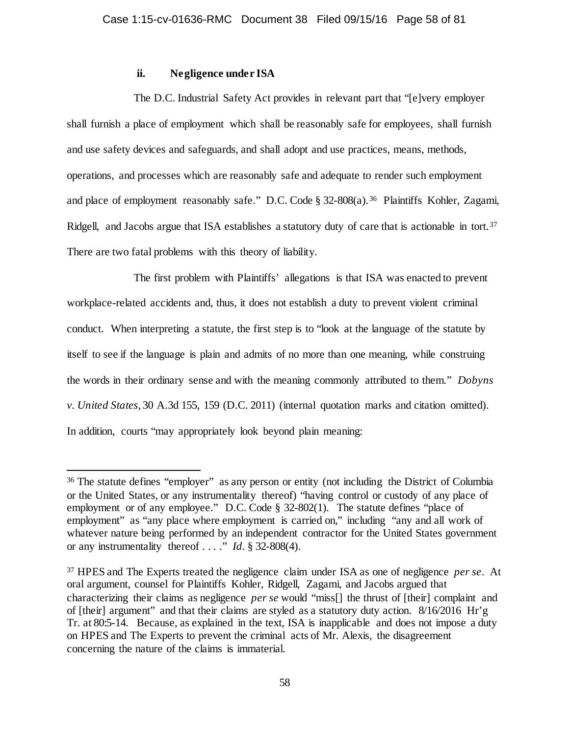### ii. Negligence under ISA

The D.C. Industrial Safety Act provides in relevant part that "[e]very employer shall furnish a place of employment which shall be reasonably safe for employees, shall furnish and use safety devices and safeguards, and shall adopt and use practices, means, methods, operations, and processes which are reasonably safe and adequate to render such employment and place of employment reasonably safe." D.C. Code § 32-808(a).[36] Plaintiffs Kohler, Zagami, Ridgell, and Jacobs argue that ISA establishes a statutory duty of care that is actionable in tort.[37] There are two fatal problems with this theory of liability.

The first problem with Plaintiffs' allegations is that ISA was enacted to prevent workplace-related accidents and, thus, it does not establish a duty to prevent violent criminal conduct. When interpreting a statute, the first step is to "look at the language of the statute by itself to see if the language is plain and admits of no more than one meaning, while construing the words in their ordinary sense and with the meaning commonly attributed to them." *Dobyns v. United States*, 30 A.3d 155, 159 (D.C. 2011) (internal quotation marks and citation omitted). In addition, courts "may appropriately look beyond plain meaning:

---

[36] The statute defines "employer" as any person or entity (not including the District of Columbia or the United States, or any instrumentality thereof) "having control or custody of any place of employment or of any employee." D.C. Code § 32-802(1). The statute defines "place of employment" as "any place where employment is carried on," including "any and all work of whatever nature being performed by an independent contractor for the United States government or any instrumentality thereof . . . ." *Id*. § 32-808(4).

[37] HPES and The Experts treated the negligence claim under ISA as one of negligence *per se*. At oral argument, counsel for Plaintiffs Kohler, Ridgell, Zagami, and Jacobs argued that characterizing their claims as negligence *per se* would "miss[] the thrust of [their] complaint and of [their] argument" and that their claims are styled as a statutory duty action. 8/16/2016 Hr'g Tr. at 80:5-14. Because, as explained in the text, ISA is inapplicable and does not impose a duty on HPES and The Experts to prevent the criminal acts of Mr. Alexis, the disagreement concerning the nature of the claims is immaterial.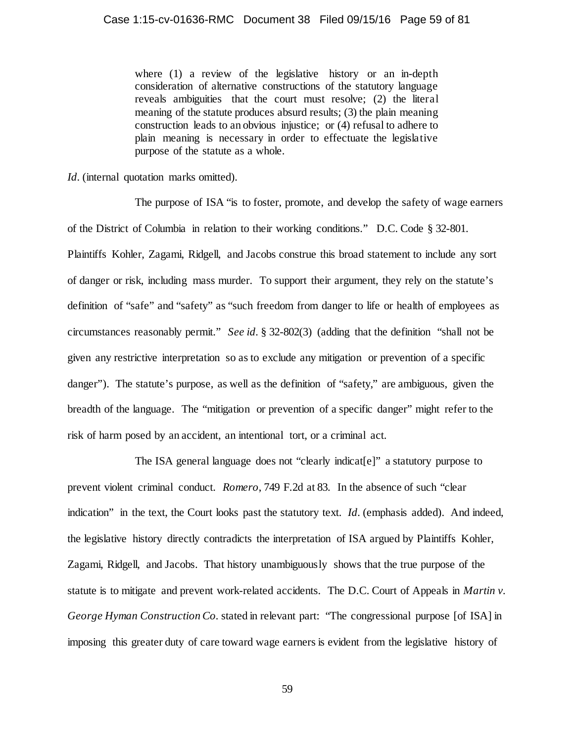> where (1) a review of the legislative history or an in-depth consideration of alternative constructions of the statutory language reveals ambiguities that the court must resolve; (2) the literal meaning of the statute produces absurd results; (3) the plain meaning construction leads to an obvious injustice; or (4) refusal to adhere to plain meaning is necessary in order to effectuate the legislative purpose of the statute as a whole.

*Id*. (internal quotation marks omitted).

The purpose of ISA "is to foster, promote, and develop the safety of wage earners of the District of Columbia in relation to their working conditions." D.C. Code § 32-801. Plaintiffs Kohler, Zagami, Ridgell, and Jacobs construe this broad statement to include any sort of danger or risk, including mass murder. To support their argument, they rely on the statute's definition of "safe" and "safety" as "such freedom from danger to life or health of employees as circumstances reasonably permit." *See id*. § 32-802(3) (adding that the definition "shall not be given any restrictive interpretation so as to exclude any mitigation or prevention of a specific danger"). The statute's purpose, as well as the definition of "safety," are ambiguous, given the breadth of the language. The "mitigation or prevention of a specific danger" might refer to the risk of harm posed by an accident, an intentional tort, or a criminal act.

The ISA general language does not "clearly indicat[e]" a statutory purpose to prevent violent criminal conduct. *Romero*, 749 F.2d at 83. In the absence of such "clear indication" in the text, the Court looks past the statutory text. *Id*. (emphasis added). And indeed, the legislative history directly contradicts the interpretation of ISA argued by Plaintiffs Kohler, Zagami, Ridgell, and Jacobs. That history unambiguously shows that the true purpose of the statute is to mitigate and prevent work-related accidents. The D.C. Court of Appeals in *Martin v. George Hyman Construction Co*. stated in relevant part: "The congressional purpose [of ISA] in imposing this greater duty of care toward wage earners is evident from the legislative history of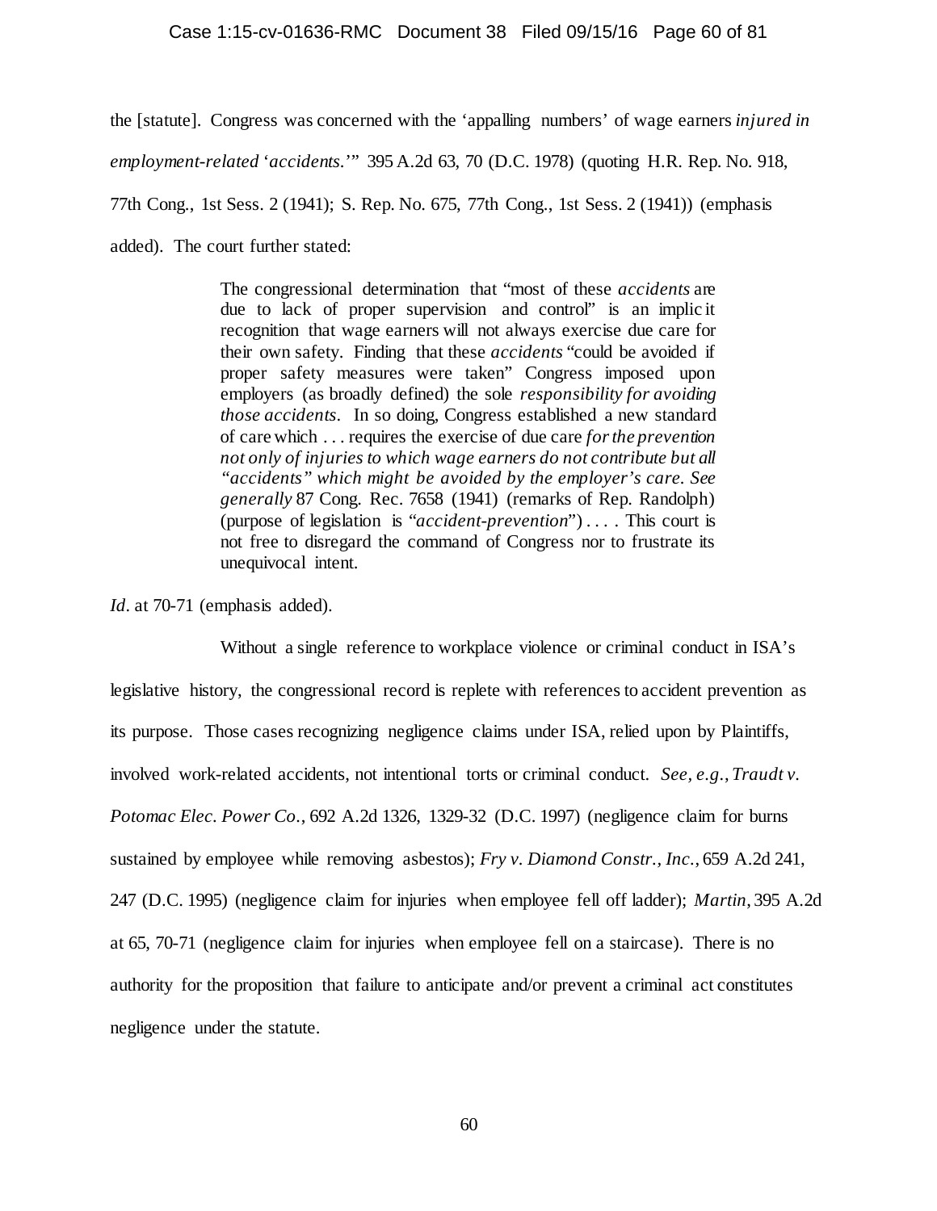the [statute]. Congress was concerned with the 'appalling numbers' of wage earners *injured in employment-related 'accidents.'*" 395 A.2d 63, 70 (D.C. 1978) (quoting H.R. Rep. No. 918, 77th Cong., 1st Sess. 2 (1941); S. Rep. No. 675, 77th Cong., 1st Sess. 2 (1941)) (emphasis added). The court further stated:

> The congressional determination that "most of these *accidents* are due to lack of proper supervision and control" is an implicit recognition that wage earners will not always exercise due care for their own safety. Finding that these *accidents* "could be avoided if proper safety measures were taken" Congress imposed upon employers (as broadly defined) the sole *responsibility for avoiding those accidents*. In so doing, Congress established a new standard of care which . . . requires the exercise of due care *for the prevention not only of injuries to which wage earners do not contribute but all "accidents" which might be avoided by the employer's care. See generally* 87 Cong. Rec. 7658 (1941) (remarks of Rep. Randolph) (purpose of legislation is "*accident-prevention*") . . . . This court is not free to disregard the command of Congress nor to frustrate its unequivocal intent.

*Id.* at 70-71 (emphasis added).

Without a single reference to workplace violence or criminal conduct in ISA's legislative history, the congressional record is replete with references to accident prevention as its purpose. Those cases recognizing negligence claims under ISA, relied upon by Plaintiffs, involved work-related accidents, not intentional torts or criminal conduct. *See, e.g.*, *Traudt v. Potomac Elec. Power Co.*, 692 A.2d 1326, 1329-32 (D.C. 1997) (negligence claim for burns sustained by employee while removing asbestos); *Fry v. Diamond Constr., Inc.*, 659 A.2d 241, 247 (D.C. 1995) (negligence claim for injuries when employee fell off ladder); *Martin*, 395 A.2d at 65, 70-71 (negligence claim for injuries when employee fell on a staircase). There is no authority for the proposition that failure to anticipate and/or prevent a criminal act constitutes negligence under the statute.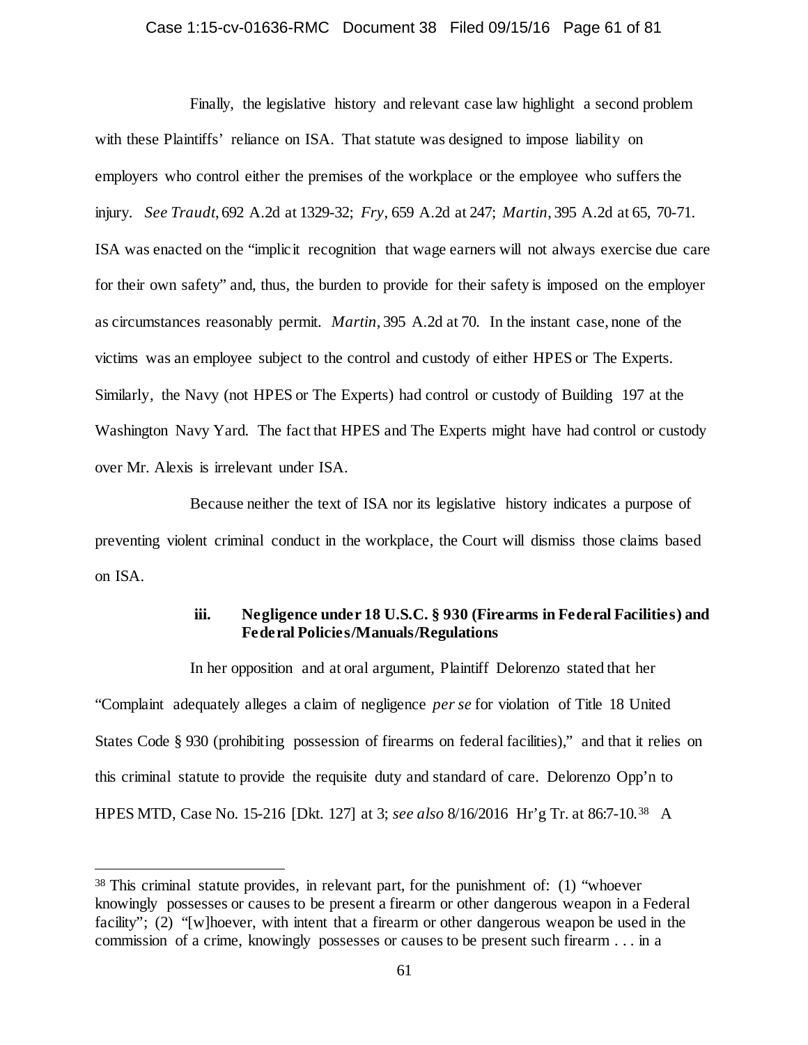Finally, the legislative history and relevant case law highlight a second problem with these Plaintiffs' reliance on ISA. That statute was designed to impose liability on employers who control either the premises of the workplace or the employee who suffers the injury. *See Traudt*, 692 A.2d at 1329-32; *Fry*, 659 A.2d at 247; *Martin*, 395 A.2d at 65, 70-71. ISA was enacted on the "implicit recognition that wage earners will not always exercise due care for their own safety" and, thus, the burden to provide for their safety is imposed on the employer as circumstances reasonably permit. *Martin*, 395 A.2d at 70. In the instant case, none of the victims was an employee subject to the control and custody of either HPES or The Experts. Similarly, the Navy (not HPES or The Experts) had control or custody of Building 197 at the Washington Navy Yard. The fact that HPES and The Experts might have had control or custody over Mr. Alexis is irrelevant under ISA.

Because neither the text of ISA nor its legislative history indicates a purpose of preventing violent criminal conduct in the workplace, the Court will dismiss those claims based on ISA.

### iii. Negligence under 18 U.S.C. § 930 (Firearms in Federal Facilities) and Federal Policies/Manuals/Regulations

In her opposition and at oral argument, Plaintiff Delorenzo stated that her "Complaint adequately alleges a claim of negligence *per se* for violation of Title 18 United States Code § 930 (prohibiting possession of firearms on federal facilities)," and that it relies on this criminal statute to provide the requisite duty and standard of care. Delorenzo Opp'n to HPES MTD, Case No. 15-216 [Dkt. 127] at 3; *see also* 8/16/2016 Hr'g Tr. at 86:7-10.[38] A

---

[38] This criminal statute provides, in relevant part, for the punishment of: (1) "whoever knowingly possesses or causes to be present a firearm or other dangerous weapon in a Federal facility"; (2) "[w]hoever, with intent that a firearm or other dangerous weapon be used in the commission of a crime, knowingly possesses or causes to be present such firearm . . . in a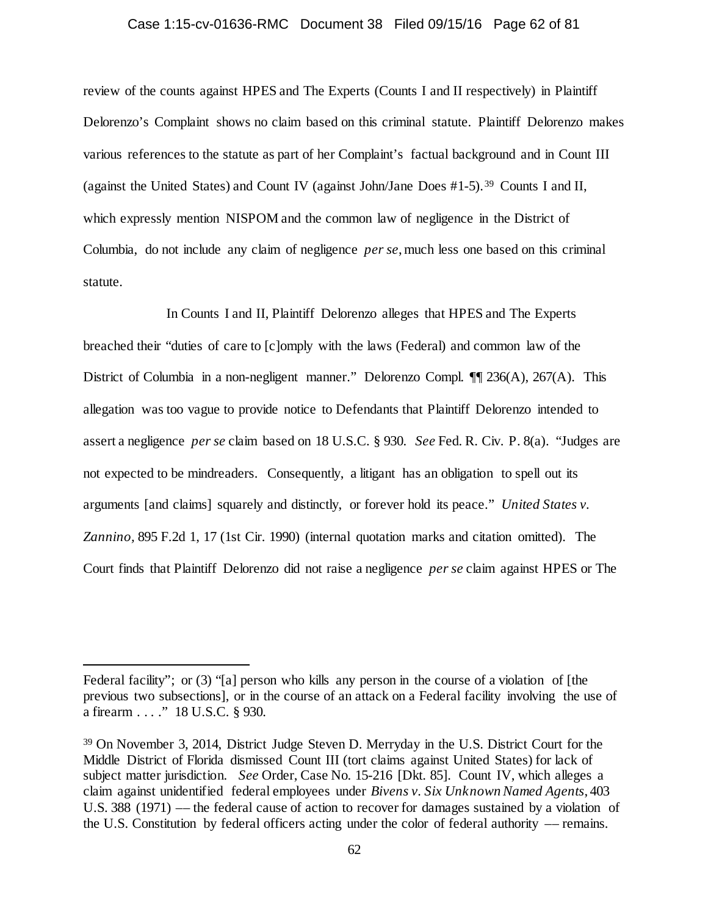review of the counts against HPES and The Experts (Counts I and II respectively) in Plaintiff Delorenzo's Complaint shows no claim based on this criminal statute. Plaintiff Delorenzo makes various references to the statute as part of her Complaint's factual background and in Count III (against the United States) and Count IV (against John/Jane Does #1-5).[39] Counts I and II, which expressly mention NISPOM and the common law of negligence in the District of Columbia, do not include any claim of negligence *per se*, much less one based on this criminal statute.

In Counts I and II, Plaintiff Delorenzo alleges that HPES and The Experts breached their "duties of care to [c]omply with the laws (Federal) and common law of the District of Columbia in a non-negligent manner." Delorenzo Compl. ¶¶ 236(A), 267(A). This allegation was too vague to provide notice to Defendants that Plaintiff Delorenzo intended to assert a negligence *per se* claim based on 18 U.S.C. § 930. *See* Fed. R. Civ. P. 8(a). "Judges are not expected to be mindreaders. Consequently, a litigant has an obligation to spell out its arguments [and claims] squarely and distinctly, or forever hold its peace." *United States v. Zannino,* 895 F.2d 1, 17 (1st Cir. 1990) (internal quotation marks and citation omitted). The Court finds that Plaintiff Delorenzo did not raise a negligence *per se* claim against HPES or The

---

Federal facility"; or (3) "[a] person who kills any person in the course of a violation of [the previous two subsections], or in the course of an attack on a Federal facility involving the use of a firearm . . . ." 18 U.S.C. § 930.

[39] On November 3, 2014, District Judge Steven D. Merryday in the U.S. District Court for the Middle District of Florida dismissed Count III (tort claims against United States) for lack of subject matter jurisdiction. *See* Order, Case No. 15-216 [Dkt. 85]. Count IV, which alleges a claim against unidentified federal employees under *Bivens v. Six Unknown Named Agents*, 403 U.S. 388 (1971) –– the federal cause of action to recover for damages sustained by a violation of the U.S. Constitution by federal officers acting under the color of federal authority –– remains.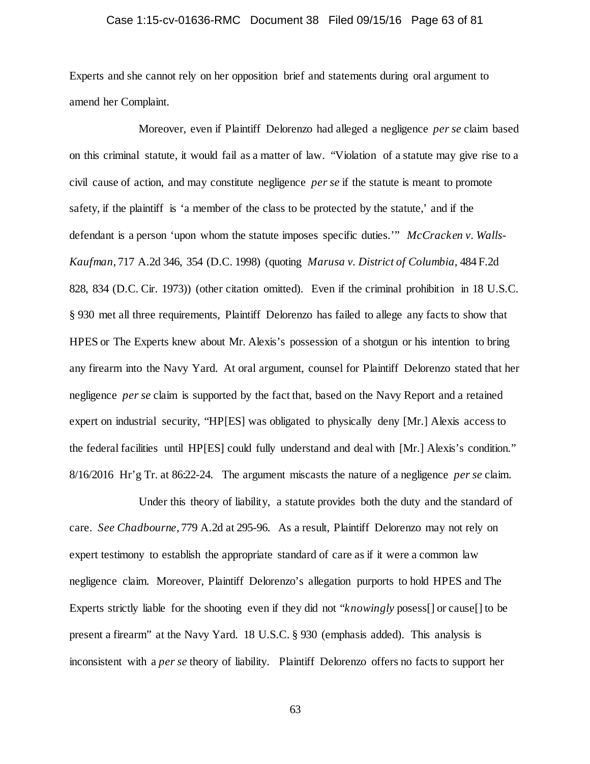Experts and she cannot rely on her opposition brief and statements during oral argument to amend her Complaint.

Moreover, even if Plaintiff Delorenzo had alleged a negligence *per se* claim based on this criminal statute, it would fail as a matter of law. "Violation of a statute may give rise to a civil cause of action, and may constitute negligence *per se* if the statute is meant to promote safety, if the plaintiff is 'a member of the class to be protected by the statute,' and if the defendant is a person 'upon whom the statute imposes specific duties.'" *McCracken v. Walls-Kaufman*, 717 A.2d 346, 354 (D.C. 1998) (quoting *Marusa v. District of Columbia*, 484 F.2d 828, 834 (D.C. Cir. 1973)) (other citation omitted). Even if the criminal prohibition in 18 U.S.C. § 930 met all three requirements, Plaintiff Delorenzo has failed to allege any facts to show that HPES or The Experts knew about Mr. Alexis's possession of a shotgun or his intention to bring any firearm into the Navy Yard. At oral argument, counsel for Plaintiff Delorenzo stated that her negligence *per se* claim is supported by the fact that, based on the Navy Report and a retained expert on industrial security, "HP[ES] was obligated to physically deny [Mr.] Alexis access to the federal facilities until HP[ES] could fully understand and deal with [Mr.] Alexis's condition." 8/16/2016 Hr'g Tr. at 86:22-24. The argument miscasts the nature of a negligence *per se* claim.

Under this theory of liability, a statute provides both the duty and the standard of care. *See Chadbourne*, 779 A.2d at 295-96. As a result, Plaintiff Delorenzo may not rely on expert testimony to establish the appropriate standard of care as if it were a common law negligence claim. Moreover, Plaintiff Delorenzo's allegation purports to hold HPES and The Experts strictly liable for the shooting even if they did not "*knowingly* posess[] or cause[] to be present a firearm" at the Navy Yard. 18 U.S.C. § 930 (emphasis added). This analysis is inconsistent with a *per se* theory of liability. Plaintiff Delorenzo offers no facts to support her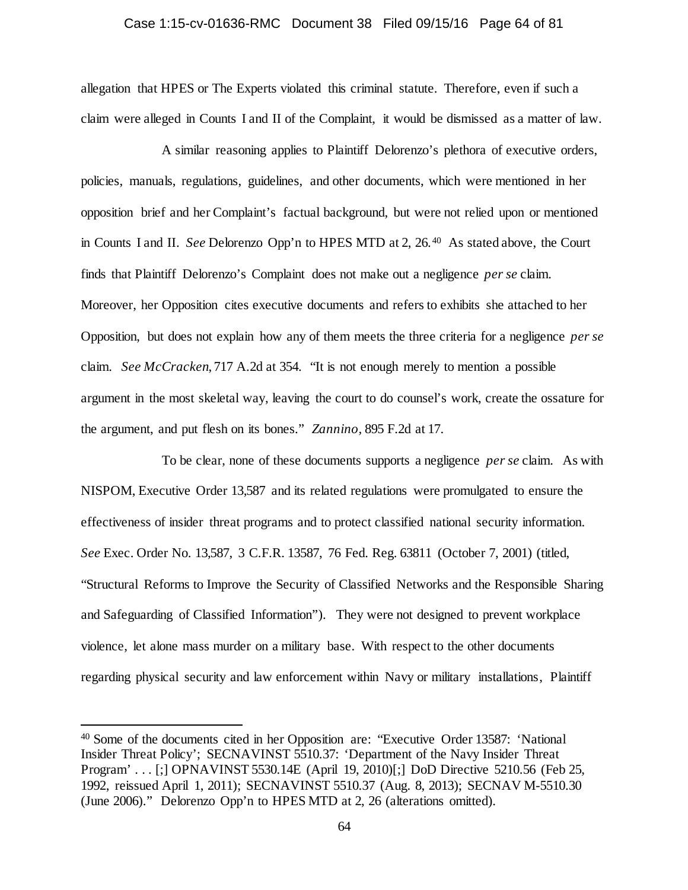allegation that HPES or The Experts violated this criminal statute. Therefore, even if such a claim were alleged in Counts I and II of the Complaint, it would be dismissed as a matter of law.

A similar reasoning applies to Plaintiff Delorenzo's plethora of executive orders, policies, manuals, regulations, guidelines, and other documents, which were mentioned in her opposition brief and her Complaint's factual background, but were not relied upon or mentioned in Counts I and II. *See* Delorenzo Opp'n to HPES MTD at 2, 26.[40] As stated above, the Court finds that Plaintiff Delorenzo's Complaint does not make out a negligence *per se* claim. Moreover, her Opposition cites executive documents and refers to exhibits she attached to her Opposition, but does not explain how any of them meets the three criteria for a negligence *per se* claim. *See McCracken*, 717 A.2d at 354. "It is not enough merely to mention a possible argument in the most skeletal way, leaving the court to do counsel's work, create the ossature for the argument, and put flesh on its bones." *Zannino*, 895 F.2d at 17.

To be clear, none of these documents supports a negligence *per se* claim. As with NISPOM, Executive Order 13,587 and its related regulations were promulgated to ensure the effectiveness of insider threat programs and to protect classified national security information. *See* Exec. Order No. 13,587, 3 C.F.R. 13587, 76 Fed. Reg. 63811 (October 7, 2001) (titled, "Structural Reforms to Improve the Security of Classified Networks and the Responsible Sharing and Safeguarding of Classified Information"). They were not designed to prevent workplace violence, let alone mass murder on a military base. With respect to the other documents regarding physical security and law enforcement within Navy or military installations, Plaintiff

---

[40] Some of the documents cited in her Opposition are: "Executive Order 13587: 'National Insider Threat Policy'; SECNAVINST 5510.37: 'Department of the Navy Insider Threat Program' . . . [;] OPNAVINST 5530.14E (April 19, 2010)[;] DoD Directive 5210.56 (Feb 25, 1992, reissued April 1, 2011); SECNAVINST 5510.37 (Aug. 8, 2013); SECNAV M-5510.30 (June 2006)." Delorenzo Opp'n to HPES MTD at 2, 26 (alterations omitted).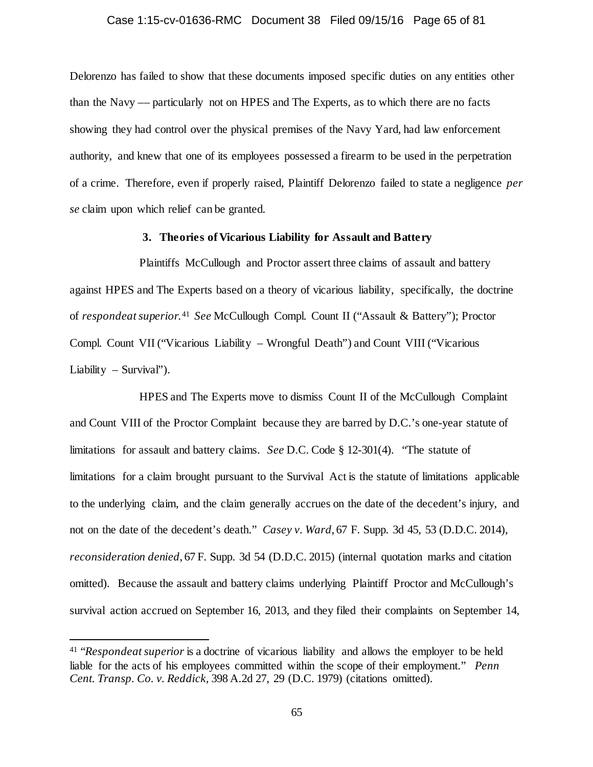Delorenzo has failed to show that these documents imposed specific duties on any entities other than the Navy –– particularly not on HPES and The Experts, as to which there are no facts showing they had control over the physical premises of the Navy Yard, had law enforcement authority, and knew that one of its employees possessed a firearm to be used in the perpetration of a crime. Therefore, even if properly raised, Plaintiff Delorenzo failed to state a negligence *per se* claim upon which relief can be granted.

### 3. Theories of Vicarious Liability for Assault and Battery

Plaintiffs McCullough and Proctor assert three claims of assault and battery against HPES and The Experts based on a theory of vicarious liability, specifically, the doctrine of *respondeat superior.*[41] *See* McCullough Compl. Count II ("Assault & Battery"); Proctor Compl. Count VII ("Vicarious Liability – Wrongful Death") and Count VIII ("Vicarious Liability – Survival").

HPES and The Experts move to dismiss Count II of the McCullough Complaint and Count VIII of the Proctor Complaint because they are barred by D.C.'s one-year statute of limitations for assault and battery claims. *See* D.C. Code § 12-301(4). "The statute of limitations for a claim brought pursuant to the Survival Act is the statute of limitations applicable to the underlying claim, and the claim generally accrues on the date of the decedent's injury, and not on the date of the decedent's death." *Casey v. Ward*, 67 F. Supp. 3d 45, 53 (D.D.C. 2014), *reconsideration denied*, 67 F. Supp. 3d 54 (D.D.C. 2015) (internal quotation marks and citation omitted). Because the assault and battery claims underlying Plaintiff Proctor and McCullough's survival action accrued on September 16, 2013, and they filed their complaints on September 14,

---

[41] "*Respondeat superior* is a doctrine of vicarious liability and allows the employer to be held liable for the acts of his employees committed within the scope of their employment." *Penn Cent. Transp. Co. v. Reddick,* 398 A.2d 27, 29 (D.C. 1979) (citations omitted).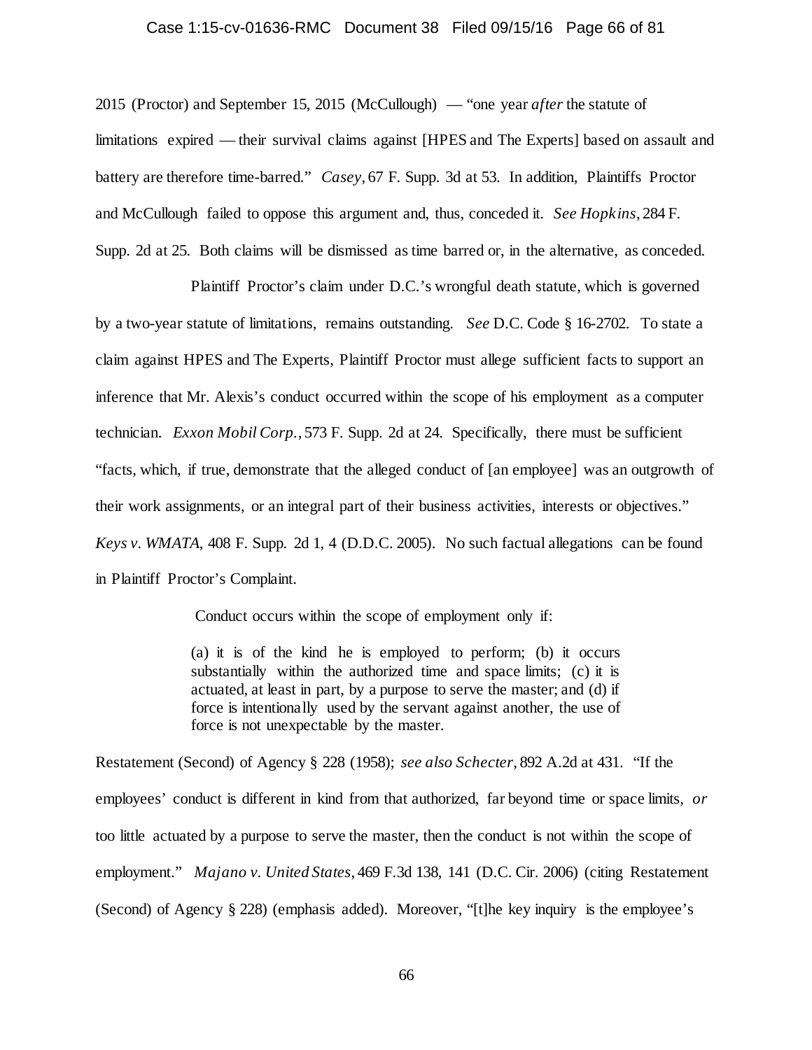2015 (Proctor) and September 15, 2015 (McCullough) — "one year *after* the statute of limitations expired — their survival claims against [HPES and The Experts] based on assault and battery are therefore time-barred." *Casey*, 67 F. Supp. 3d at 53. In addition, Plaintiffs Proctor and McCullough failed to oppose this argument and, thus, conceded it. *See Hopkins*, 284 F. Supp. 2d at 25. Both claims will be dismissed as time barred or, in the alternative, as conceded.

Plaintiff Proctor's claim under D.C.'s wrongful death statute, which is governed by a two-year statute of limitations, remains outstanding. *See* D.C. Code § 16-2702. To state a claim against HPES and The Experts, Plaintiff Proctor must allege sufficient facts to support an inference that Mr. Alexis's conduct occurred within the scope of his employment as a computer technician. *Exxon Mobil Corp.*, 573 F. Supp. 2d at 24. Specifically, there must be sufficient "facts, which, if true, demonstrate that the alleged conduct of [an employee] was an outgrowth of their work assignments, or an integral part of their business activities, interests or objectives." *Keys v. WMATA*, 408 F. Supp. 2d 1, 4 (D.D.C. 2005). No such factual allegations can be found in Plaintiff Proctor's Complaint.

Conduct occurs within the scope of employment only if:

> (a) it is of the kind he is employed to perform; (b) it occurs substantially within the authorized time and space limits; (c) it is actuated, at least in part, by a purpose to serve the master; and (d) if force is intentionally used by the servant against another, the use of force is not unexpectable by the master.

Restatement (Second) of Agency § 228 (1958); *see also Schecter*, 892 A.2d at 431. "If the employees' conduct is different in kind from that authorized, far beyond time or space limits, *or* too little actuated by a purpose to serve the master, then the conduct is not within the scope of employment." *Majano v. United States*, 469 F.3d 138, 141 (D.C. Cir. 2006) (citing Restatement (Second) of Agency § 228) (emphasis added). Moreover, "[t]he key inquiry is the employee's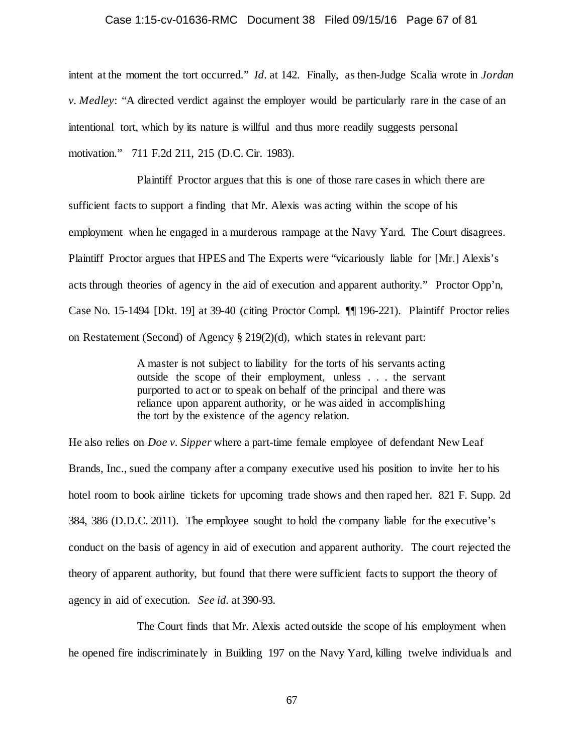intent at the moment the tort occurred." *Id*. at 142. Finally, as then-Judge Scalia wrote in *Jordan v. Medley*: "A directed verdict against the employer would be particularly rare in the case of an intentional tort, which by its nature is willful and thus more readily suggests personal motivation." 711 F.2d 211, 215 (D.C. Cir. 1983).

Plaintiff Proctor argues that this is one of those rare cases in which there are sufficient facts to support a finding that Mr. Alexis was acting within the scope of his employment when he engaged in a murderous rampage at the Navy Yard. The Court disagrees. Plaintiff Proctor argues that HPES and The Experts were "vicariously liable for [Mr.] Alexis's acts through theories of agency in the aid of execution and apparent authority." Proctor Opp'n, Case No. 15-1494 [Dkt. 19] at 39-40 (citing Proctor Compl. ¶¶ 196-221). Plaintiff Proctor relies on Restatement (Second) of Agency § 219(2)(d), which states in relevant part:

> A master is not subject to liability for the torts of his servants acting outside the scope of their employment, unless . . . the servant purported to act or to speak on behalf of the principal and there was reliance upon apparent authority, or he was aided in accomplishing the tort by the existence of the agency relation.

He also relies on *Doe v. Sipper* where a part-time female employee of defendant New Leaf Brands, Inc., sued the company after a company executive used his position to invite her to his hotel room to book airline tickets for upcoming trade shows and then raped her. 821 F. Supp. 2d 384, 386 (D.D.C. 2011). The employee sought to hold the company liable for the executive's conduct on the basis of agency in aid of execution and apparent authority. The court rejected the theory of apparent authority, but found that there were sufficient facts to support the theory of agency in aid of execution. *See id*. at 390-93.

The Court finds that Mr. Alexis acted outside the scope of his employment when he opened fire indiscriminately in Building 197 on the Navy Yard, killing twelve individuals and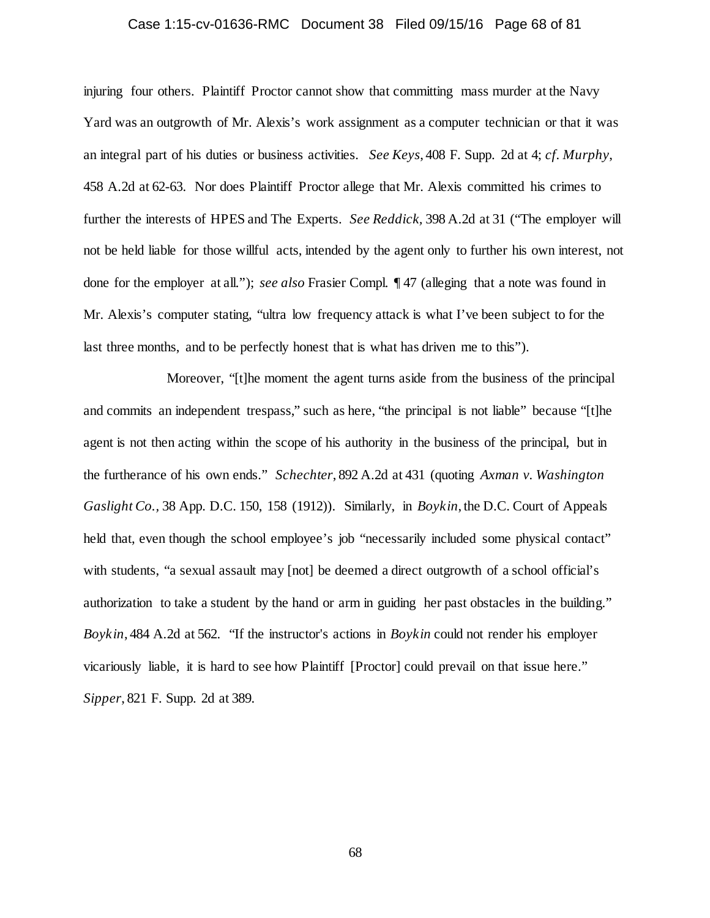injuring four others. Plaintiff Proctor cannot show that committing mass murder at the Navy Yard was an outgrowth of Mr. Alexis's work assignment as a computer technician or that it was an integral part of his duties or business activities. *See Keys*, 408 F. Supp. 2d at 4; *cf. Murphy*, 458 A.2d at 62-63. Nor does Plaintiff Proctor allege that Mr. Alexis committed his crimes to further the interests of HPES and The Experts. *See Reddick*, 398 A.2d at 31 ("The employer will not be held liable for those willful acts, intended by the agent only to further his own interest, not done for the employer at all."); *see also* Frasier Compl. ¶ 47 (alleging that a note was found in Mr. Alexis's computer stating, "ultra low frequency attack is what I've been subject to for the last three months, and to be perfectly honest that is what has driven me to this").

Moreover, "[t]he moment the agent turns aside from the business of the principal and commits an independent trespass," such as here, "the principal is not liable" because "[t]he agent is not then acting within the scope of his authority in the business of the principal, but in the furtherance of his own ends." *Schechter*, 892 A.2d at 431 (quoting *Axman v. Washington Gaslight Co.*, 38 App. D.C. 150, 158 (1912)). Similarly, in *Boykin*, the D.C. Court of Appeals held that, even though the school employee's job "necessarily included some physical contact" with students, "a sexual assault may [not] be deemed a direct outgrowth of a school official's authorization to take a student by the hand or arm in guiding her past obstacles in the building." *Boykin*, 484 A.2d at 562. "If the instructor's actions in *Boykin* could not render his employer vicariously liable, it is hard to see how Plaintiff [Proctor] could prevail on that issue here." *Sipper*, 821 F. Supp. 2d at 389.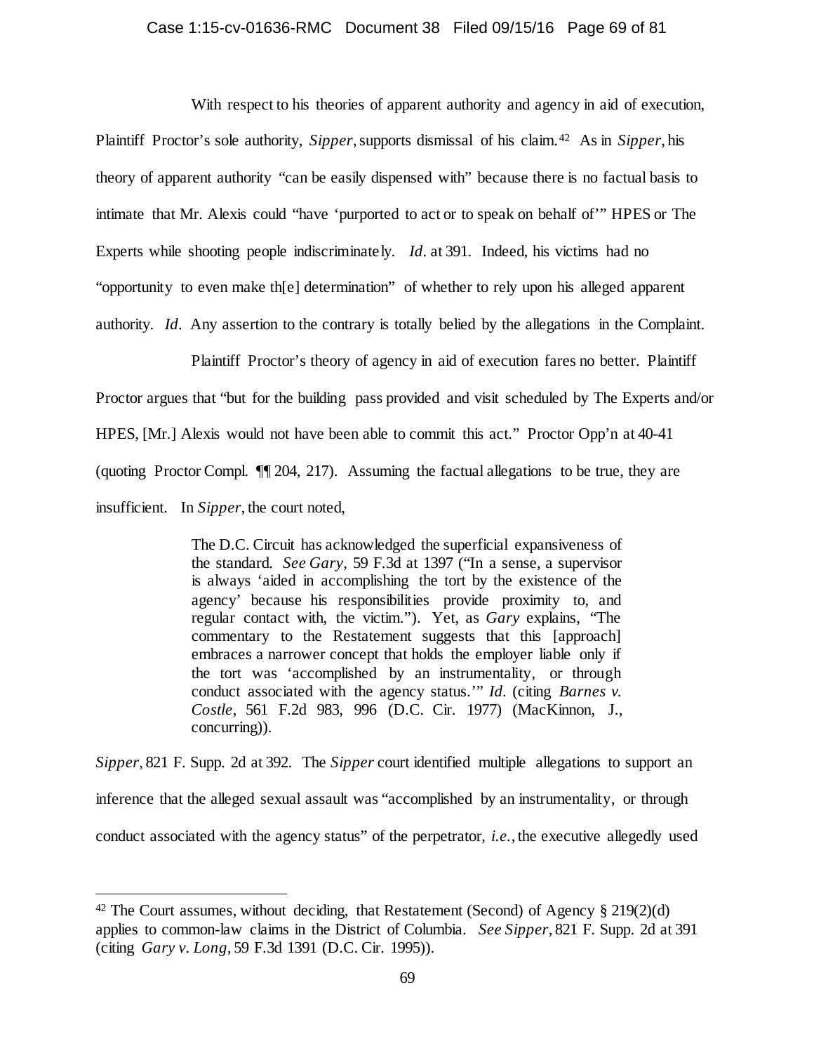With respect to his theories of apparent authority and agency in aid of execution, Plaintiff Proctor's sole authority, *Sipper*, supports dismissal of his claim.[42] As in *Sipper*, his theory of apparent authority "can be easily dispensed with" because there is no factual basis to intimate that Mr. Alexis could "have 'purported to act or to speak on behalf of'" HPES or The Experts while shooting people indiscriminately. *Id.* at 391. Indeed, his victims had no "opportunity to even make th[e] determination" of whether to rely upon his alleged apparent authority. *Id.* Any assertion to the contrary is totally belied by the allegations in the Complaint.

Plaintiff Proctor's theory of agency in aid of execution fares no better. Plaintiff Proctor argues that "but for the building pass provided and visit scheduled by The Experts and/or HPES, [Mr.] Alexis would not have been able to commit this act." Proctor Opp'n at 40-41 (quoting Proctor Compl. ¶¶ 204, 217). Assuming the factual allegations to be true, they are insufficient. In *Sipper*, the court noted,

> The D.C. Circuit has acknowledged the superficial expansiveness of the standard. *See Gary*, 59 F.3d at 1397 ("In a sense, a supervisor is always 'aided in accomplishing the tort by the existence of the agency' because his responsibilities provide proximity to, and regular contact with, the victim."). Yet, as *Gary* explains, "The commentary to the Restatement suggests that this [approach] embraces a narrower concept that holds the employer liable only if the tort was 'accomplished by an instrumentality, or through conduct associated with the agency status.'" *Id.* (citing *Barnes v. Costle*, 561 F.2d 983, 996 (D.C. Cir. 1977) (MacKinnon, J., concurring)).

*Sipper*, 821 F. Supp. 2d at 392. The *Sipper* court identified multiple allegations to support an inference that the alleged sexual assault was "accomplished by an instrumentality, or through conduct associated with the agency status" of the perpetrator, *i.e.*, the executive allegedly used

---

[42] The Court assumes, without deciding, that Restatement (Second) of Agency § 219(2)(d) applies to common-law claims in the District of Columbia. *See Sipper*, 821 F. Supp. 2d at 391 (citing *Gary v. Long*, 59 F.3d 1391 (D.C. Cir. 1995)).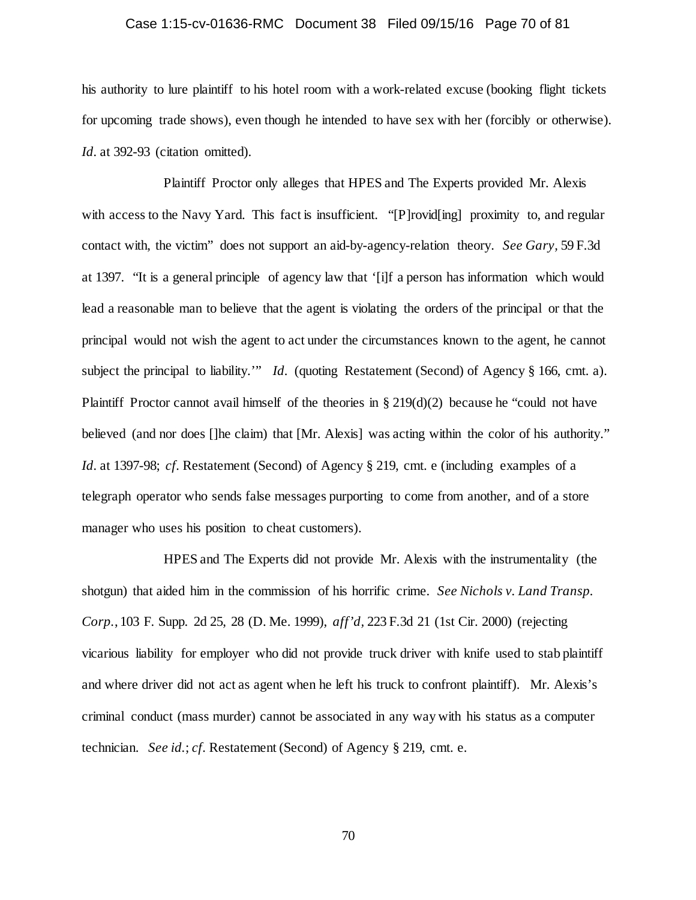his authority to lure plaintiff to his hotel room with a work-related excuse (booking flight tickets for upcoming trade shows), even though he intended to have sex with her (forcibly or otherwise). *Id*. at 392-93 (citation omitted).

Plaintiff Proctor only alleges that HPES and The Experts provided Mr. Alexis with access to the Navy Yard. This fact is insufficient. "[P]rovid[ing] proximity to, and regular contact with, the victim" does not support an aid-by-agency-relation theory. *See Gary*, 59 F.3d at 1397. "It is a general principle of agency law that '[i]f a person has information which would lead a reasonable man to believe that the agent is violating the orders of the principal or that the principal would not wish the agent to act under the circumstances known to the agent, he cannot subject the principal to liability.'" *Id*. (quoting Restatement (Second) of Agency § 166, cmt. a). Plaintiff Proctor cannot avail himself of the theories in § 219(d)(2) because he "could not have believed (and nor does []he claim) that [Mr. Alexis] was acting within the color of his authority." *Id*. at 1397-98; *cf*. Restatement (Second) of Agency § 219, cmt. e (including examples of a telegraph operator who sends false messages purporting to come from another, and of a store manager who uses his position to cheat customers).

HPES and The Experts did not provide Mr. Alexis with the instrumentality (the shotgun) that aided him in the commission of his horrific crime. *See Nichols v. Land Transp. Corp.*, 103 F. Supp. 2d 25, 28 (D. Me. 1999), *aff'd*, 223 F.3d 21 (1st Cir. 2000) (rejecting vicarious liability for employer who did not provide truck driver with knife used to stab plaintiff and where driver did not act as agent when he left his truck to confront plaintiff). Mr. Alexis's criminal conduct (mass murder) cannot be associated in any way with his status as a computer technician. *See id.*; *cf*. Restatement (Second) of Agency § 219, cmt. e.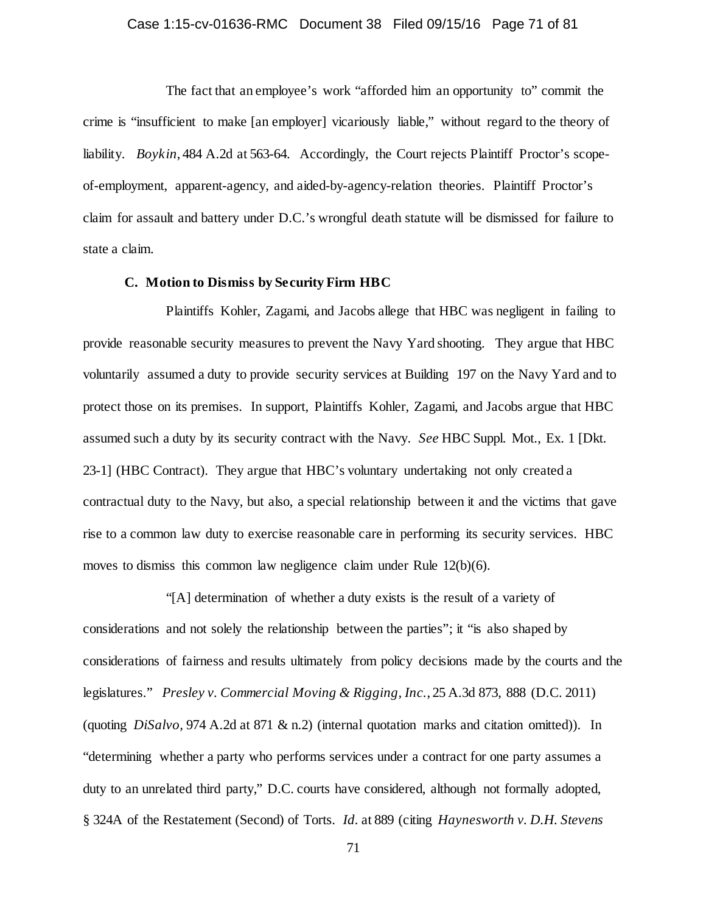The fact that an employee's work "afforded him an opportunity to" commit the crime is "insufficient to make [an employer] vicariously liable," without regard to the theory of liability. *Boykin*, 484 A.2d at 563-64. Accordingly, the Court rejects Plaintiff Proctor's scope-of-employment, apparent-agency, and aided-by-agency-relation theories. Plaintiff Proctor's claim for assault and battery under D.C.'s wrongful death statute will be dismissed for failure to state a claim.

### C. Motion to Dismiss by Security Firm HBC

Plaintiffs Kohler, Zagami, and Jacobs allege that HBC was negligent in failing to provide reasonable security measures to prevent the Navy Yard shooting. They argue that HBC voluntarily assumed a duty to provide security services at Building 197 on the Navy Yard and to protect those on its premises. In support, Plaintiffs Kohler, Zagami, and Jacobs argue that HBC assumed such a duty by its security contract with the Navy. *See* HBC Suppl. Mot., Ex. 1 [Dkt. 23-1] (HBC Contract). They argue that HBC's voluntary undertaking not only created a contractual duty to the Navy, but also, a special relationship between it and the victims that gave rise to a common law duty to exercise reasonable care in performing its security services. HBC moves to dismiss this common law negligence claim under Rule 12(b)(6).

"[A] determination of whether a duty exists is the result of a variety of considerations and not solely the relationship between the parties"; it "is also shaped by considerations of fairness and results ultimately from policy decisions made by the courts and the legislatures." *Presley v. Commercial Moving & Rigging, Inc.*, 25 A.3d 873, 888 (D.C. 2011) (quoting *DiSalvo*, 974 A.2d at 871 & n.2) (internal quotation marks and citation omitted)). In "determining whether a party who performs services under a contract for one party assumes a duty to an unrelated third party," D.C. courts have considered, although not formally adopted, § 324A of the Restatement (Second) of Torts. *Id.* at 889 (citing *Haynesworth v. D.H. Stevens*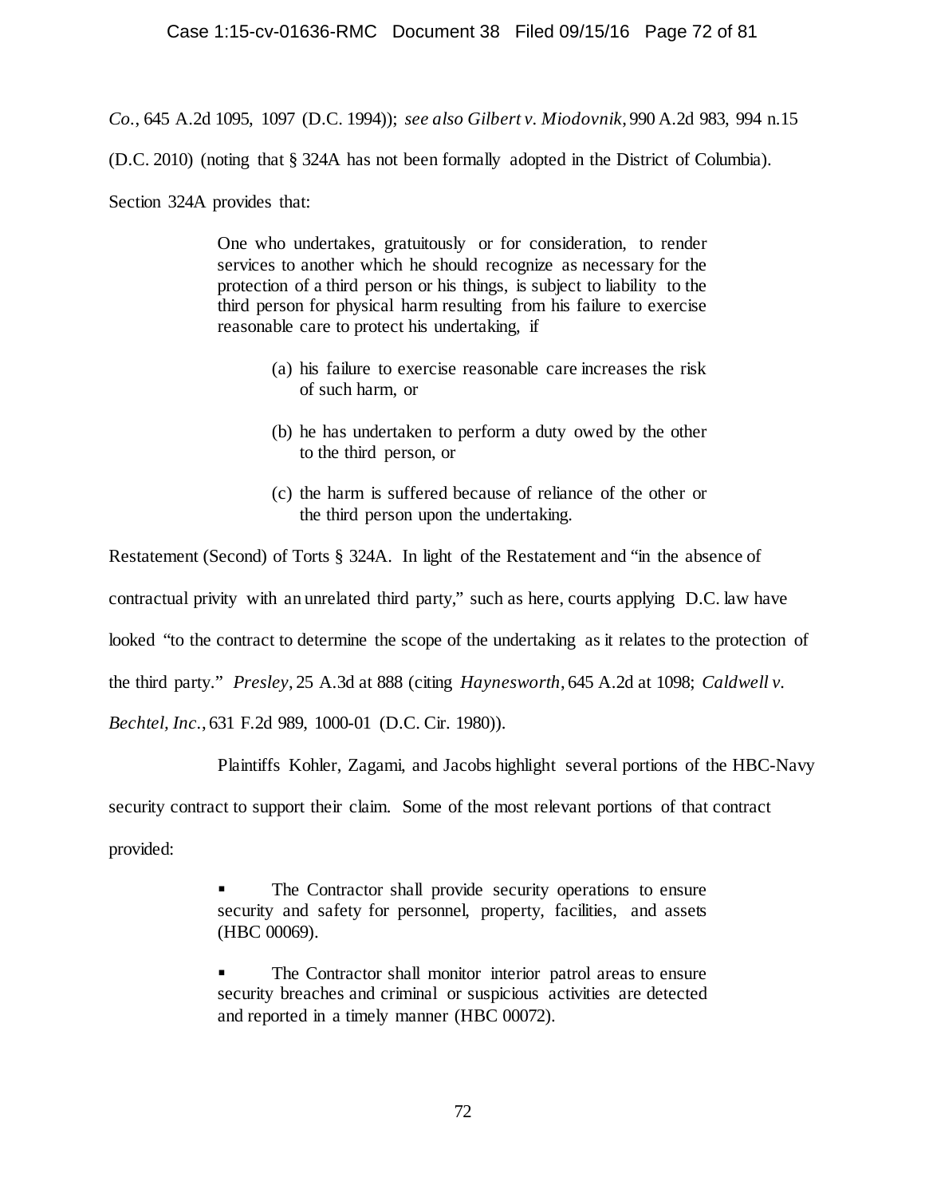*Co.*, 645 A.2d 1095, 1097 (D.C. 1994)); *see also Gilbert v. Miodovnik*, 990 A.2d 983, 994 n.15 (D.C. 2010) (noting that § 324A has not been formally adopted in the District of Columbia). Section 324A provides that:

> One who undertakes, gratuitously or for consideration, to render services to another which he should recognize as necessary for the protection of a third person or his things, is subject to liability to the third person for physical harm resulting from his failure to exercise reasonable care to protect his undertaking, if
>
> (a) his failure to exercise reasonable care increases the risk of such harm, or
>
> (b) he has undertaken to perform a duty owed by the other to the third person, or
>
> (c) the harm is suffered because of reliance of the other or the third person upon the undertaking.

Restatement (Second) of Torts § 324A. In light of the Restatement and "in the absence of contractual privity with an unrelated third party," such as here, courts applying D.C. law have looked "to the contract to determine the scope of the undertaking as it relates to the protection of the third party." *Presley*, 25 A.3d at 888 (citing *Haynesworth*, 645 A.2d at 1098; *Caldwell v. Bechtel, Inc.*, 631 F.2d 989, 1000-01 (D.C. Cir. 1980)).

Plaintiffs Kohler, Zagami, and Jacobs highlight several portions of the HBC-Navy security contract to support their claim. Some of the most relevant portions of that contract provided:

> - The Contractor shall provide security operations to ensure security and safety for personnel, property, facilities, and assets (HBC 00069).
>
> - The Contractor shall monitor interior patrol areas to ensure security breaches and criminal or suspicious activities are detected and reported in a timely manner (HBC 00072).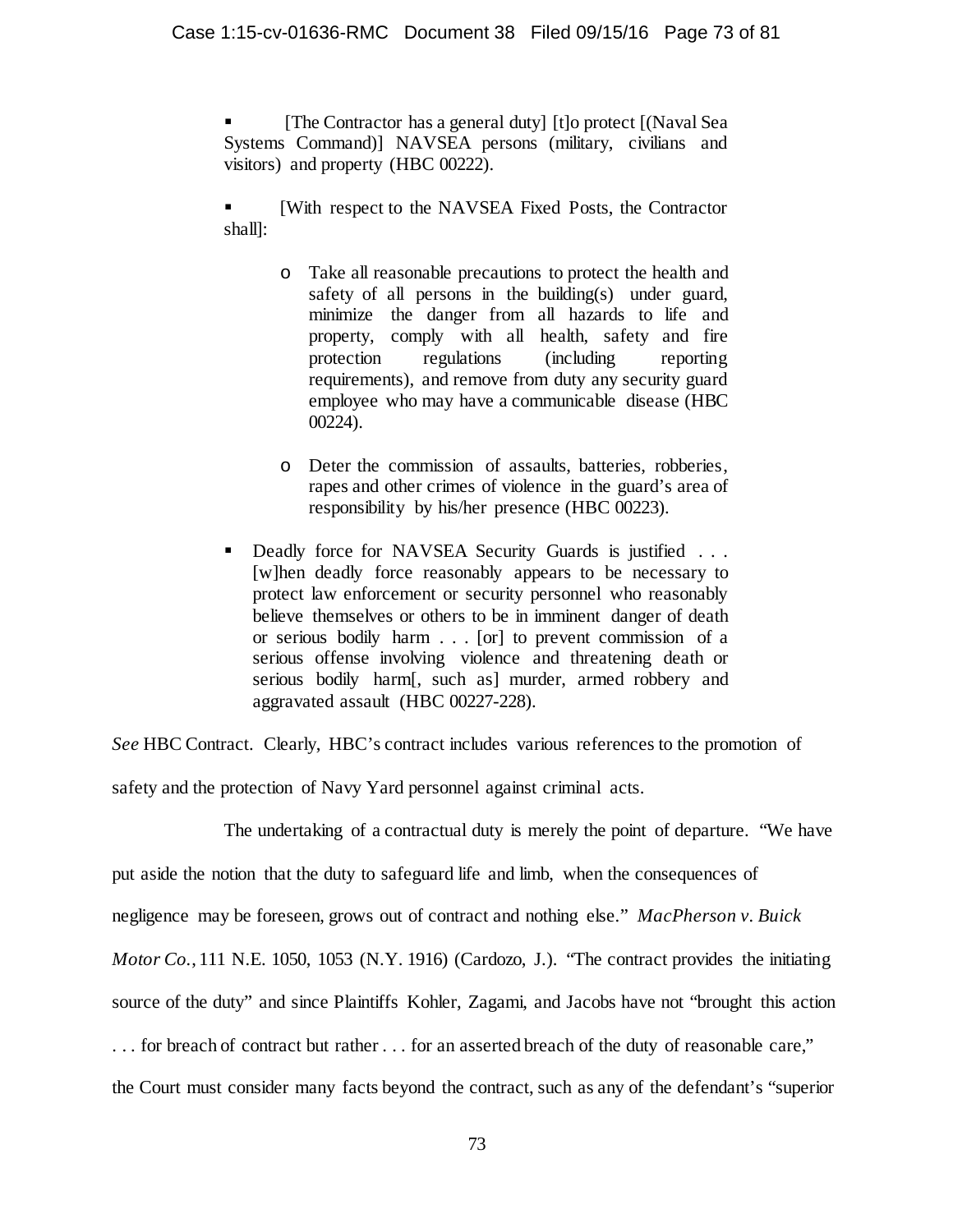- [The Contractor has a general duty] [t]o protect [(Naval Sea Systems Command)] NAVSEA persons (military, civilians and visitors) and property (HBC 00222).

- [With respect to the NAVSEA Fixed Posts, the Contractor shall]:

  - Take all reasonable precautions to protect the health and safety of all persons in the building(s) under guard, minimize the danger from all hazards to life and property, comply with all health, safety and fire protection regulations (including reporting requirements), and remove from duty any security guard employee who may have a communicable disease (HBC 00224).

  - Deter the commission of assaults, batteries, robberies, rapes and other crimes of violence in the guard's area of responsibility by his/her presence (HBC 00223).

- Deadly force for NAVSEA Security Guards is justified . . . [w]hen deadly force reasonably appears to be necessary to protect law enforcement or security personnel who reasonably believe themselves or others to be in imminent danger of death or serious bodily harm . . . [or] to prevent commission of a serious offense involving violence and threatening death or serious bodily harm[, such as] murder, armed robbery and aggravated assault (HBC 00227-228).

*See* HBC Contract. Clearly, HBC's contract includes various references to the promotion of safety and the protection of Navy Yard personnel against criminal acts.

The undertaking of a contractual duty is merely the point of departure. "We have put aside the notion that the duty to safeguard life and limb, when the consequences of negligence may be foreseen, grows out of contract and nothing else." *MacPherson v. Buick Motor Co.*, 111 N.E. 1050, 1053 (N.Y. 1916) (Cardozo, J.). "The contract provides the initiating source of the duty" and since Plaintiffs Kohler, Zagami, and Jacobs have not "brought this action . . . for breach of contract but rather . . . for an asserted breach of the duty of reasonable care," the Court must consider many facts beyond the contract, such as any of the defendant's "superior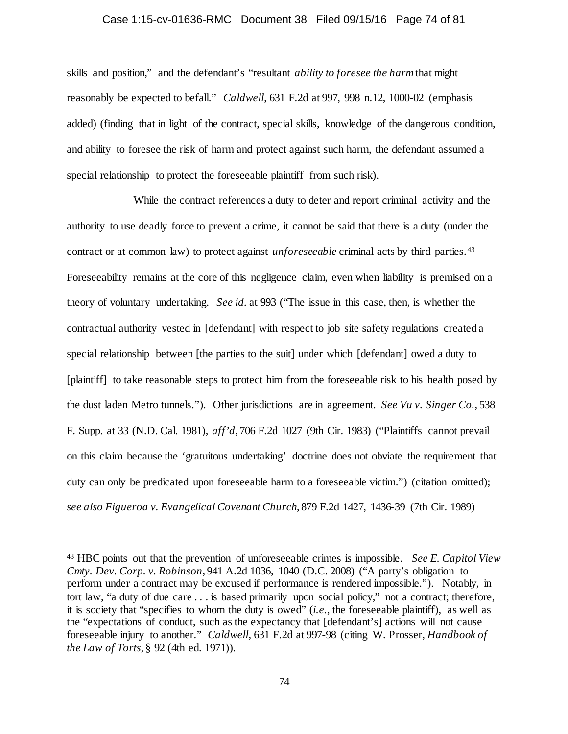skills and position," and the defendant's "resultant *ability to foresee the harm* that might reasonably be expected to befall." *Caldwell*, 631 F.2d at 997, 998 n.12, 1000-02 (emphasis added) (finding that in light of the contract, special skills, knowledge of the dangerous condition, and ability to foresee the risk of harm and protect against such harm, the defendant assumed a special relationship to protect the foreseeable plaintiff from such risk).

While the contract references a duty to deter and report criminal activity and the authority to use deadly force to prevent a crime, it cannot be said that there is a duty (under the contract or at common law) to protect against *unforeseeable* criminal acts by third parties.[43] Foreseeability remains at the core of this negligence claim, even when liability is premised on a theory of voluntary undertaking. *See id.* at 993 ("The issue in this case, then, is whether the contractual authority vested in [defendant] with respect to job site safety regulations created a special relationship between [the parties to the suit] under which [defendant] owed a duty to [plaintiff] to take reasonable steps to protect him from the foreseeable risk to his health posed by the dust laden Metro tunnels."). Other jurisdictions are in agreement. *See Vu v. Singer Co.*, 538 F. Supp. at 33 (N.D. Cal. 1981), *aff'd*, 706 F.2d 1027 (9th Cir. 1983) ("Plaintiffs cannot prevail on this claim because the 'gratuitous undertaking' doctrine does not obviate the requirement that duty can only be predicated upon foreseeable harm to a foreseeable victim.") (citation omitted); *see also Figueroa v. Evangelical Covenant Church*, 879 F.2d 1427, 1436-39 (7th Cir. 1989)

---

[43] HBC points out that the prevention of unforeseeable crimes is impossible. *See E. Capitol View Cmty. Dev. Corp. v. Robinson*, 941 A.2d 1036, 1040 (D.C. 2008) ("A party's obligation to perform under a contract may be excused if performance is rendered impossible."). Notably, in tort law, "a duty of due care . . . is based primarily upon social policy," not a contract; therefore, it is society that "specifies to whom the duty is owed" (*i.e.*, the foreseeable plaintiff), as well as the "expectations of conduct, such as the expectancy that [defendant's] actions will not cause foreseeable injury to another." *Caldwell*, 631 F.2d at 997-98 (citing W. Prosser, *Handbook of the Law of Torts*, § 92 (4th ed. 1971)).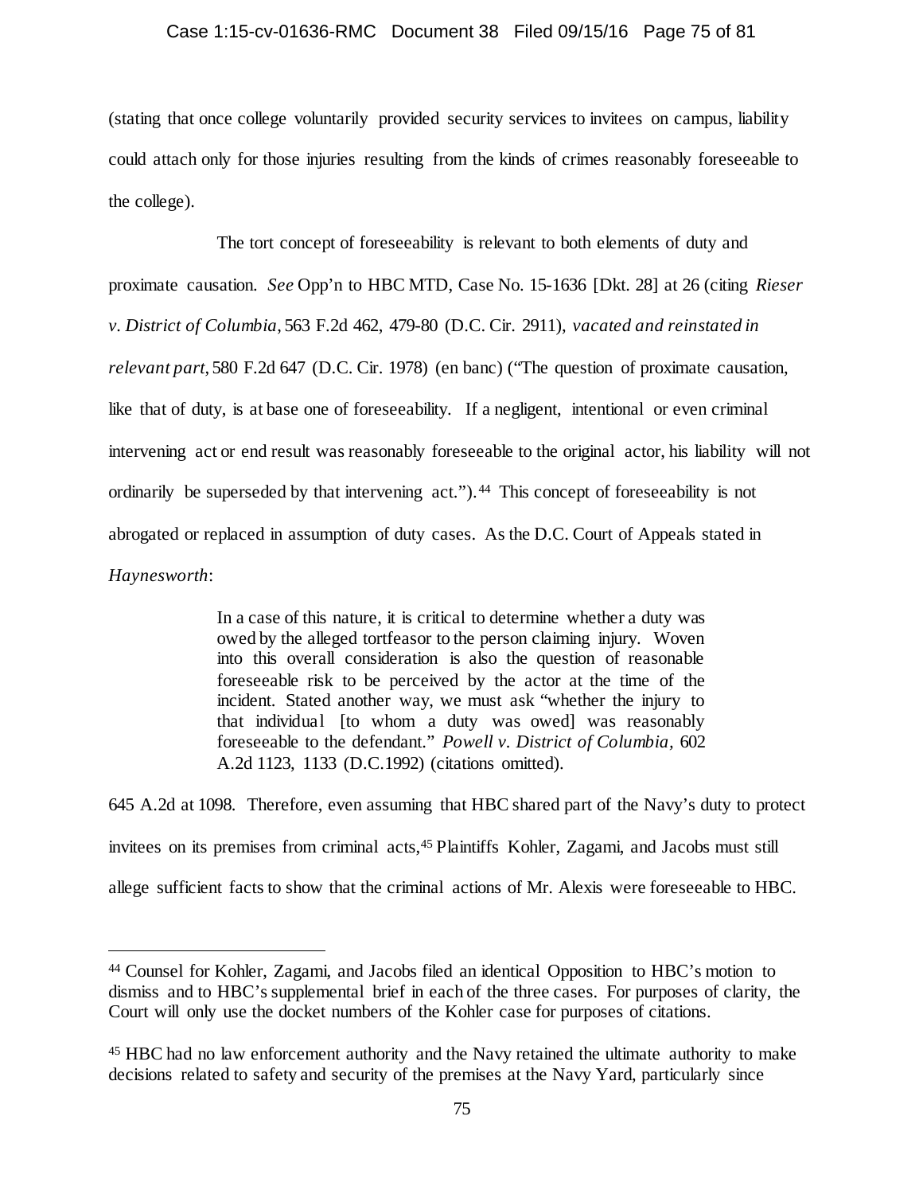(stating that once college voluntarily provided security services to invitees on campus, liability could attach only for those injuries resulting from the kinds of crimes reasonably foreseeable to the college).

The tort concept of foreseeability is relevant to both elements of duty and proximate causation. *See* Opp'n to HBC MTD, Case No. 15-1636 [Dkt. 28] at 26 (citing *Rieser v. District of Columbia*, 563 F.2d 462, 479-80 (D.C. Cir. 2911), *vacated and reinstated in relevant part*, 580 F.2d 647 (D.C. Cir. 1978) (en banc) ("The question of proximate causation, like that of duty, is at base one of foreseeability. If a negligent, intentional or even criminal intervening act or end result was reasonably foreseeable to the original actor, his liability will not ordinarily be superseded by that intervening act.").[44] This concept of foreseeability is not abrogated or replaced in assumption of duty cases. As the D.C. Court of Appeals stated in *Haynesworth*:

> In a case of this nature, it is critical to determine whether a duty was owed by the alleged tortfeasor to the person claiming injury. Woven into this overall consideration is also the question of reasonable foreseeable risk to be perceived by the actor at the time of the incident. Stated another way, we must ask "whether the injury to that individual [to whom a duty was owed] was reasonably foreseeable to the defendant." *Powell v. District of Columbia*, 602 A.2d 1123, 1133 (D.C.1992) (citations omitted).

645 A.2d at 1098. Therefore, even assuming that HBC shared part of the Navy's duty to protect invitees on its premises from criminal acts,[45] Plaintiffs Kohler, Zagami, and Jacobs must still allege sufficient facts to show that the criminal actions of Mr. Alexis were foreseeable to HBC.

---

[44] Counsel for Kohler, Zagami, and Jacobs filed an identical Opposition to HBC's motion to dismiss and to HBC's supplemental brief in each of the three cases. For purposes of clarity, the Court will only use the docket numbers of the Kohler case for purposes of citations.

[45] HBC had no law enforcement authority and the Navy retained the ultimate authority to make decisions related to safety and security of the premises at the Navy Yard, particularly since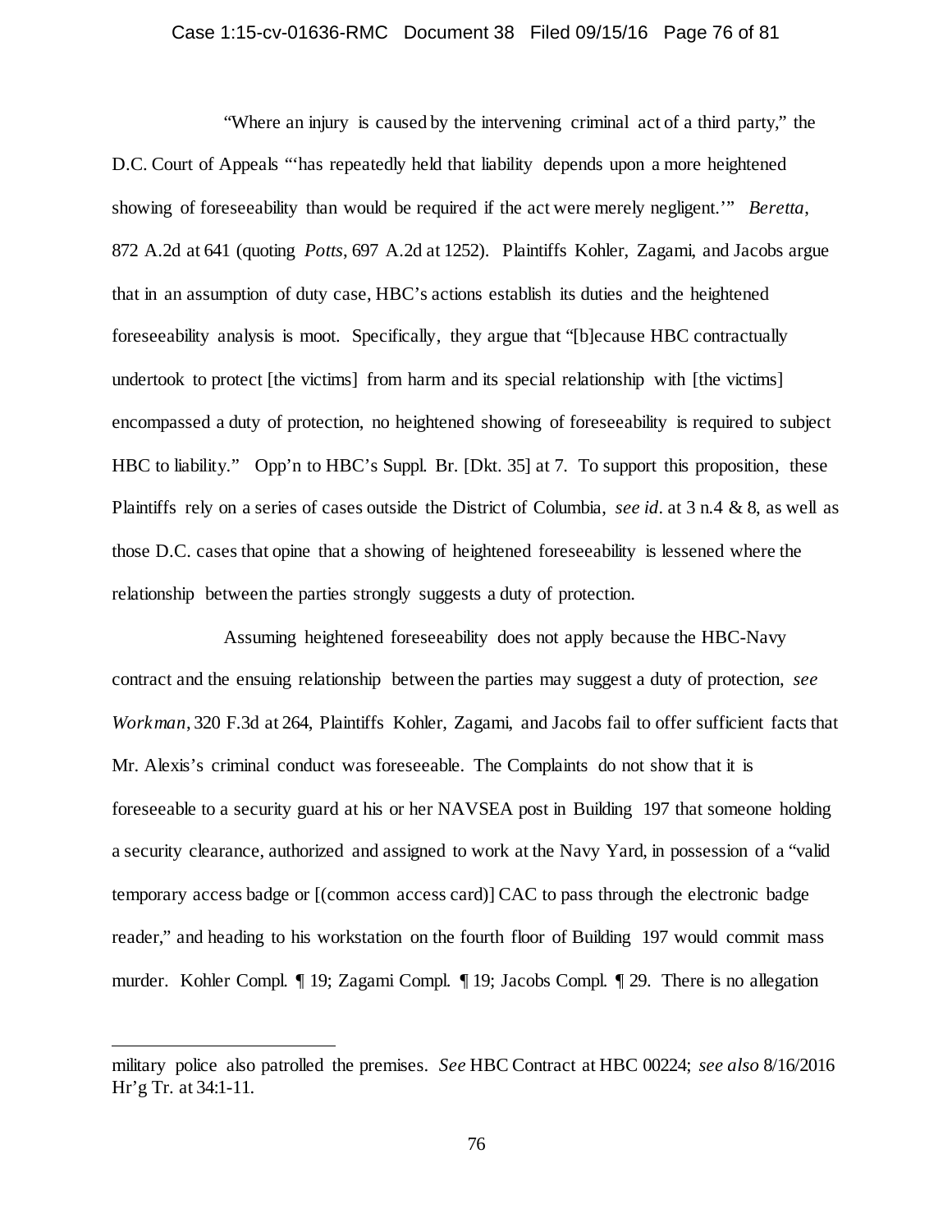"Where an injury is caused by the intervening criminal act of a third party," the D.C. Court of Appeals "'has repeatedly held that liability depends upon a more heightened showing of foreseeability than would be required if the act were merely negligent.'" *Beretta*, 872 A.2d at 641 (quoting *Potts*, 697 A.2d at 1252). Plaintiffs Kohler, Zagami, and Jacobs argue that in an assumption of duty case, HBC's actions establish its duties and the heightened foreseeability analysis is moot. Specifically, they argue that "[b]ecause HBC contractually undertook to protect [the victims] from harm and its special relationship with [the victims] encompassed a duty of protection, no heightened showing of foreseeability is required to subject HBC to liability." Opp'n to HBC's Suppl. Br. [Dkt. 35] at 7. To support this proposition, these Plaintiffs rely on a series of cases outside the District of Columbia, *see id*. at 3 n.4 & 8, as well as those D.C. cases that opine that a showing of heightened foreseeability is lessened where the relationship between the parties strongly suggests a duty of protection.

Assuming heightened foreseeability does not apply because the HBC-Navy contract and the ensuing relationship between the parties may suggest a duty of protection, *see Workman*, 320 F.3d at 264, Plaintiffs Kohler, Zagami, and Jacobs fail to offer sufficient facts that Mr. Alexis's criminal conduct was foreseeable. The Complaints do not show that it is foreseeable to a security guard at his or her NAVSEA post in Building 197 that someone holding a security clearance, authorized and assigned to work at the Navy Yard, in possession of a "valid temporary access badge or [(common access card)] CAC to pass through the electronic badge reader," and heading to his workstation on the fourth floor of Building 197 would commit mass murder. Kohler Compl. ¶ 19; Zagami Compl. ¶ 19; Jacobs Compl. ¶ 29. There is no allegation

---

military police also patrolled the premises. *See* HBC Contract at HBC 00224; *see also* 8/16/2016 Hr'g Tr. at 34:1-11.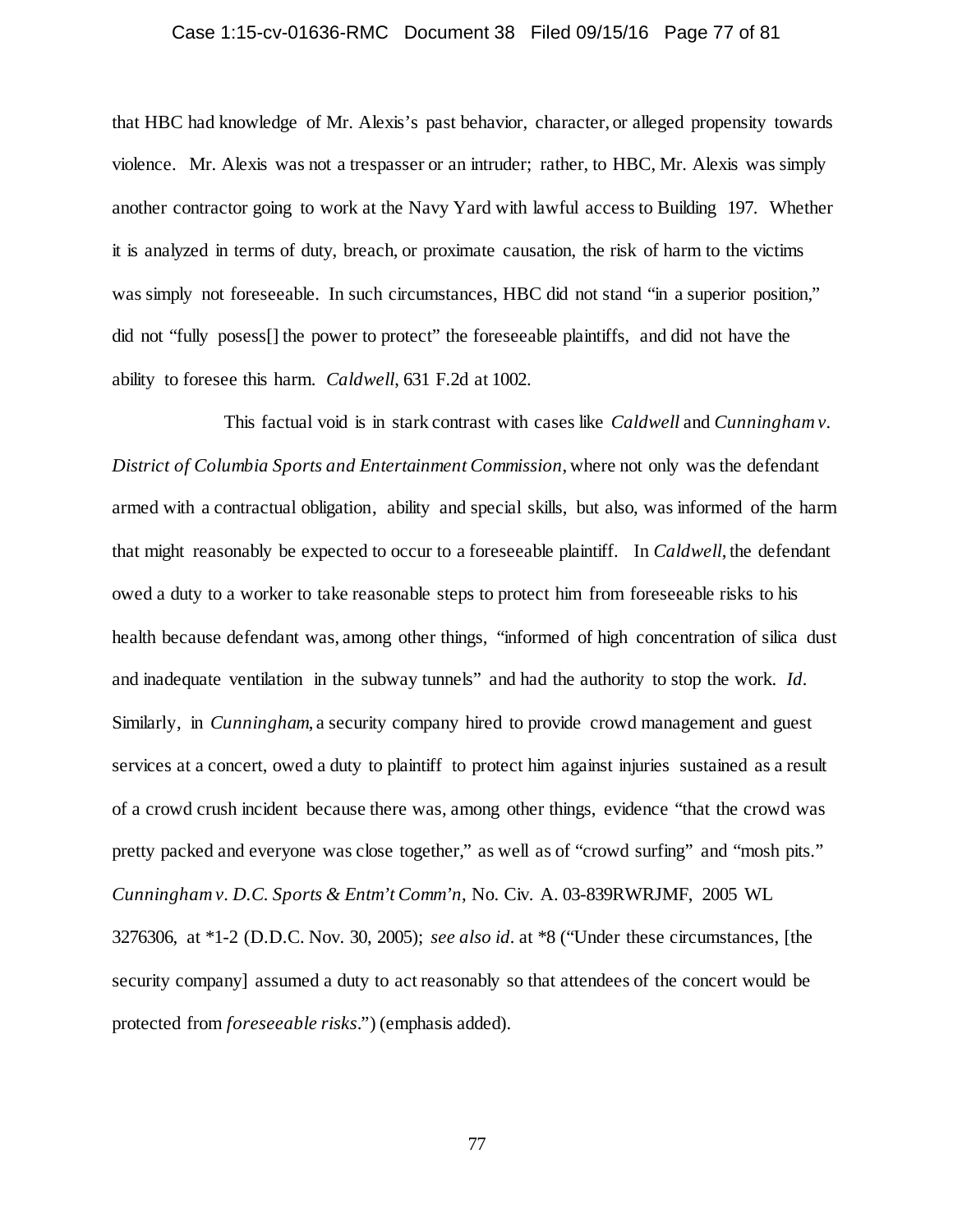that HBC had knowledge of Mr. Alexis's past behavior, character, or alleged propensity towards violence. Mr. Alexis was not a trespasser or an intruder; rather, to HBC, Mr. Alexis was simply another contractor going to work at the Navy Yard with lawful access to Building 197. Whether it is analyzed in terms of duty, breach, or proximate causation, the risk of harm to the victims was simply not foreseeable. In such circumstances, HBC did not stand "in a superior position," did not "fully posess[] the power to protect" the foreseeable plaintiffs, and did not have the ability to foresee this harm. *Caldwell*, 631 F.2d at 1002.

This factual void is in stark contrast with cases like *Caldwell* and *Cunningham v. District of Columbia Sports and Entertainment Commission*, where not only was the defendant armed with a contractual obligation, ability and special skills, but also, was informed of the harm that might reasonably be expected to occur to a foreseeable plaintiff. In *Caldwell*, the defendant owed a duty to a worker to take reasonable steps to protect him from foreseeable risks to his health because defendant was, among other things, "informed of high concentration of silica dust and inadequate ventilation in the subway tunnels" and had the authority to stop the work. *Id*. Similarly, in *Cunningham*, a security company hired to provide crowd management and guest services at a concert, owed a duty to plaintiff to protect him against injuries sustained as a result of a crowd crush incident because there was, among other things, evidence "that the crowd was pretty packed and everyone was close together," as well as of "crowd surfing" and "mosh pits." *Cunningham v. D.C. Sports & Entm't Comm'n*, No. Civ. A. 03-839RWRJMF, 2005 WL 3276306, at \*1-2 (D.D.C. Nov. 30, 2005); *see also id*. at \*8 ("Under these circumstances, [the security company] assumed a duty to act reasonably so that attendees of the concert would be protected from *foreseeable risks*.") (emphasis added).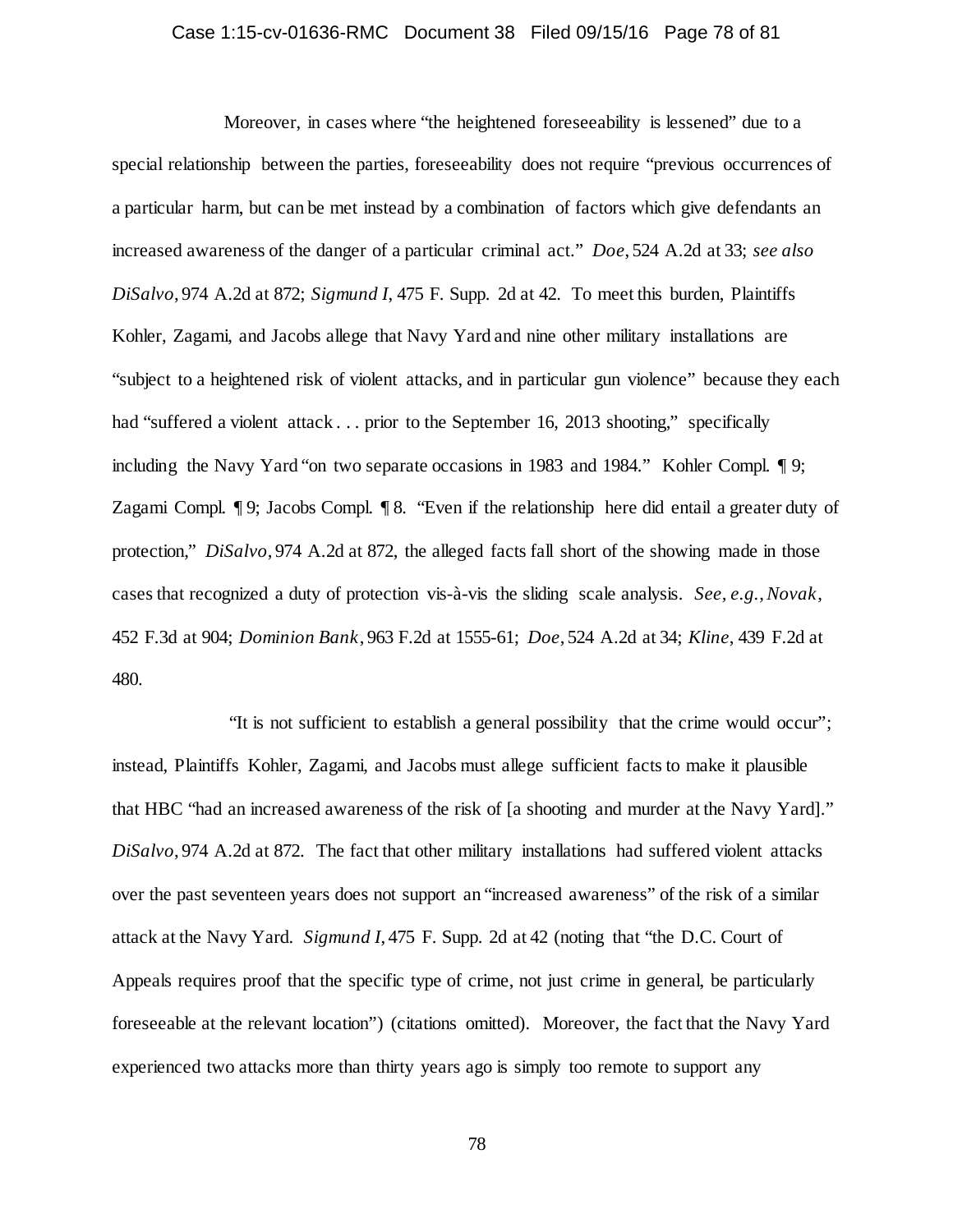Moreover, in cases where "the heightened foreseeability is lessened" due to a special relationship between the parties, foreseeability does not require "previous occurrences of a particular harm, but can be met instead by a combination of factors which give defendants an increased awareness of the danger of a particular criminal act." *Doe*, 524 A.2d at 33; *see also DiSalvo*, 974 A.2d at 872; *Sigmund I*, 475 F. Supp. 2d at 42. To meet this burden, Plaintiffs Kohler, Zagami, and Jacobs allege that Navy Yard and nine other military installations are "subject to a heightened risk of violent attacks, and in particular gun violence" because they each had "suffered a violent attack . . . prior to the September 16, 2013 shooting," specifically including the Navy Yard "on two separate occasions in 1983 and 1984." Kohler Compl. ¶ 9; Zagami Compl. ¶ 9; Jacobs Compl. ¶ 8. "Even if the relationship here did entail a greater duty of protection," *DiSalvo*, 974 A.2d at 872, the alleged facts fall short of the showing made in those cases that recognized a duty of protection vis-à-vis the sliding scale analysis. *See, e.g.*, *Novak*, 452 F.3d at 904; *Dominion Bank*, 963 F.2d at 1555-61; *Doe*, 524 A.2d at 34; *Kline*, 439 F.2d at 480.

"It is not sufficient to establish a general possibility that the crime would occur"; instead, Plaintiffs Kohler, Zagami, and Jacobs must allege sufficient facts to make it plausible that HBC "had an increased awareness of the risk of [a shooting and murder at the Navy Yard]." *DiSalvo*, 974 A.2d at 872. The fact that other military installations had suffered violent attacks over the past seventeen years does not support an "increased awareness" of the risk of a similar attack at the Navy Yard. *Sigmund I*, 475 F. Supp. 2d at 42 (noting that "the D.C. Court of Appeals requires proof that the specific type of crime, not just crime in general, be particularly foreseeable at the relevant location") (citations omitted). Moreover, the fact that the Navy Yard experienced two attacks more than thirty years ago is simply too remote to support any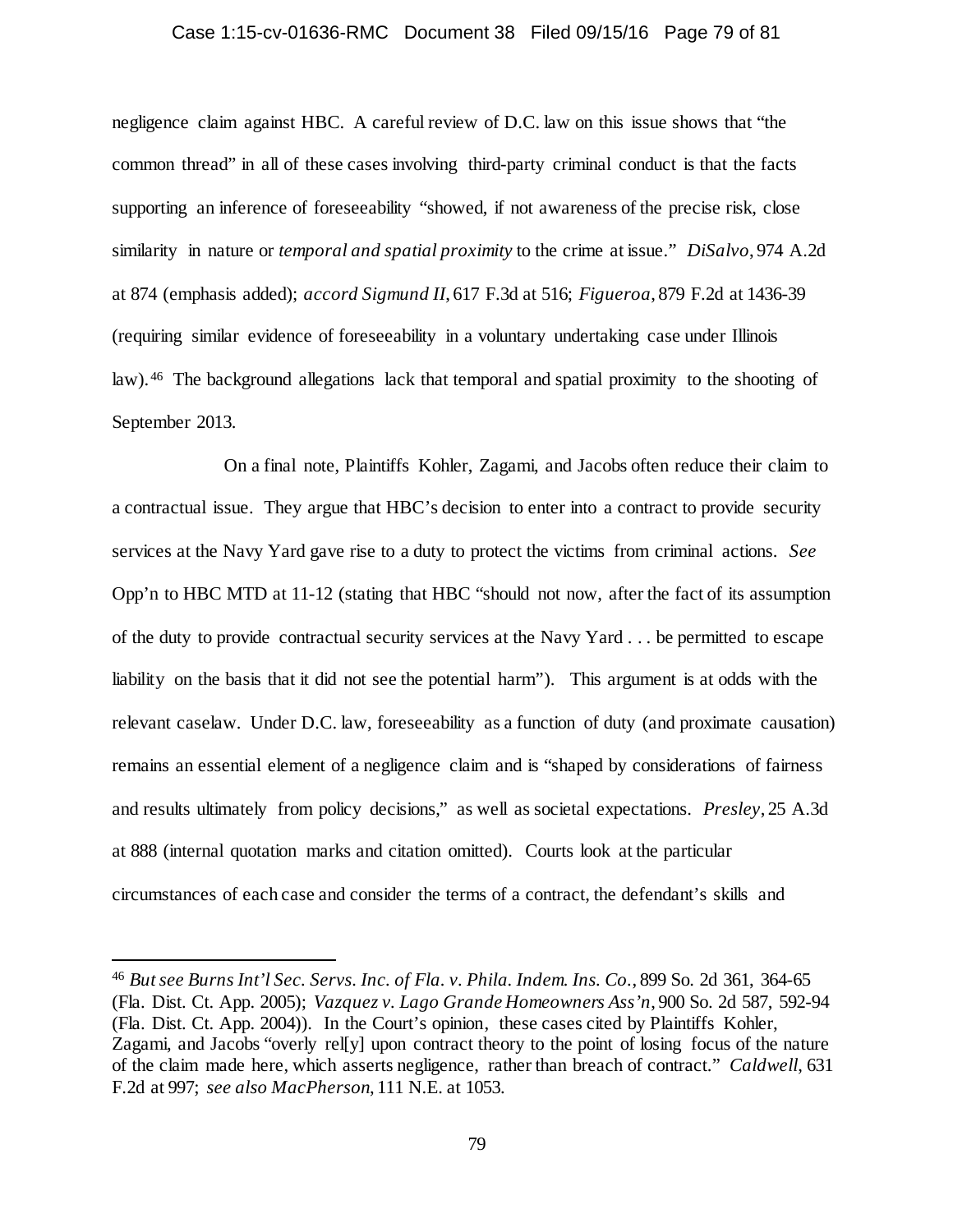negligence claim against HBC. A careful review of D.C. law on this issue shows that "the common thread" in all of these cases involving third-party criminal conduct is that the facts supporting an inference of foreseeability "showed, if not awareness of the precise risk, close similarity in nature or *temporal and spatial proximity* to the crime at issue." *DiSalvo*, 974 A.2d at 874 (emphasis added); *accord Sigmund II*, 617 F.3d at 516; *Figueroa*, 879 F.2d at 1436-39 (requiring similar evidence of foreseeability in a voluntary undertaking case under Illinois law).[46] The background allegations lack that temporal and spatial proximity to the shooting of September 2013.

On a final note, Plaintiffs Kohler, Zagami, and Jacobs often reduce their claim to a contractual issue. They argue that HBC's decision to enter into a contract to provide security services at the Navy Yard gave rise to a duty to protect the victims from criminal actions. *See* Opp'n to HBC MTD at 11-12 (stating that HBC "should not now, after the fact of its assumption of the duty to provide contractual security services at the Navy Yard . . . be permitted to escape liability on the basis that it did not see the potential harm"). This argument is at odds with the relevant caselaw. Under D.C. law, foreseeability as a function of duty (and proximate causation) remains an essential element of a negligence claim and is "shaped by considerations of fairness and results ultimately from policy decisions," as well as societal expectations. *Presley*, 25 A.3d at 888 (internal quotation marks and citation omitted). Courts look at the particular circumstances of each case and consider the terms of a contract, the defendant's skills and

---

[46] *But see Burns Int'l Sec. Servs. Inc. of Fla. v. Phila. Indem. Ins. Co.*, 899 So. 2d 361, 364-65 (Fla. Dist. Ct. App. 2005); *Vazquez v. Lago Grande Homeowners Ass'n*, 900 So. 2d 587, 592-94 (Fla. Dist. Ct. App. 2004)). In the Court's opinion, these cases cited by Plaintiffs Kohler, Zagami, and Jacobs "overly rel[y] upon contract theory to the point of losing focus of the nature of the claim made here, which asserts negligence, rather than breach of contract." *Caldwell*, 631 F.2d at 997; *see also MacPherson*, 111 N.E. at 1053.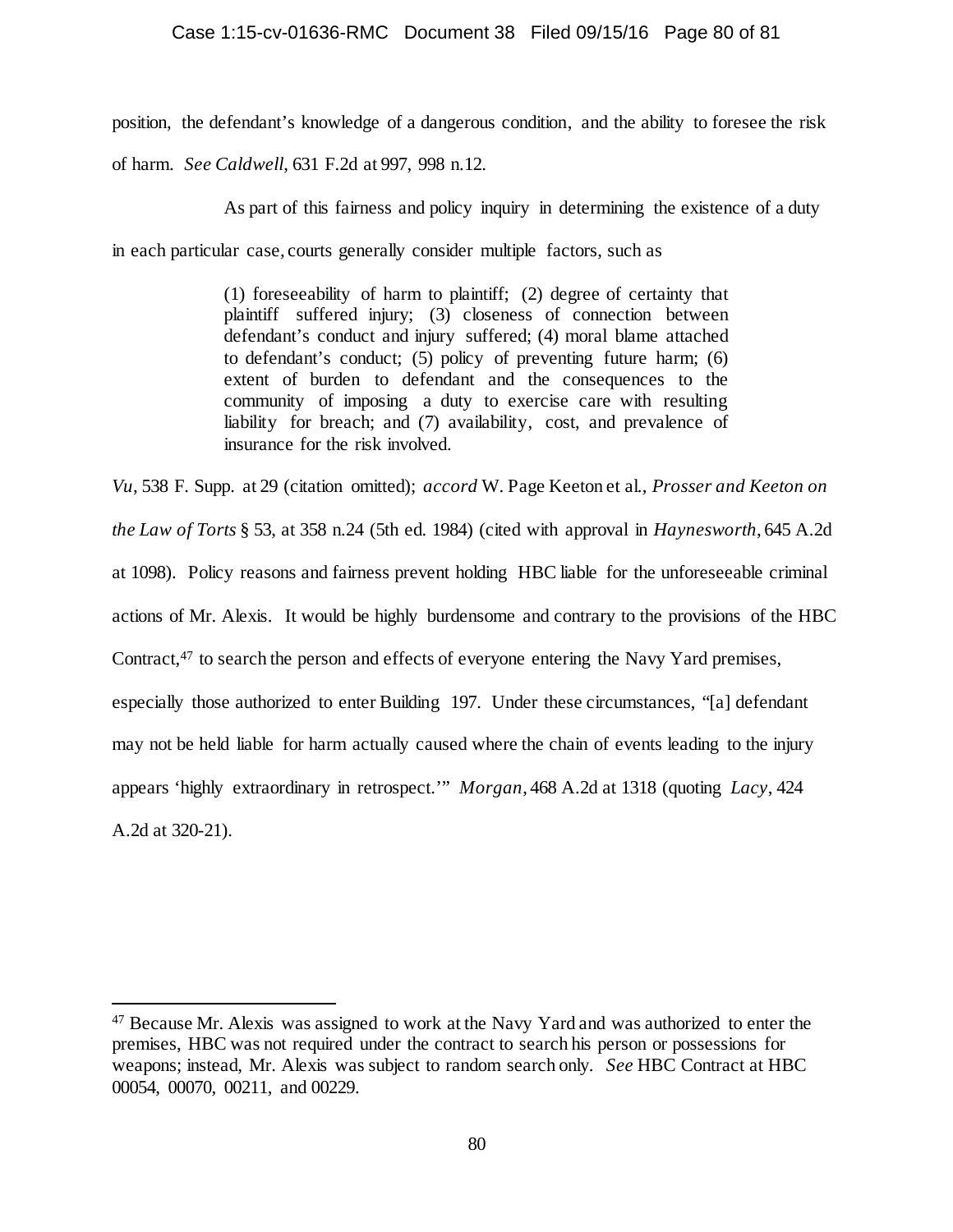position, the defendant's knowledge of a dangerous condition, and the ability to foresee the risk of harm. *See Caldwell*, 631 F.2d at 997, 998 n.12.

As part of this fairness and policy inquiry in determining the existence of a duty in each particular case, courts generally consider multiple factors, such as

> (1) foreseeability of harm to plaintiff; (2) degree of certainty that plaintiff suffered injury; (3) closeness of connection between defendant's conduct and injury suffered; (4) moral blame attached to defendant's conduct; (5) policy of preventing future harm; (6) extent of burden to defendant and the consequences to the community of imposing a duty to exercise care with resulting liability for breach; and (7) availability, cost, and prevalence of insurance for the risk involved.

*Vu*, 538 F. Supp. at 29 (citation omitted); *accord* W. Page Keeton et al., *Prosser and Keeton on the Law of Torts* § 53, at 358 n.24 (5th ed. 1984) (cited with approval in *Haynesworth*, 645 A.2d at 1098). Policy reasons and fairness prevent holding HBC liable for the unforeseeable criminal actions of Mr. Alexis. It would be highly burdensome and contrary to the provisions of the HBC Contract,[47] to search the person and effects of everyone entering the Navy Yard premises, especially those authorized to enter Building 197. Under these circumstances, "[a] defendant may not be held liable for harm actually caused where the chain of events leading to the injury appears 'highly extraordinary in retrospect.'" *Morgan*, 468 A.2d at 1318 (quoting *Lacy*, 424 A.2d at 320-21).

---

[47] Because Mr. Alexis was assigned to work at the Navy Yard and was authorized to enter the premises, HBC was not required under the contract to search his person or possessions for weapons; instead, Mr. Alexis was subject to random search only. *See* HBC Contract at HBC 00054, 00070, 00211, and 00229.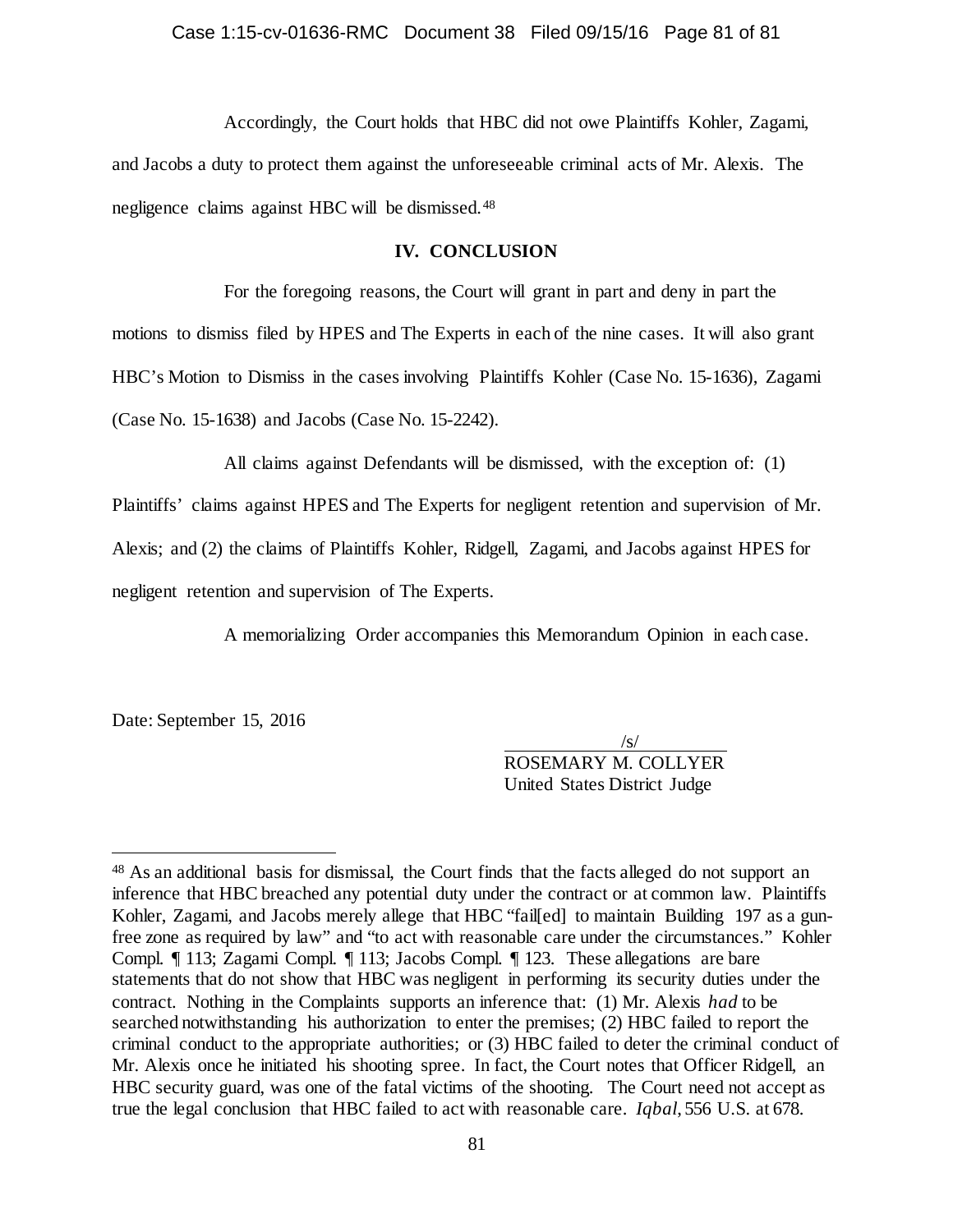Accordingly, the Court holds that HBC did not owe Plaintiffs Kohler, Zagami, and Jacobs a duty to protect them against the unforeseeable criminal acts of Mr. Alexis. The negligence claims against HBC will be dismissed.[48]

## IV. CONCLUSION

For the foregoing reasons, the Court will grant in part and deny in part the motions to dismiss filed by HPES and The Experts in each of the nine cases. It will also grant HBC's Motion to Dismiss in the cases involving Plaintiffs Kohler (Case No. 15-1636), Zagami (Case No. 15-1638) and Jacobs (Case No. 15-2242).

All claims against Defendants will be dismissed, with the exception of: (1) Plaintiffs' claims against HPES and The Experts for negligent retention and supervision of Mr. Alexis; and (2) the claims of Plaintiffs Kohler, Ridgell, Zagami, and Jacobs against HPES for negligent retention and supervision of The Experts.

A memorializing Order accompanies this Memorandum Opinion in each case.

Date: September 15, 2016

/s/
ROSEMARY M. COLLYER
United States District Judge

---

[48] As an additional basis for dismissal, the Court finds that the facts alleged do not support an inference that HBC breached any potential duty under the contract or at common law. Plaintiffs Kohler, Zagami, and Jacobs merely allege that HBC "fail[ed] to maintain Building 197 as a gun-free zone as required by law" and "to act with reasonable care under the circumstances." Kohler Compl. ¶ 113; Zagami Compl. ¶ 113; Jacobs Compl. ¶ 123. These allegations are bare statements that do not show that HBC was negligent in performing its security duties under the contract. Nothing in the Complaints supports an inference that: (1) Mr. Alexis *had* to be searched notwithstanding his authorization to enter the premises; (2) HBC failed to report the criminal conduct to the appropriate authorities; or (3) HBC failed to deter the criminal conduct of Mr. Alexis once he initiated his shooting spree. In fact, the Court notes that Officer Ridgell, an HBC security guard, was one of the fatal victims of the shooting. The Court need not accept as true the legal conclusion that HBC failed to act with reasonable care. *Iqbal*, 556 U.S. at 678.